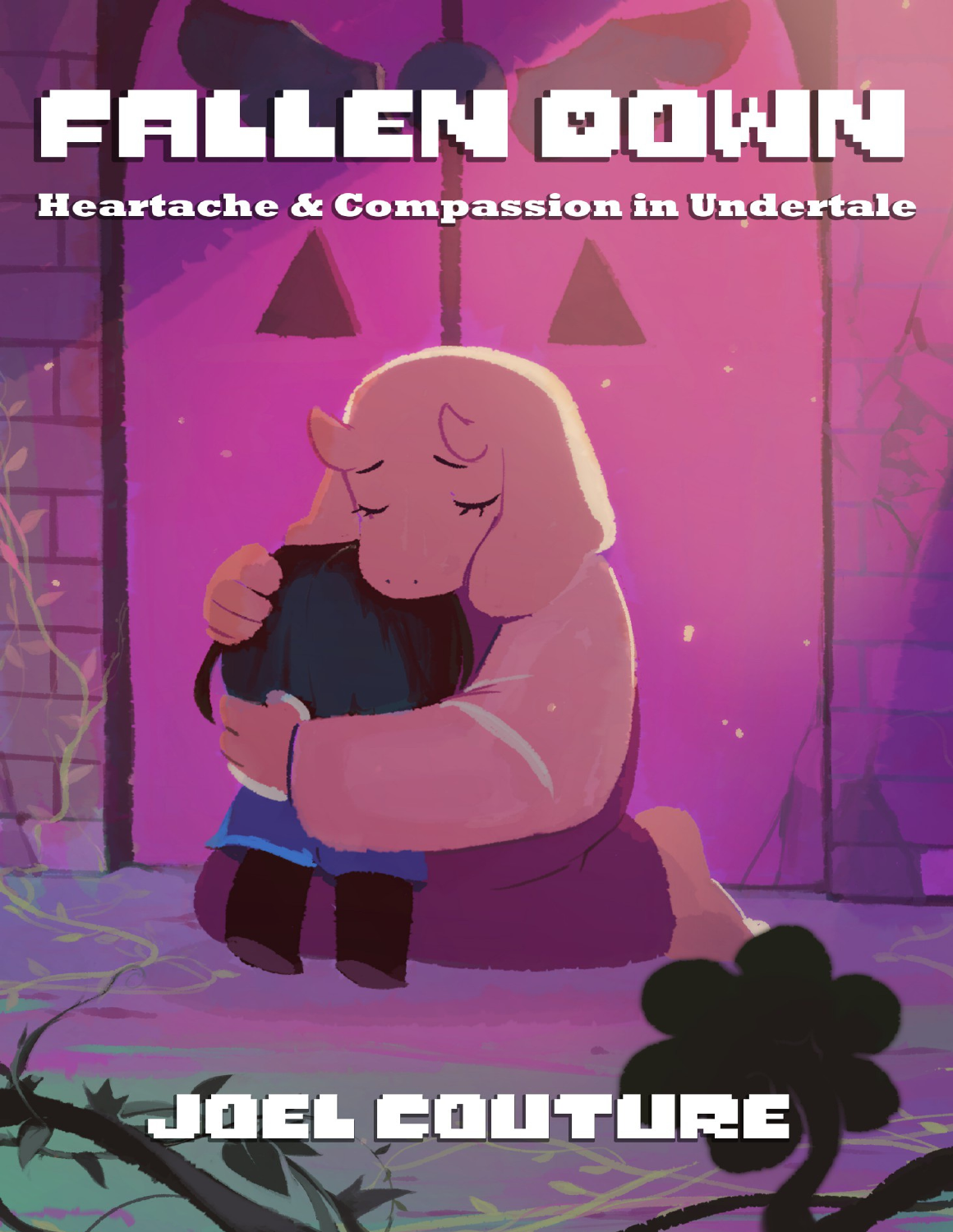# FALLEN DOWN

## Heartache & Compassion in Undertale

JOEL COUTURE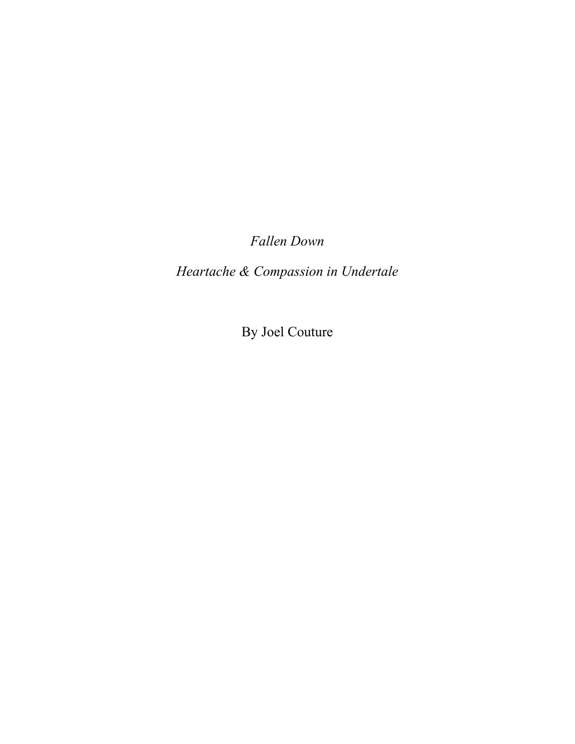*Fallen Down*

*Heartache & Compassion in Undertale*

By Joel Couture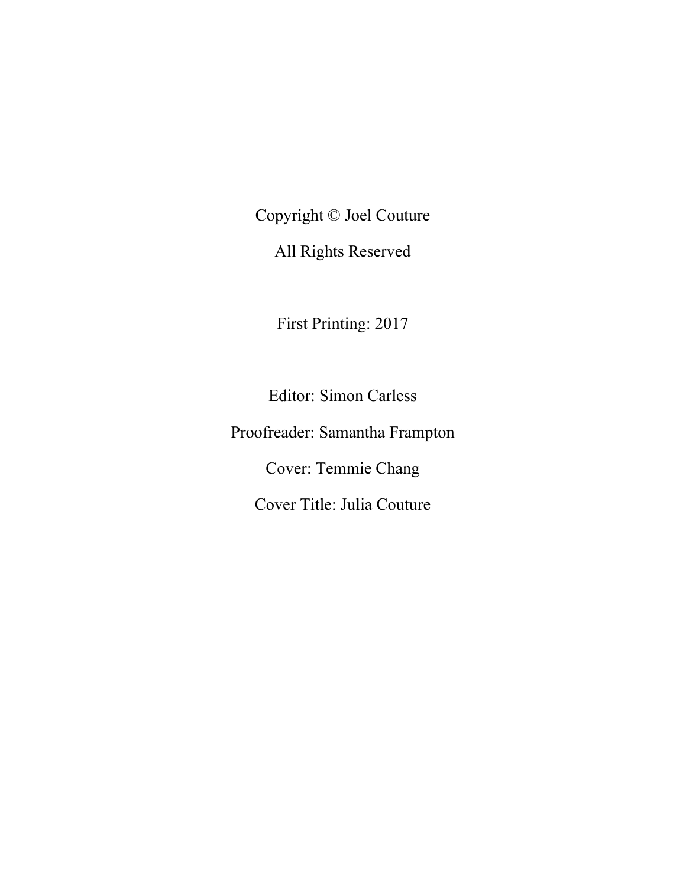Copyright © Joel Couture

All Rights Reserved

First Printing: 2017

Editor: Simon Carless

Proofreader: Samantha Frampton

Cover: Temmie Chang

Cover Title: Julia Couture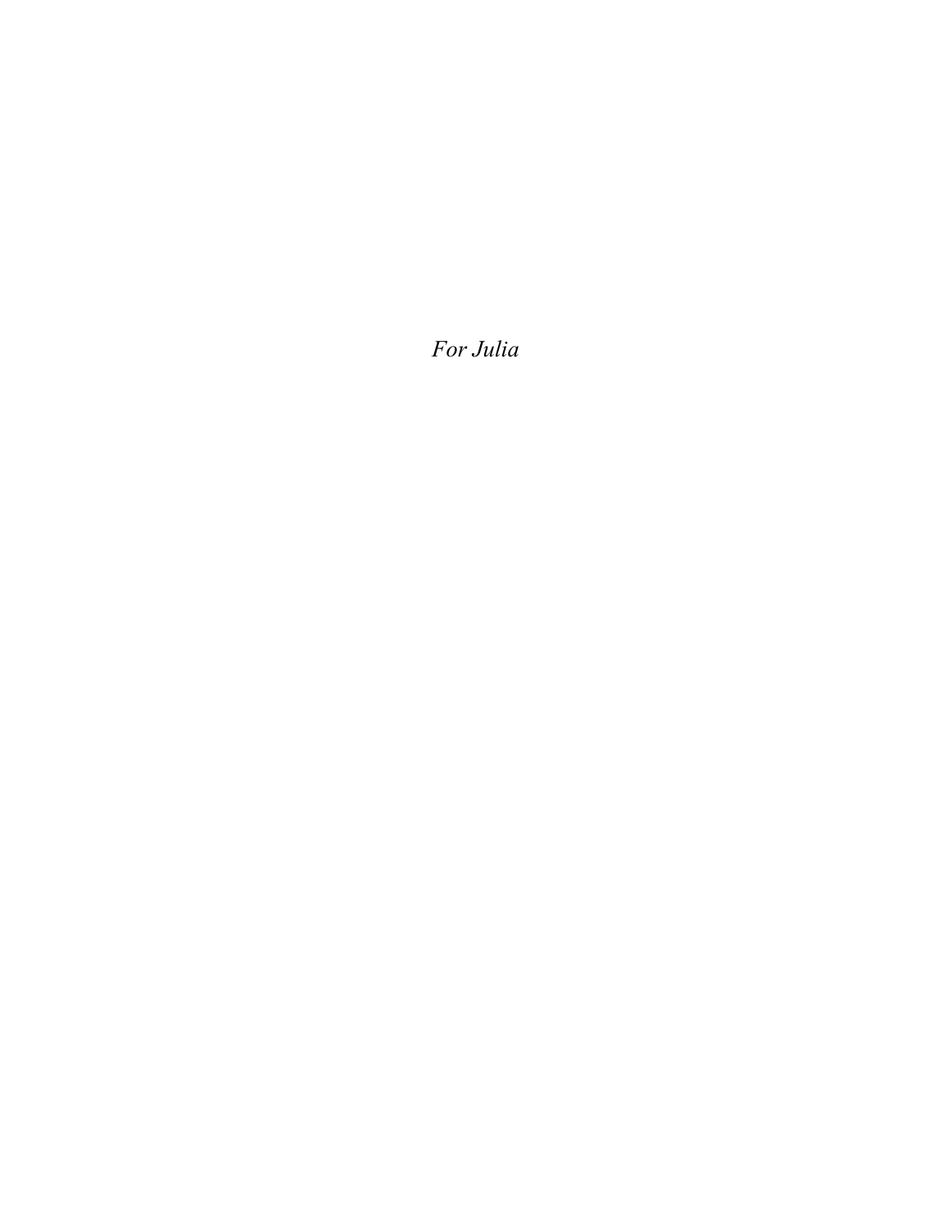*For Julia*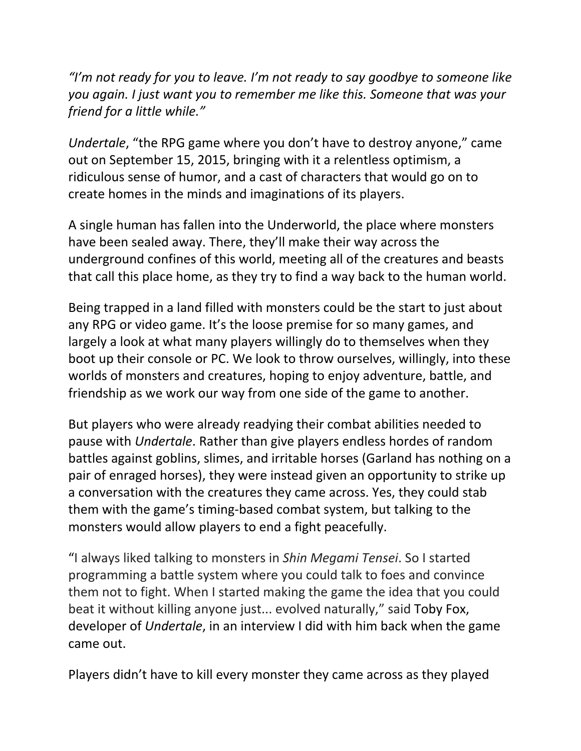*"I'm not ready for you to leave. I'm not ready to say goodbye to someone like you again. I just want you to remember me like this. Someone that was your friend for a little while."*

*Undertale*, "the RPG game where you don't have to destroy anyone," came out on September 15, 2015, bringing with it a relentless optimism, a ridiculous sense of humor, and a cast of characters that would go on to create homes in the minds and imaginations of its players.

A single human has fallen into the Underworld, the place where monsters have been sealed away. There, they'll make their way across the underground confines of this world, meeting all of the creatures and beasts that call this place home, as they try to find a way back to the human world.

Being trapped in a land filled with monsters could be the start to just about any RPG or video game. It's the loose premise for so many games, and largely a look at what many players willingly do to themselves when they boot up their console or PC. We look to throw ourselves, willingly, into these worlds of monsters and creatures, hoping to enjoy adventure, battle, and friendship as we work our way from one side of the game to another.

But players who were already readying their combat abilities needed to pause with *Undertale*. Rather than give players endless hordes of random battles against goblins, slimes, and irritable horses (Garland has nothing on a pair of enraged horses), they were instead given an opportunity to strike up a conversation with the creatures they came across. Yes, they could stab them with the game's timing-based combat system, but talking to the monsters would allow players to end a fight peacefully.

"I always liked talking to monsters in *Shin Megami Tensei*. So I started programming a battle system where you could talk to foes and convince them not to fight. When I started making the game the idea that you could beat it without killing anyone just... evolved naturally," said Toby Fox, developer of *Undertale*, in an interview I did with him back when the game came out.

Players didn't have to kill every monster they came across as they played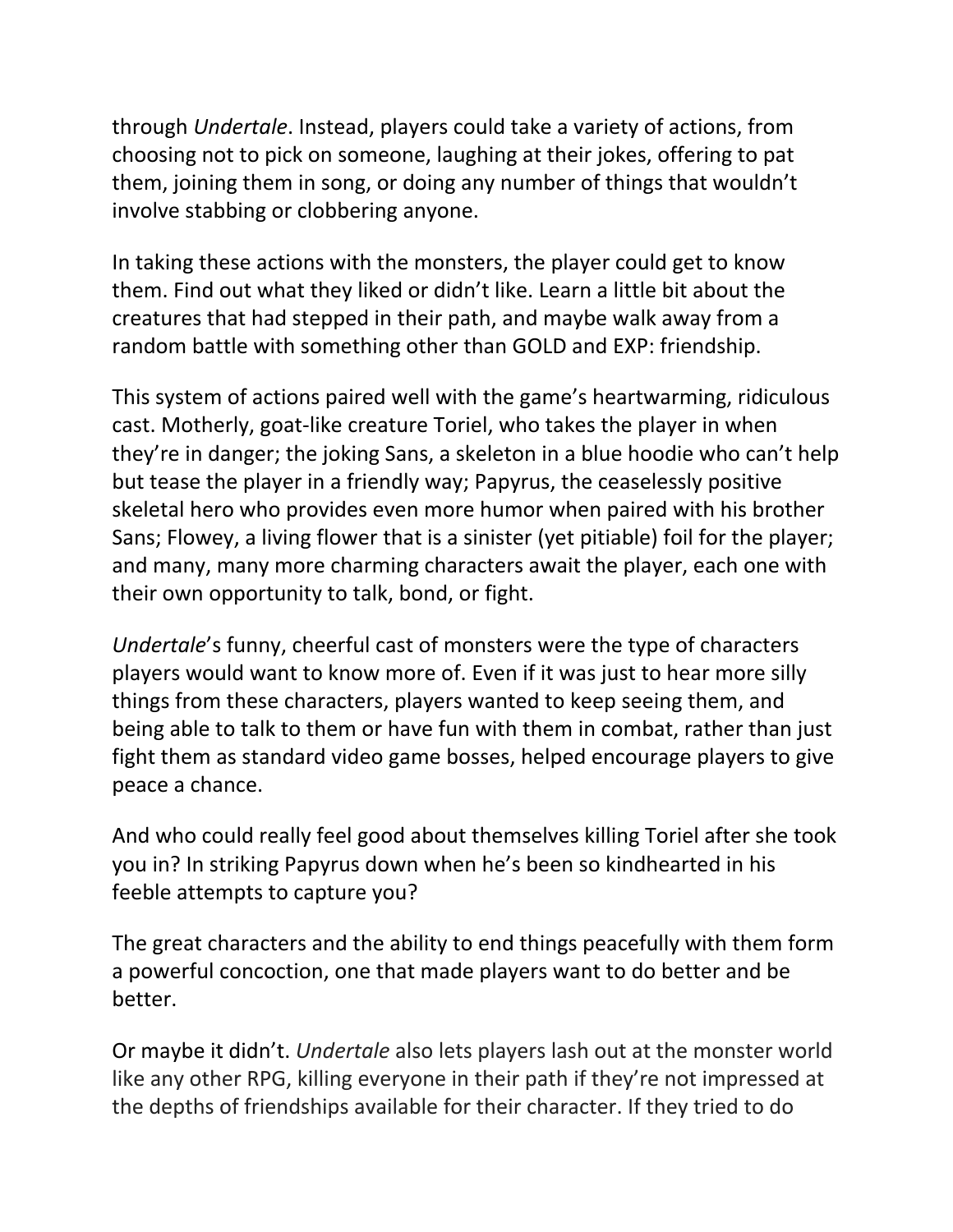through *Undertale*. Instead, players could take a variety of actions, from choosing not to pick on someone, laughing at their jokes, offering to pat them, joining them in song, or doing any number of things that wouldn't involve stabbing or clobbering anyone.

In taking these actions with the monsters, the player could get to know them. Find out what they liked or didn't like. Learn a little bit about the creatures that had stepped in their path, and maybe walk away from a random battle with something other than GOLD and EXP: friendship.

This system of actions paired well with the game's heartwarming, ridiculous cast. Motherly, goat-like creature Toriel, who takes the player in when they're in danger; the joking Sans, a skeleton in a blue hoodie who can't help but tease the player in a friendly way; Papyrus, the ceaselessly positive skeletal hero who provides even more humor when paired with his brother Sans; Flowey, a living flower that is a sinister (yet pitiable) foil for the player; and many, many more charming characters await the player, each one with their own opportunity to talk, bond, or fight.

*Undertale*'s funny, cheerful cast of monsters were the type of characters players would want to know more of. Even if it was just to hear more silly things from these characters, players wanted to keep seeing them, and being able to talk to them or have fun with them in combat, rather than just fight them as standard video game bosses, helped encourage players to give peace a chance.

And who could really feel good about themselves killing Toriel after she took you in? In striking Papyrus down when he's been so kindhearted in his feeble attempts to capture you?

The great characters and the ability to end things peacefully with them form a powerful concoction, one that made players want to do better and be better.

Or maybe it didn't. *Undertale* also lets players lash out at the monster world like any other RPG, killing everyone in their path if they're not impressed at the depths of friendships available for their character. If they tried to do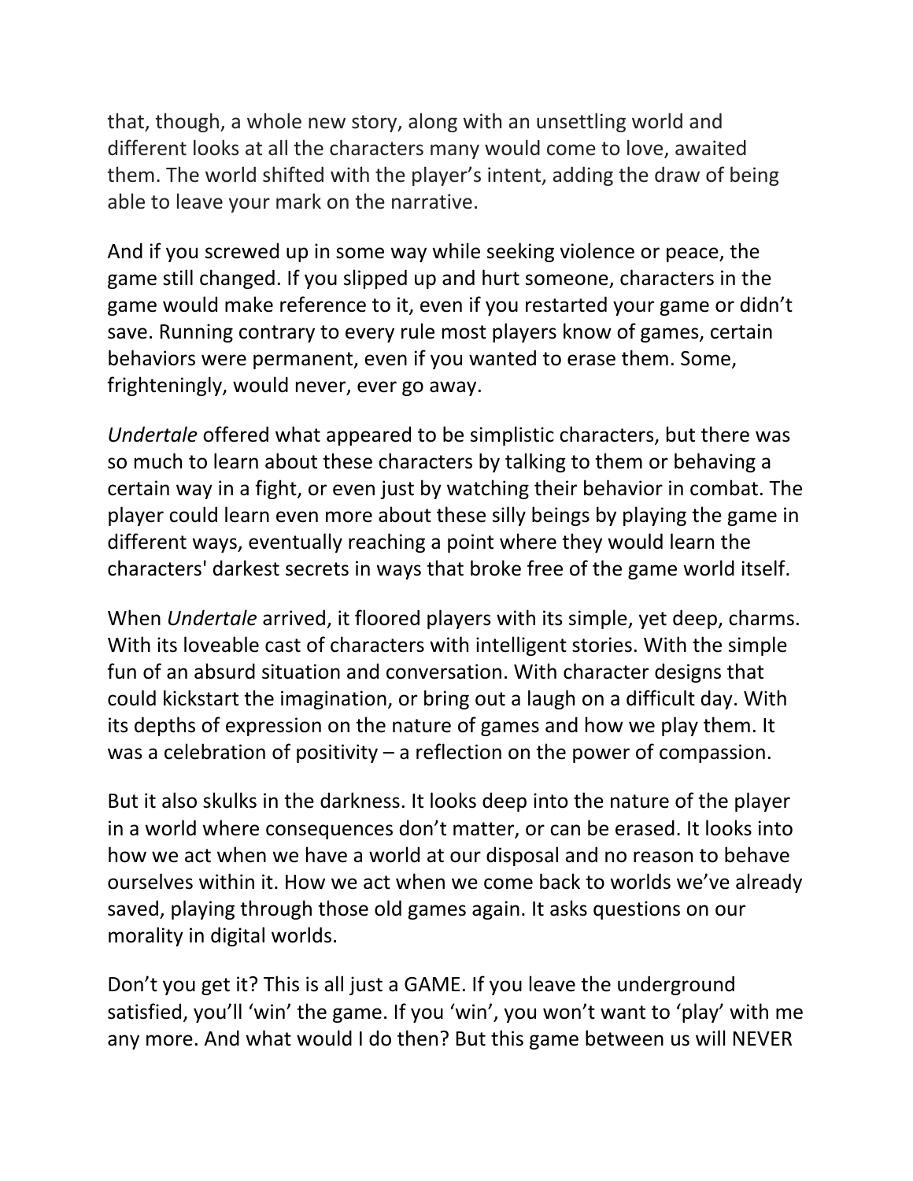that, though, a whole new story, along with an unsettling world and different looks at all the characters many would come to love, awaited them. The world shifted with the player's intent, adding the draw of being able to leave your mark on the narrative.

And if you screwed up in some way while seeking violence or peace, the game still changed. If you slipped up and hurt someone, characters in the game would make reference to it, even if you restarted your game or didn't save. Running contrary to every rule most players know of games, certain behaviors were permanent, even if you wanted to erase them. Some, frighteningly, would never, ever go away.

*Undertale* offered what appeared to be simplistic characters, but there was so much to learn about these characters by talking to them or behaving a certain way in a fight, or even just by watching their behavior in combat. The player could learn even more about these silly beings by playing the game in different ways, eventually reaching a point where they would learn the characters' darkest secrets in ways that broke free of the game world itself.

When *Undertale* arrived, it floored players with its simple, yet deep, charms. With its loveable cast of characters with intelligent stories. With the simple fun of an absurd situation and conversation. With character designs that could kickstart the imagination, or bring out a laugh on a difficult day. With its depths of expression on the nature of games and how we play them. It was a celebration of positivity – a reflection on the power of compassion.

But it also skulks in the darkness. It looks deep into the nature of the player in a world where consequences don't matter, or can be erased. It looks into how we act when we have a world at our disposal and no reason to behave ourselves within it. How we act when we come back to worlds we've already saved, playing through those old games again. It asks questions on our morality in digital worlds.

Don't you get it? This is all just a GAME. If you leave the underground satisfied, you'll 'win' the game. If you 'win', you won't want to 'play' with me any more. And what would I do then? But this game between us will NEVER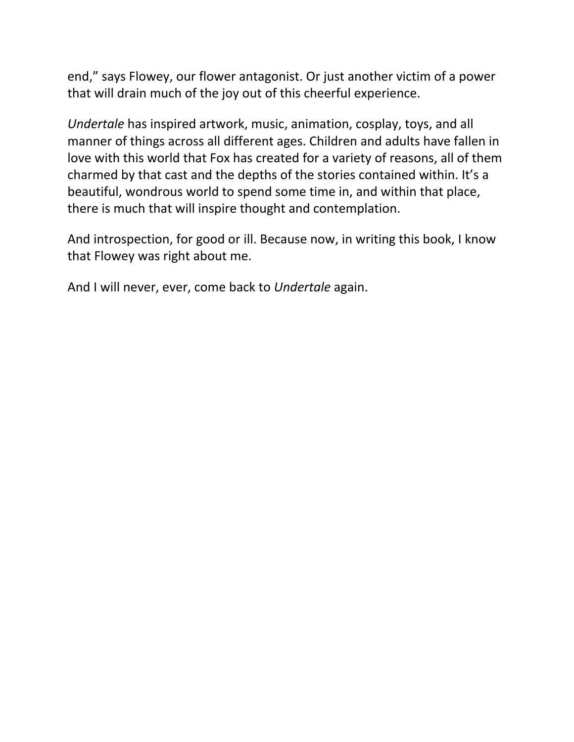end," says Flowey, our flower antagonist. Or just another victim of a power that will drain much of the joy out of this cheerful experience.

*Undertale* has inspired artwork, music, animation, cosplay, toys, and all manner of things across all different ages. Children and adults have fallen in love with this world that Fox has created for a variety of reasons, all of them charmed by that cast and the depths of the stories contained within. It's a beautiful, wondrous world to spend some time in, and within that place, there is much that will inspire thought and contemplation.

And introspection, for good or ill. Because now, in writing this book, I know that Flowey was right about me.

And I will never, ever, come back to *Undertale* again.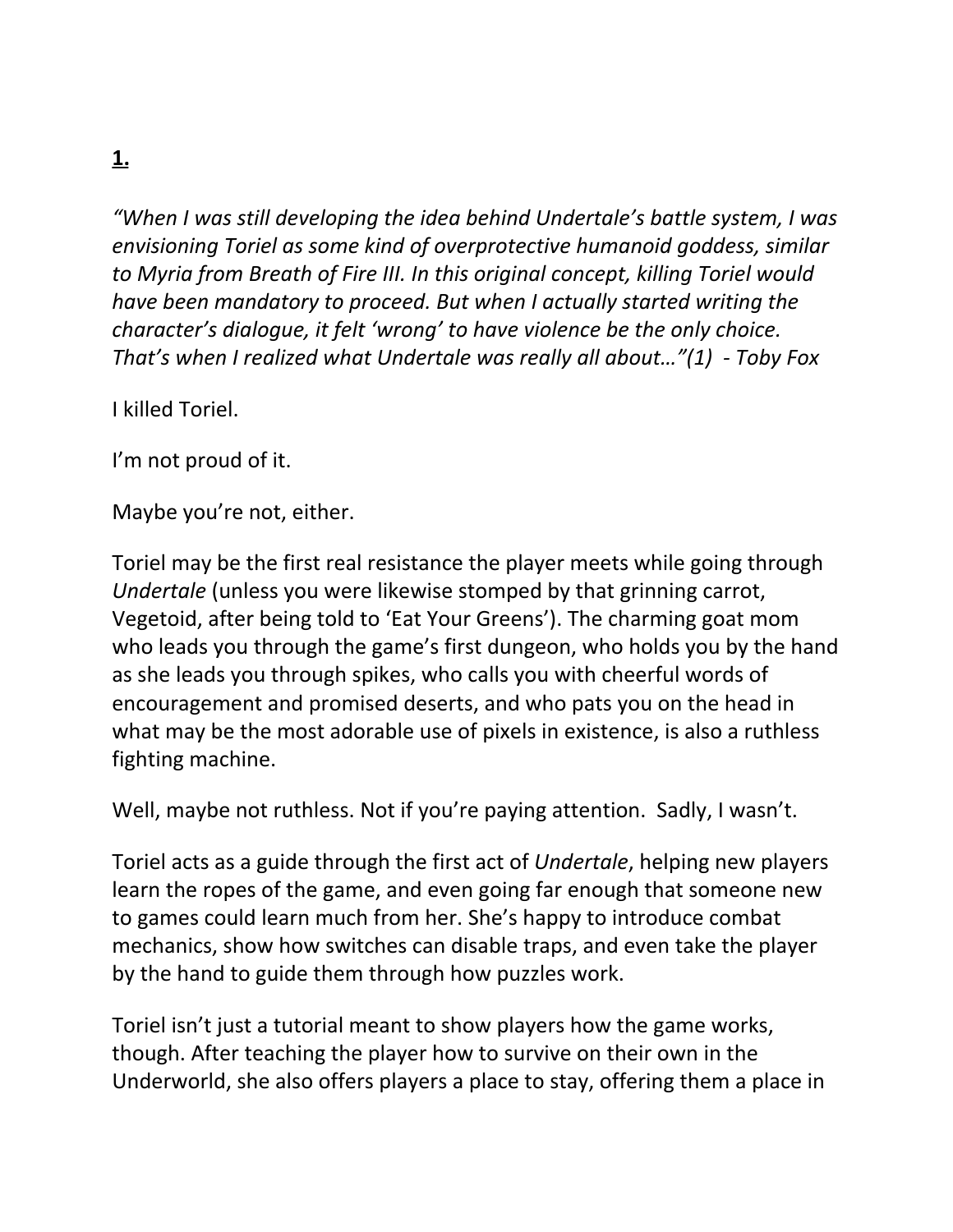## **1.**

*"When I was still developing the idea behind Undertale's battle system, I was envisioning Toriel as some kind of overprotective humanoid goddess, similar to Myria from Breath of Fire III. In this original concept, killing Toriel would have been mandatory to proceed. But when I actually started writing the character's dialogue, it felt 'wrong' to have violence be the only choice. That's when I realized what Undertale was really all about…"(1)  - Toby Fox*

I killed Toriel.

I'm not proud of it.

Maybe you're not, either.

Toriel may be the first real resistance the player meets while going through *Undertale* (unless you were likewise stomped by that grinning carrot, Vegetoid, after being told to 'Eat Your Greens'). The charming goat mom who leads you through the game's first dungeon, who holds you by the hand as she leads you through spikes, who calls you with cheerful words of encouragement and promised deserts, and who pats you on the head in what may be the most adorable use of pixels in existence, is also a ruthless fighting machine.

Well, maybe not ruthless. Not if you're paying attention.  Sadly, I wasn't.

Toriel acts as a guide through the first act of *Undertale*, helping new players learn the ropes of the game, and even going far enough that someone new to games could learn much from her. She's happy to introduce combat mechanics, show how switches can disable traps, and even take the player by the hand to guide them through how puzzles work.

Toriel isn't just a tutorial meant to show players how the game works, though. After teaching the player how to survive on their own in the Underworld, she also offers players a place to stay, offering them a place in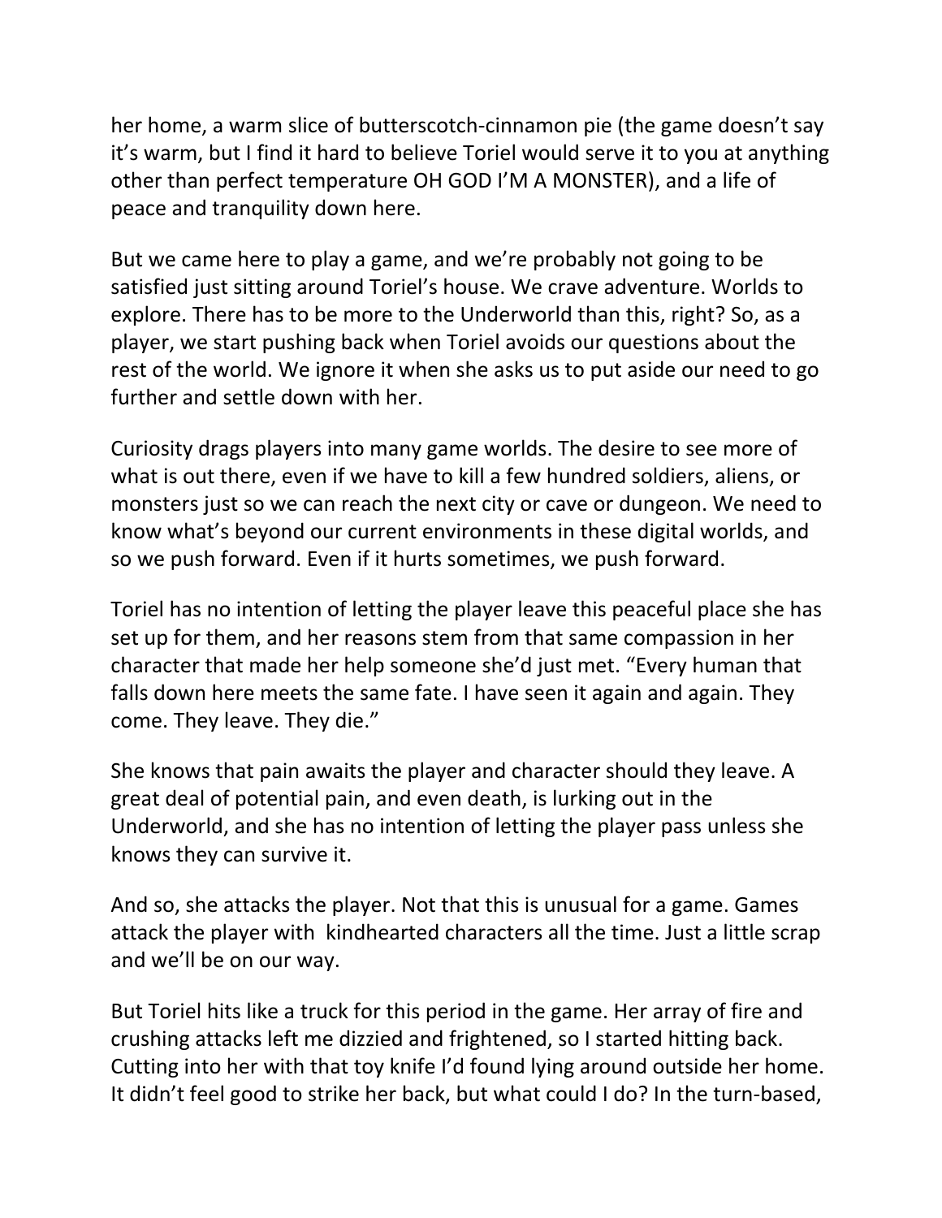her home, a warm slice of butterscotch-cinnamon pie (the game doesn't say it's warm, but I find it hard to believe Toriel would serve it to you at anything other than perfect temperature OH GOD I'M A MONSTER), and a life of peace and tranquility down here.

But we came here to play a game, and we're probably not going to be satisfied just sitting around Toriel's house. We crave adventure. Worlds to explore. There has to be more to the Underworld than this, right? So, as a player, we start pushing back when Toriel avoids our questions about the rest of the world. We ignore it when she asks us to put aside our need to go further and settle down with her.

Curiosity drags players into many game worlds. The desire to see more of what is out there, even if we have to kill a few hundred soldiers, aliens, or monsters just so we can reach the next city or cave or dungeon. We need to know what's beyond our current environments in these digital worlds, and so we push forward. Even if it hurts sometimes, we push forward.

Toriel has no intention of letting the player leave this peaceful place she has set up for them, and her reasons stem from that same compassion in her character that made her help someone she'd just met. "Every human that falls down here meets the same fate. I have seen it again and again. They come. They leave. They die."

She knows that pain awaits the player and character should they leave. A great deal of potential pain, and even death, is lurking out in the Underworld, and she has no intention of letting the player pass unless she knows they can survive it.

And so, she attacks the player. Not that this is unusual for a game. Games attack the player with kindhearted characters all the time. Just a little scrap and we'll be on our way.

But Toriel hits like a truck for this period in the game. Her array of fire and crushing attacks left me dizzied and frightened, so I started hitting back. Cutting into her with that toy knife I'd found lying around outside her home. It didn't feel good to strike her back, but what could I do? In the turn-based,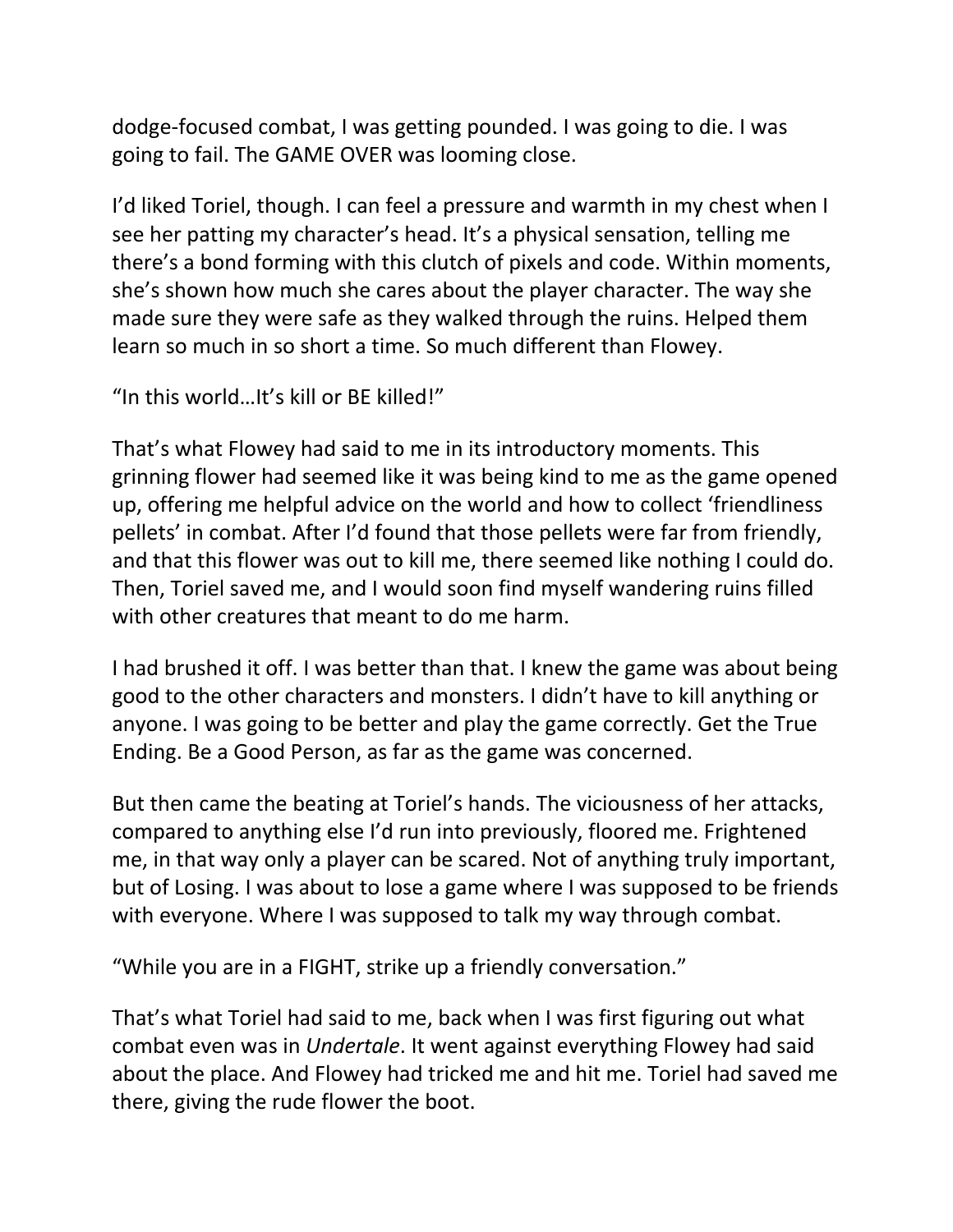dodge-focused combat, I was getting pounded. I was going to die. I was going to fail. The GAME OVER was looming close.

I'd liked Toriel, though. I can feel a pressure and warmth in my chest when I see her patting my character's head. It's a physical sensation, telling me there's a bond forming with this clutch of pixels and code. Within moments, she's shown how much she cares about the player character. The way she made sure they were safe as they walked through the ruins. Helped them learn so much in so short a time. So much different than Flowey.

"In this world…It's kill or BE killed!"

That's what Flowey had said to me in its introductory moments. This grinning flower had seemed like it was being kind to me as the game opened up, offering me helpful advice on the world and how to collect 'friendliness pellets' in combat. After I'd found that those pellets were far from friendly, and that this flower was out to kill me, there seemed like nothing I could do. Then, Toriel saved me, and I would soon find myself wandering ruins filled with other creatures that meant to do me harm.

I had brushed it off. I was better than that. I knew the game was about being good to the other characters and monsters. I didn't have to kill anything or anyone. I was going to be better and play the game correctly. Get the True Ending. Be a Good Person, as far as the game was concerned.

But then came the beating at Toriel's hands. The viciousness of her attacks, compared to anything else I'd run into previously, floored me. Frightened me, in that way only a player can be scared. Not of anything truly important, but of Losing. I was about to lose a game where I was supposed to be friends with everyone. Where I was supposed to talk my way through combat.

"While you are in a FIGHT, strike up a friendly conversation."

That's what Toriel had said to me, back when I was first figuring out what combat even was in *Undertale*. It went against everything Flowey had said about the place. And Flowey had tricked me and hit me. Toriel had saved me there, giving the rude flower the boot.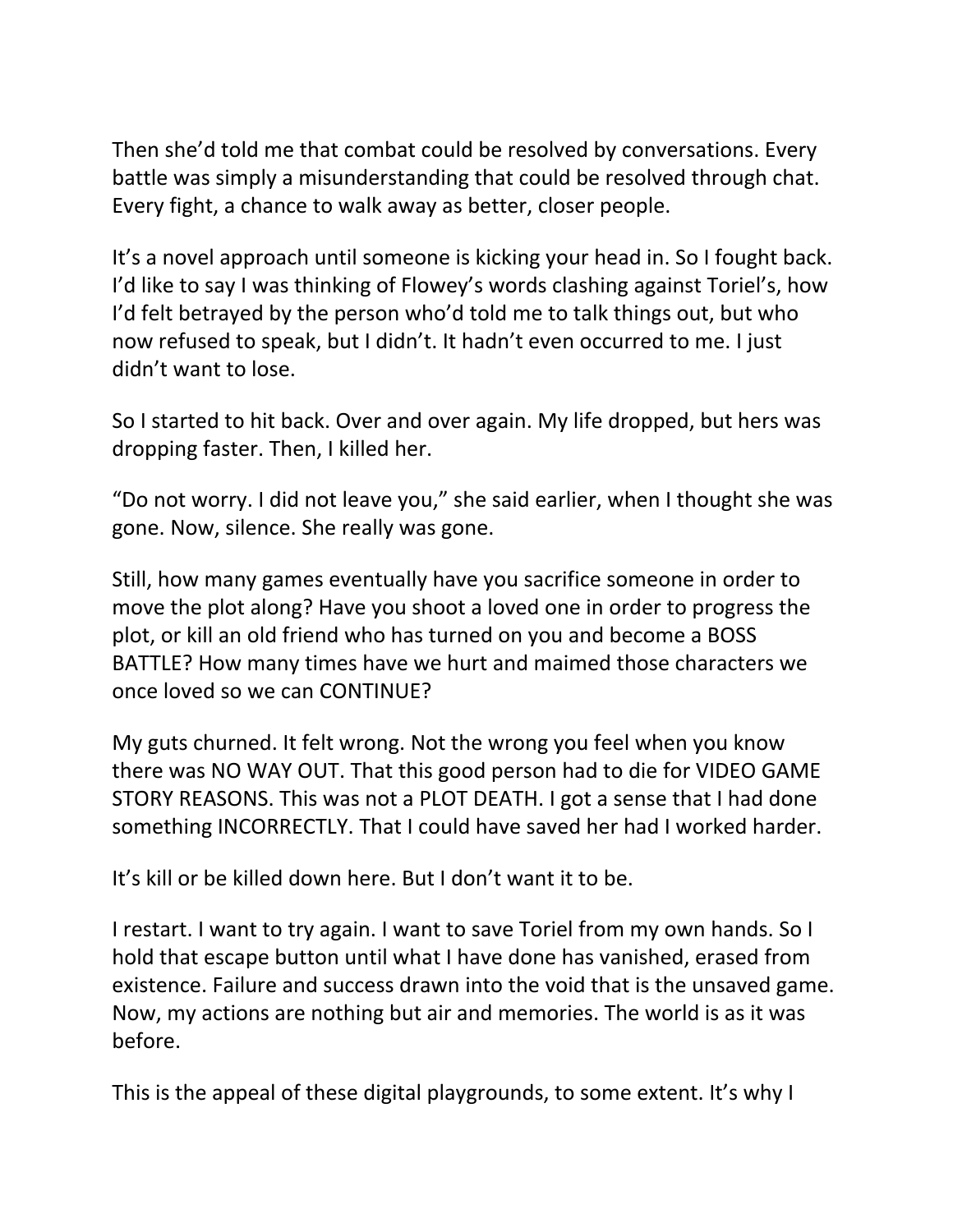Then she'd told me that combat could be resolved by conversations. Every battle was simply a misunderstanding that could be resolved through chat. Every fight, a chance to walk away as better, closer people.

It's a novel approach until someone is kicking your head in. So I fought back. I'd like to say I was thinking of Flowey's words clashing against Toriel's, how I'd felt betrayed by the person who'd told me to talk things out, but who now refused to speak, but I didn't. It hadn't even occurred to me. I just didn't want to lose.

So I started to hit back. Over and over again. My life dropped, but hers was dropping faster. Then, I killed her.

"Do not worry. I did not leave you," she said earlier, when I thought she was gone. Now, silence. She really was gone.

Still, how many games eventually have you sacrifice someone in order to move the plot along? Have you shoot a loved one in order to progress the plot, or kill an old friend who has turned on you and become a BOSS BATTLE? How many times have we hurt and maimed those characters we once loved so we can CONTINUE?

My guts churned. It felt wrong. Not the wrong you feel when you know there was NO WAY OUT. That this good person had to die for VIDEO GAME STORY REASONS. This was not a PLOT DEATH. I got a sense that I had done something INCORRECTLY. That I could have saved her had I worked harder.

It's kill or be killed down here. But I don't want it to be.

I restart. I want to try again. I want to save Toriel from my own hands. So I hold that escape button until what I have done has vanished, erased from existence. Failure and success drawn into the void that is the unsaved game. Now, my actions are nothing but air and memories. The world is as it was before.

This is the appeal of these digital playgrounds, to some extent. It's why I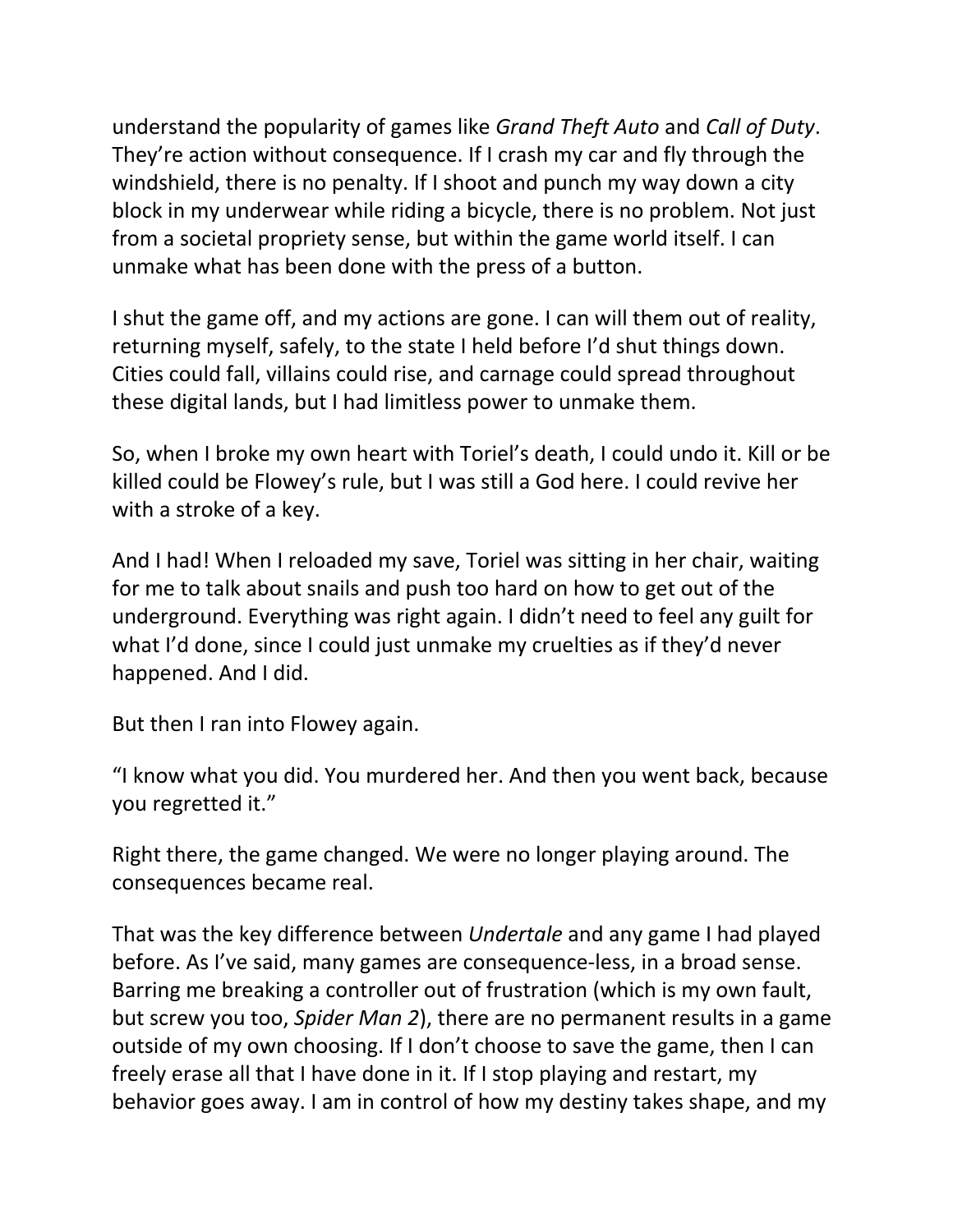understand the popularity of games like *Grand Theft Auto* and *Call of Duty*. They're action without consequence. If I crash my car and fly through the windshield, there is no penalty. If I shoot and punch my way down a city block in my underwear while riding a bicycle, there is no problem. Not just from a societal propriety sense, but within the game world itself. I can unmake what has been done with the press of a button.

I shut the game off, and my actions are gone. I can will them out of reality, returning myself, safely, to the state I held before I'd shut things down. Cities could fall, villains could rise, and carnage could spread throughout these digital lands, but I had limitless power to unmake them.

So, when I broke my own heart with Toriel's death, I could undo it. Kill or be killed could be Flowey's rule, but I was still a God here. I could revive her with a stroke of a key.

And I had! When I reloaded my save, Toriel was sitting in her chair, waiting for me to talk about snails and push too hard on how to get out of the underground. Everything was right again. I didn't need to feel any guilt for what I'd done, since I could just unmake my cruelties as if they'd never happened. And I did.

But then I ran into Flowey again.

"I know what you did. You murdered her. And then you went back, because you regretted it."

Right there, the game changed. We were no longer playing around. The consequences became real.

That was the key difference between *Undertale* and any game I had played before. As I've said, many games are consequence-less, in a broad sense. Barring me breaking a controller out of frustration (which is my own fault, but screw you too, *Spider Man 2*), there are no permanent results in a game outside of my own choosing. If I don't choose to save the game, then I can freely erase all that I have done in it. If I stop playing and restart, my behavior goes away. I am in control of how my destiny takes shape, and my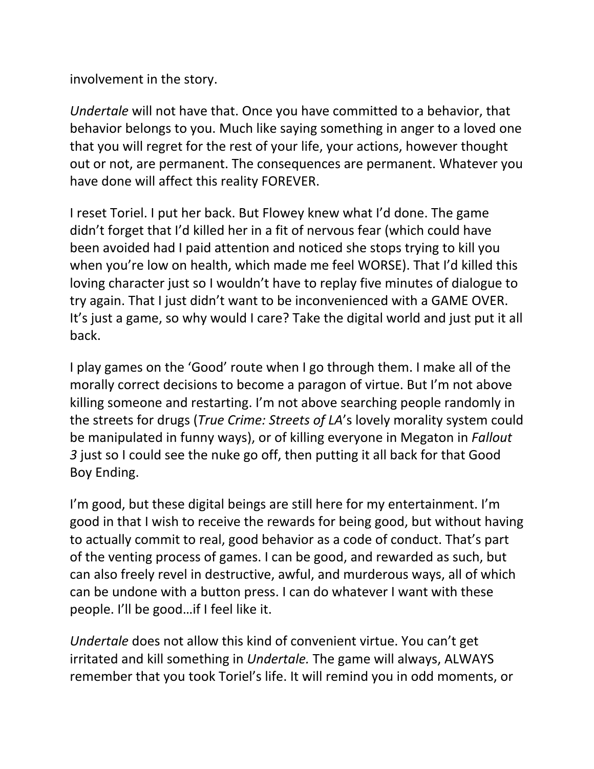involvement in the story.

*Undertale* will not have that. Once you have committed to a behavior, that behavior belongs to you. Much like saying something in anger to a loved one that you will regret for the rest of your life, your actions, however thought out or not, are permanent. The consequences are permanent. Whatever you have done will affect this reality FOREVER.

I reset Toriel. I put her back. But Flowey knew what I'd done. The game didn't forget that I'd killed her in a fit of nervous fear (which could have been avoided had I paid attention and noticed she stops trying to kill you when you're low on health, which made me feel WORSE). That I'd killed this loving character just so I wouldn't have to replay five minutes of dialogue to try again. That I just didn't want to be inconvenienced with a GAME OVER. It's just a game, so why would I care? Take the digital world and just put it all back.

I play games on the 'Good' route when I go through them. I make all of the morally correct decisions to become a paragon of virtue. But I'm not above killing someone and restarting. I'm not above searching people randomly in the streets for drugs (*True Crime: Streets of LA*'s lovely morality system could be manipulated in funny ways), or of killing everyone in Megaton in *Fallout 3* just so I could see the nuke go off, then putting it all back for that Good Boy Ending.

I'm good, but these digital beings are still here for my entertainment. I'm good in that I wish to receive the rewards for being good, but without having to actually commit to real, good behavior as a code of conduct. That's part of the venting process of games. I can be good, and rewarded as such, but can also freely revel in destructive, awful, and murderous ways, all of which can be undone with a button press. I can do whatever I want with these people. I'll be good…if I feel like it.

*Undertale* does not allow this kind of convenient virtue. You can't get irritated and kill something in *Undertale.* The game will always, ALWAYS remember that you took Toriel's life. It will remind you in odd moments, or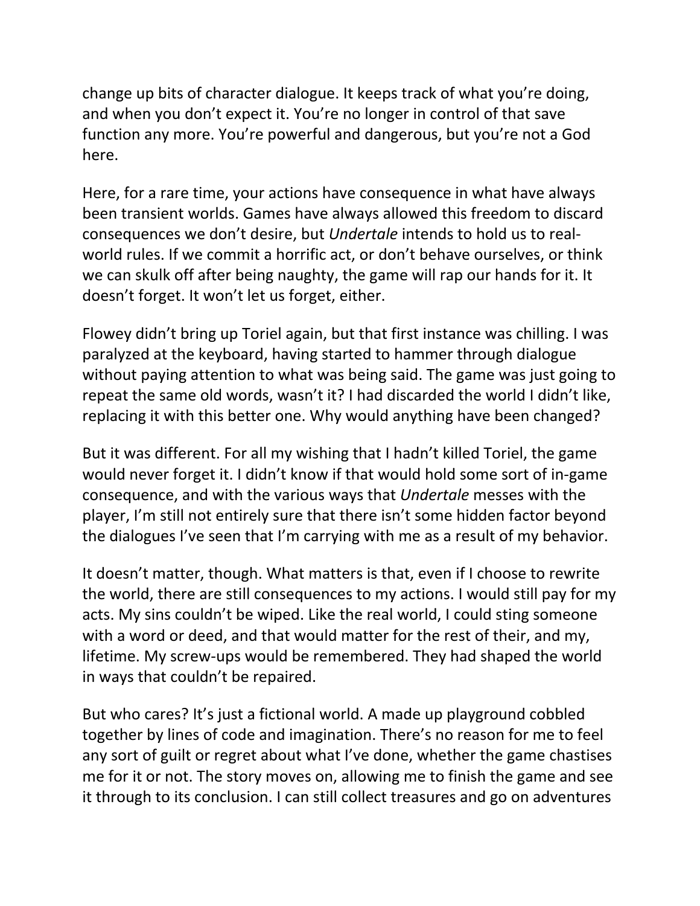change up bits of character dialogue. It keeps track of what you're doing, and when you don't expect it. You're no longer in control of that save function any more. You're powerful and dangerous, but you're not a God here.

Here, for a rare time, your actions have consequence in what have always been transient worlds. Games have always allowed this freedom to discard consequences we don't desire, but *Undertale* intends to hold us to real-world rules. If we commit a horrific act, or don't behave ourselves, or think we can skulk off after being naughty, the game will rap our hands for it. It doesn't forget. It won't let us forget, either.

Flowey didn't bring up Toriel again, but that first instance was chilling. I was paralyzed at the keyboard, having started to hammer through dialogue without paying attention to what was being said. The game was just going to repeat the same old words, wasn't it? I had discarded the world I didn't like, replacing it with this better one. Why would anything have been changed?

But it was different. For all my wishing that I hadn't killed Toriel, the game would never forget it. I didn't know if that would hold some sort of in-game consequence, and with the various ways that *Undertale* messes with the player, I'm still not entirely sure that there isn't some hidden factor beyond the dialogues I've seen that I'm carrying with me as a result of my behavior.

It doesn't matter, though. What matters is that, even if I choose to rewrite the world, there are still consequences to my actions. I would still pay for my acts. My sins couldn't be wiped. Like the real world, I could sting someone with a word or deed, and that would matter for the rest of their, and my, lifetime. My screw-ups would be remembered. They had shaped the world in ways that couldn't be repaired.

But who cares? It's just a fictional world. A made up playground cobbled together by lines of code and imagination. There's no reason for me to feel any sort of guilt or regret about what I've done, whether the game chastises me for it or not. The story moves on, allowing me to finish the game and see it through to its conclusion. I can still collect treasures and go on adventures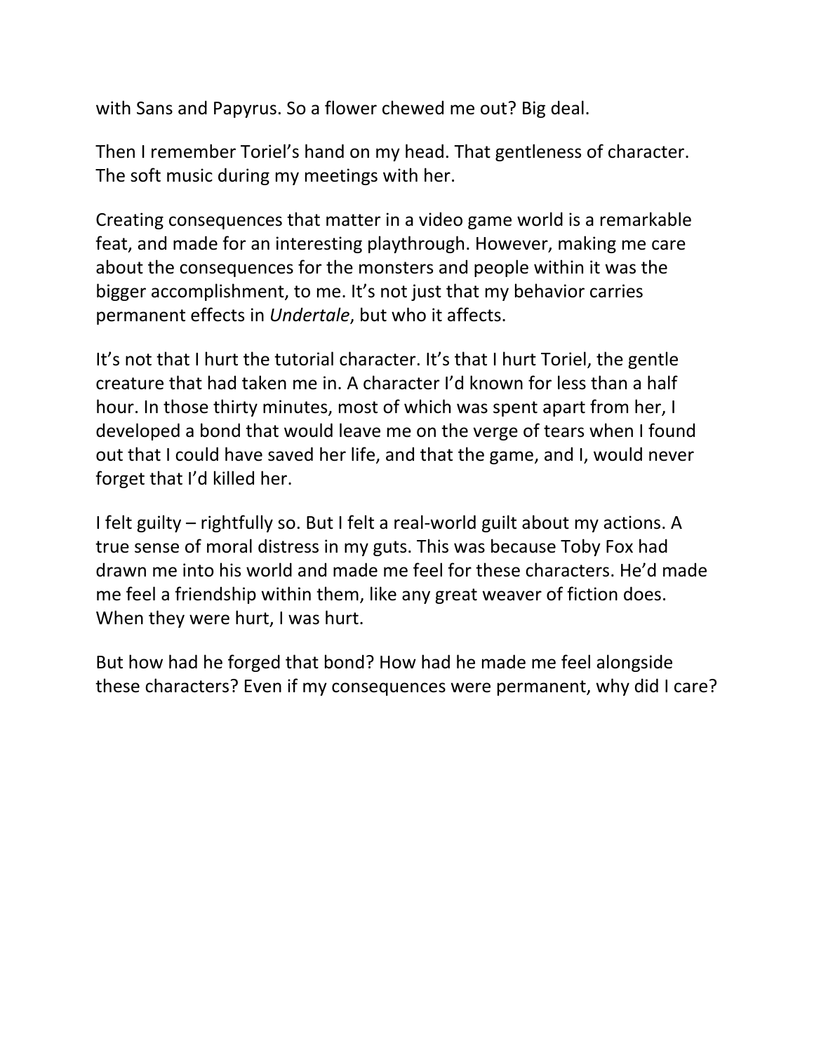with Sans and Papyrus. So a flower chewed me out? Big deal.

Then I remember Toriel's hand on my head. That gentleness of character. The soft music during my meetings with her.

Creating consequences that matter in a video game world is a remarkable feat, and made for an interesting playthrough. However, making me care about the consequences for the monsters and people within it was the bigger accomplishment, to me. It's not just that my behavior carries permanent effects in *Undertale*, but who it affects.

It's not that I hurt the tutorial character. It's that I hurt Toriel, the gentle creature that had taken me in. A character I'd known for less than a half hour. In those thirty minutes, most of which was spent apart from her, I developed a bond that would leave me on the verge of tears when I found out that I could have saved her life, and that the game, and I, would never forget that I'd killed her.

I felt guilty – rightfully so. But I felt a real-world guilt about my actions. A true sense of moral distress in my guts. This was because Toby Fox had drawn me into his world and made me feel for these characters. He'd made me feel a friendship within them, like any great weaver of fiction does. When they were hurt, I was hurt.

But how had he forged that bond? How had he made me feel alongside these characters? Even if my consequences were permanent, why did I care?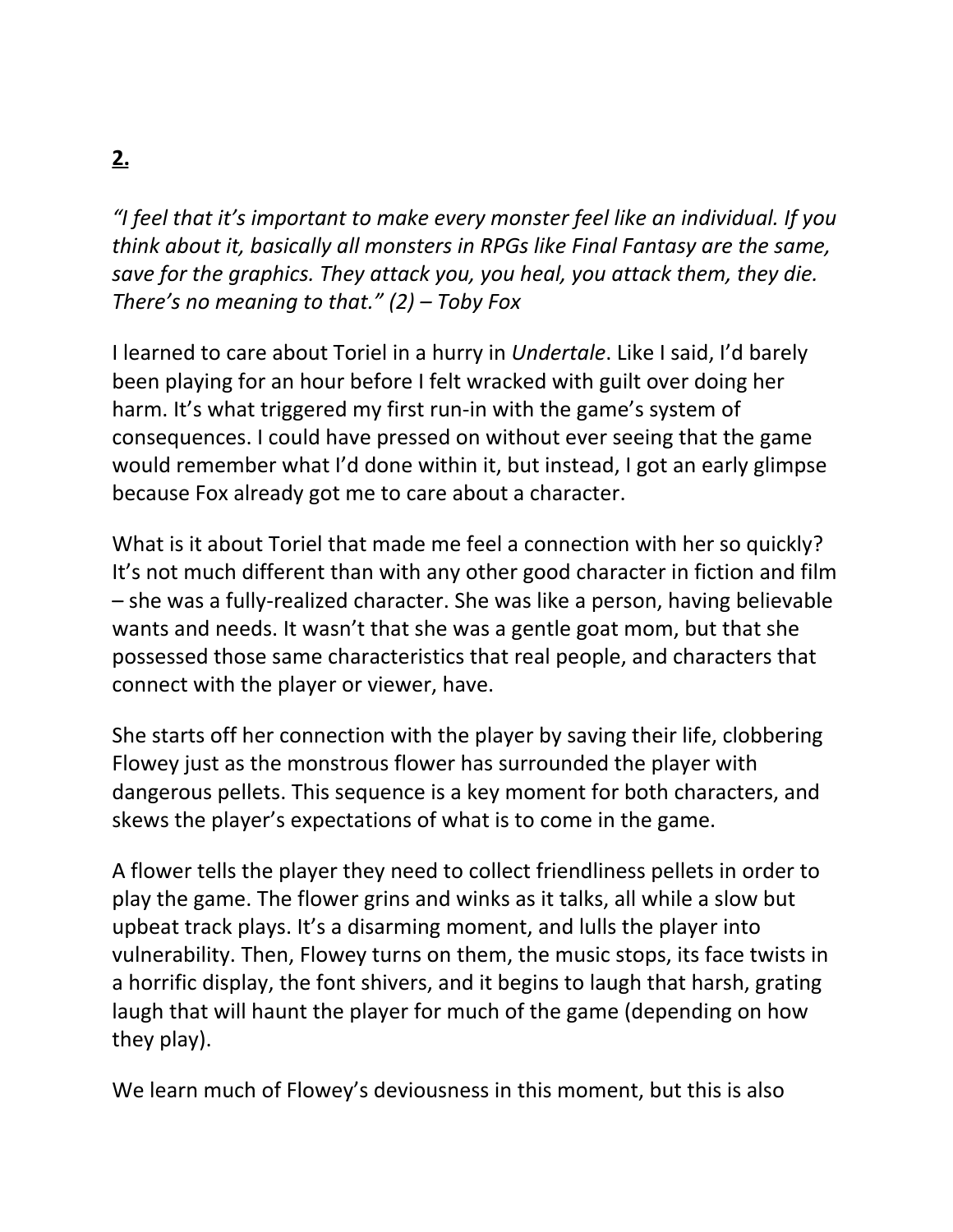**2.**

*"I feel that it's important to make every monster feel like an individual. If you think about it, basically all monsters in RPGs like Final Fantasy are the same, save for the graphics. They attack you, you heal, you attack them, they die. There's no meaning to that." (2) – Toby Fox*

I learned to care about Toriel in a hurry in *Undertale*. Like I said, I'd barely been playing for an hour before I felt wracked with guilt over doing her harm. It's what triggered my first run-in with the game's system of consequences. I could have pressed on without ever seeing that the game would remember what I'd done within it, but instead, I got an early glimpse because Fox already got me to care about a character.

What is it about Toriel that made me feel a connection with her so quickly? It's not much different than with any other good character in fiction and film – she was a fully-realized character. She was like a person, having believable wants and needs. It wasn't that she was a gentle goat mom, but that she possessed those same characteristics that real people, and characters that connect with the player or viewer, have.

She starts off her connection with the player by saving their life, clobbering Flowey just as the monstrous flower has surrounded the player with dangerous pellets. This sequence is a key moment for both characters, and skews the player's expectations of what is to come in the game.

A flower tells the player they need to collect friendliness pellets in order to play the game. The flower grins and winks as it talks, all while a slow but upbeat track plays. It's a disarming moment, and lulls the player into vulnerability. Then, Flowey turns on them, the music stops, its face twists in a horrific display, the font shivers, and it begins to laugh that harsh, grating laugh that will haunt the player for much of the game (depending on how they play).

We learn much of Flowey's deviousness in this moment, but this is also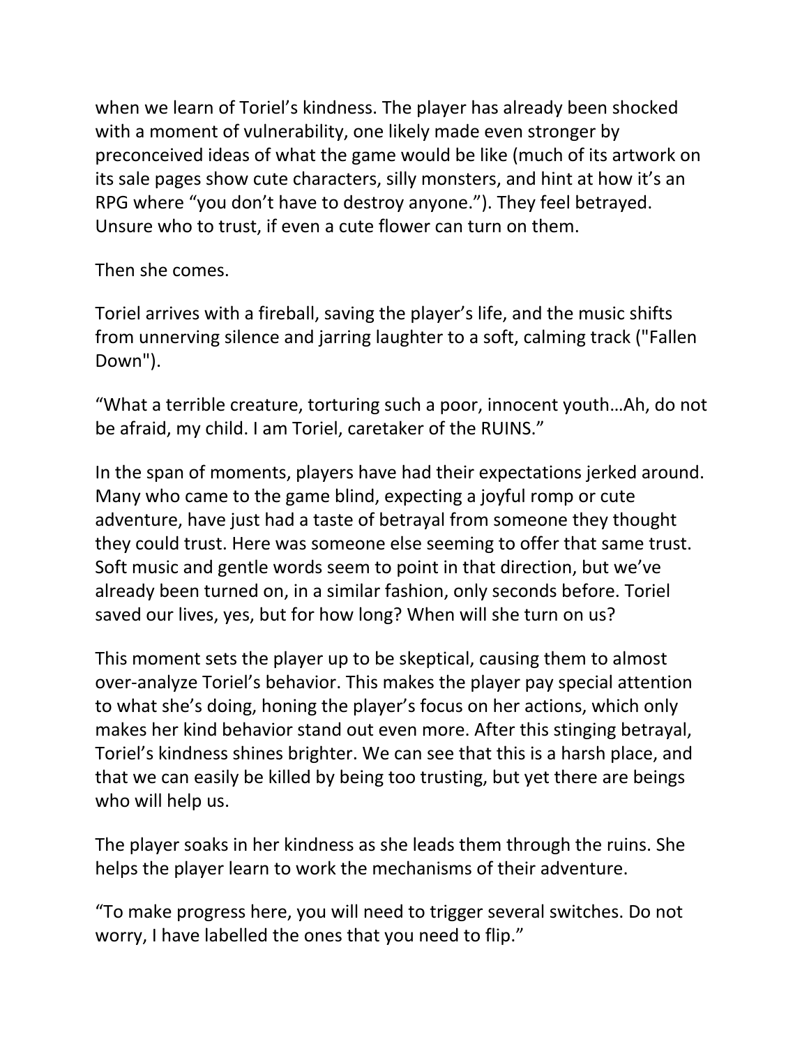when we learn of Toriel's kindness. The player has already been shocked with a moment of vulnerability, one likely made even stronger by preconceived ideas of what the game would be like (much of its artwork on its sale pages show cute characters, silly monsters, and hint at how it's an RPG where "you don't have to destroy anyone."). They feel betrayed. Unsure who to trust, if even a cute flower can turn on them.

Then she comes.

Toriel arrives with a fireball, saving the player's life, and the music shifts from unnerving silence and jarring laughter to a soft, calming track ("Fallen Down").

"What a terrible creature, torturing such a poor, innocent youth…Ah, do not be afraid, my child. I am Toriel, caretaker of the RUINS."

In the span of moments, players have had their expectations jerked around. Many who came to the game blind, expecting a joyful romp or cute adventure, have just had a taste of betrayal from someone they thought they could trust. Here was someone else seeming to offer that same trust. Soft music and gentle words seem to point in that direction, but we've already been turned on, in a similar fashion, only seconds before. Toriel saved our lives, yes, but for how long? When will she turn on us?

This moment sets the player up to be skeptical, causing them to almost over-analyze Toriel's behavior. This makes the player pay special attention to what she's doing, honing the player's focus on her actions, which only makes her kind behavior stand out even more. After this stinging betrayal, Toriel's kindness shines brighter. We can see that this is a harsh place, and that we can easily be killed by being too trusting, but yet there are beings who will help us.

The player soaks in her kindness as she leads them through the ruins. She helps the player learn to work the mechanisms of their adventure.

"To make progress here, you will need to trigger several switches. Do not worry, I have labelled the ones that you need to flip."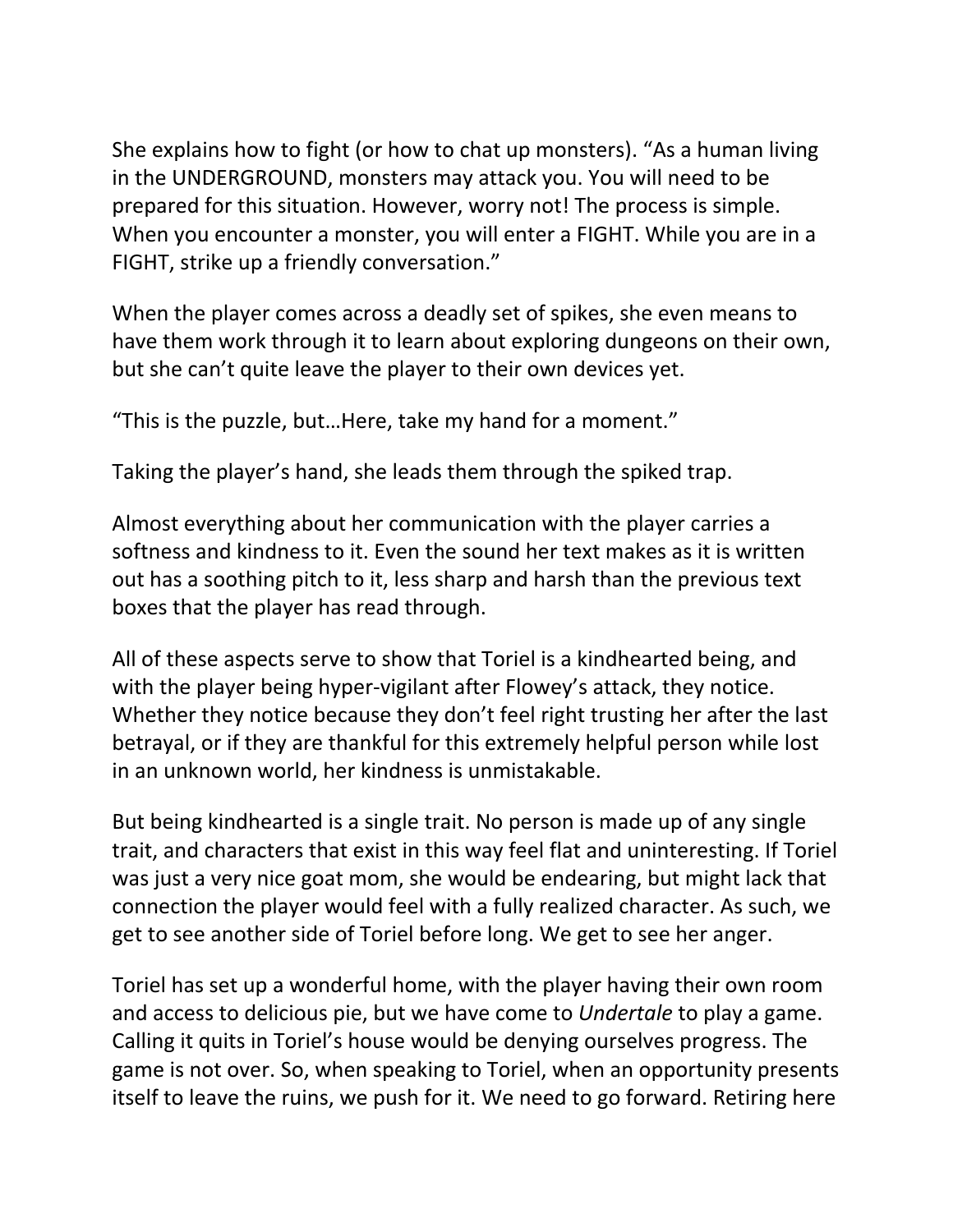She explains how to fight (or how to chat up monsters). “As a human living in the UNDERGROUND, monsters may attack you. You will need to be prepared for this situation. However, worry not! The process is simple. When you encounter a monster, you will enter a FIGHT. While you are in a FIGHT, strike up a friendly conversation.”

When the player comes across a deadly set of spikes, she even means to have them work through it to learn about exploring dungeons on their own, but she can’t quite leave the player to their own devices yet.

“This is the puzzle, but…Here, take my hand for a moment.”

Taking the player’s hand, she leads them through the spiked trap.

Almost everything about her communication with the player carries a softness and kindness to it. Even the sound her text makes as it is written out has a soothing pitch to it, less sharp and harsh than the previous text boxes that the player has read through.

All of these aspects serve to show that Toriel is a kindhearted being, and with the player being hyper-vigilant after Flowey’s attack, they notice. Whether they notice because they don’t feel right trusting her after the last betrayal, or if they are thankful for this extremely helpful person while lost in an unknown world, her kindness is unmistakable.

But being kindhearted is a single trait. No person is made up of any single trait, and characters that exist in this way feel flat and uninteresting. If Toriel was just a very nice goat mom, she would be endearing, but might lack that connection the player would feel with a fully realized character. As such, we get to see another side of Toriel before long. We get to see her anger.

Toriel has set up a wonderful home, with the player having their own room and access to delicious pie, but we have come to *Undertale* to play a game. Calling it quits in Toriel’s house would be denying ourselves progress. The game is not over. So, when speaking to Toriel, when an opportunity presents itself to leave the ruins, we push for it. We need to go forward. Retiring here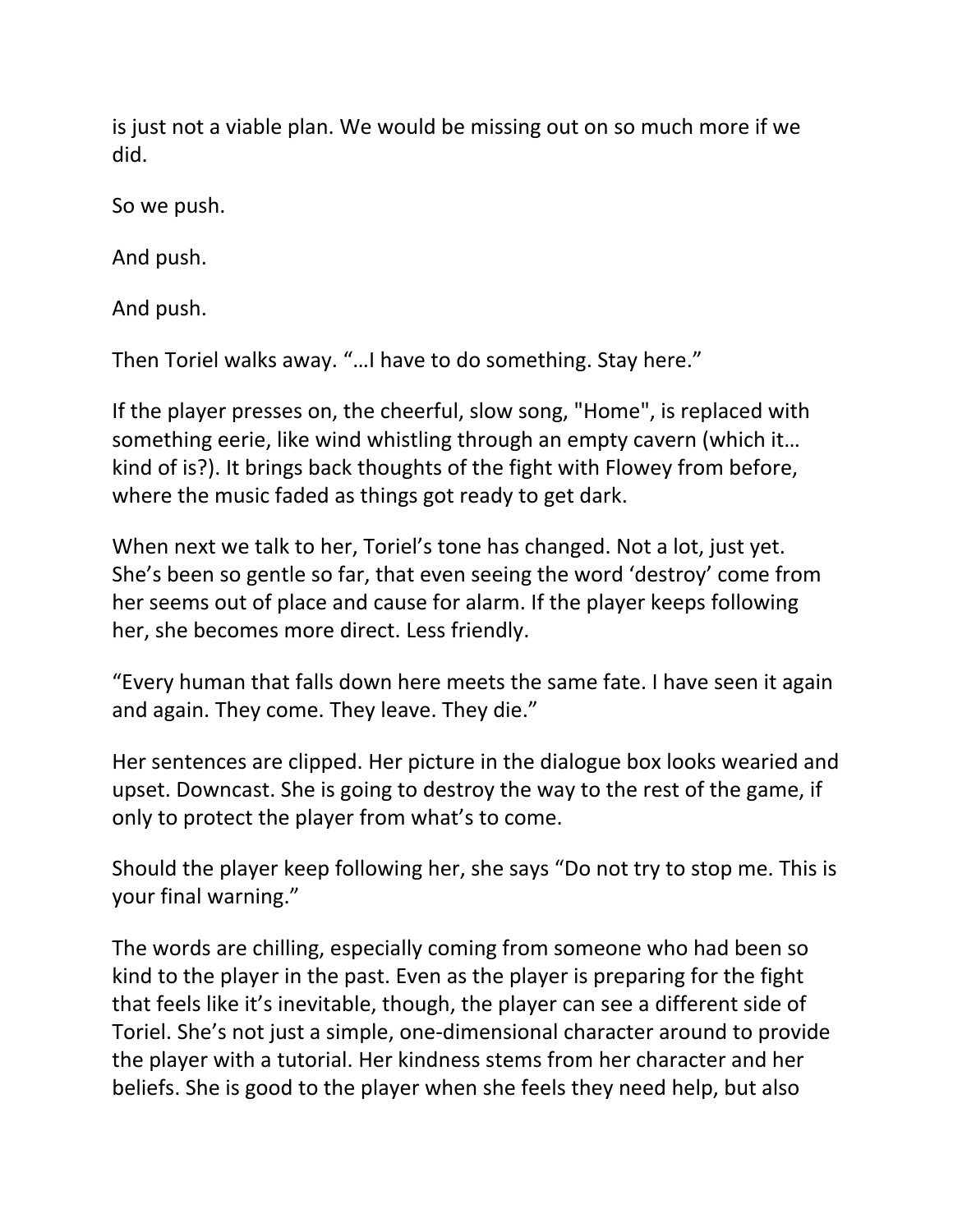is just not a viable plan. We would be missing out on so much more if we did.

So we push.

And push.

And push.

Then Toriel walks away. "…I have to do something. Stay here."

If the player presses on, the cheerful, slow song, "Home", is replaced with something eerie, like wind whistling through an empty cavern (which it… kind of is?). It brings back thoughts of the fight with Flowey from before, where the music faded as things got ready to get dark.

When next we talk to her, Toriel's tone has changed. Not a lot, just yet. She's been so gentle so far, that even seeing the word 'destroy' come from her seems out of place and cause for alarm. If the player keeps following her, she becomes more direct. Less friendly.

"Every human that falls down here meets the same fate. I have seen it again and again. They come. They leave. They die."

Her sentences are clipped. Her picture in the dialogue box looks wearied and upset. Downcast. She is going to destroy the way to the rest of the game, if only to protect the player from what's to come.

Should the player keep following her, she says "Do not try to stop me. This is your final warning."

The words are chilling, especially coming from someone who had been so kind to the player in the past. Even as the player is preparing for the fight that feels like it's inevitable, though, the player can see a different side of Toriel. She's not just a simple, one-dimensional character around to provide the player with a tutorial. Her kindness stems from her character and her beliefs. She is good to the player when she feels they need help, but also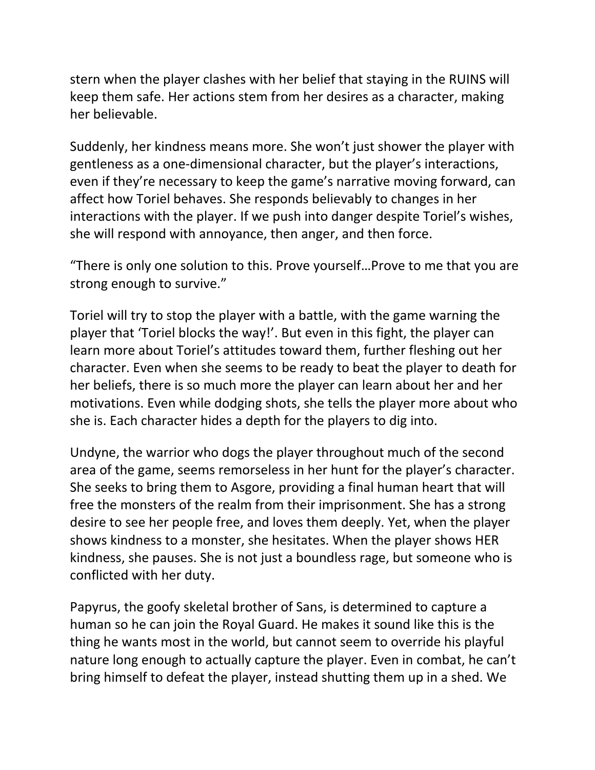stern when the player clashes with her belief that staying in the RUINS will keep them safe. Her actions stem from her desires as a character, making her believable.

Suddenly, her kindness means more. She won't just shower the player with gentleness as a one-dimensional character, but the player's interactions, even if they're necessary to keep the game's narrative moving forward, can affect how Toriel behaves. She responds believably to changes in her interactions with the player. If we push into danger despite Toriel's wishes, she will respond with annoyance, then anger, and then force.

"There is only one solution to this. Prove yourself…Prove to me that you are strong enough to survive."

Toriel will try to stop the player with a battle, with the game warning the player that 'Toriel blocks the way!'. But even in this fight, the player can learn more about Toriel's attitudes toward them, further fleshing out her character. Even when she seems to be ready to beat the player to death for her beliefs, there is so much more the player can learn about her and her motivations. Even while dodging shots, she tells the player more about who she is. Each character hides a depth for the players to dig into.

Undyne, the warrior who dogs the player throughout much of the second area of the game, seems remorseless in her hunt for the player's character. She seeks to bring them to Asgore, providing a final human heart that will free the monsters of the realm from their imprisonment. She has a strong desire to see her people free, and loves them deeply. Yet, when the player shows kindness to a monster, she hesitates. When the player shows HER kindness, she pauses. She is not just a boundless rage, but someone who is conflicted with her duty.

Papyrus, the goofy skeletal brother of Sans, is determined to capture a human so he can join the Royal Guard. He makes it sound like this is the thing he wants most in the world, but cannot seem to override his playful nature long enough to actually capture the player. Even in combat, he can't bring himself to defeat the player, instead shutting them up in a shed. We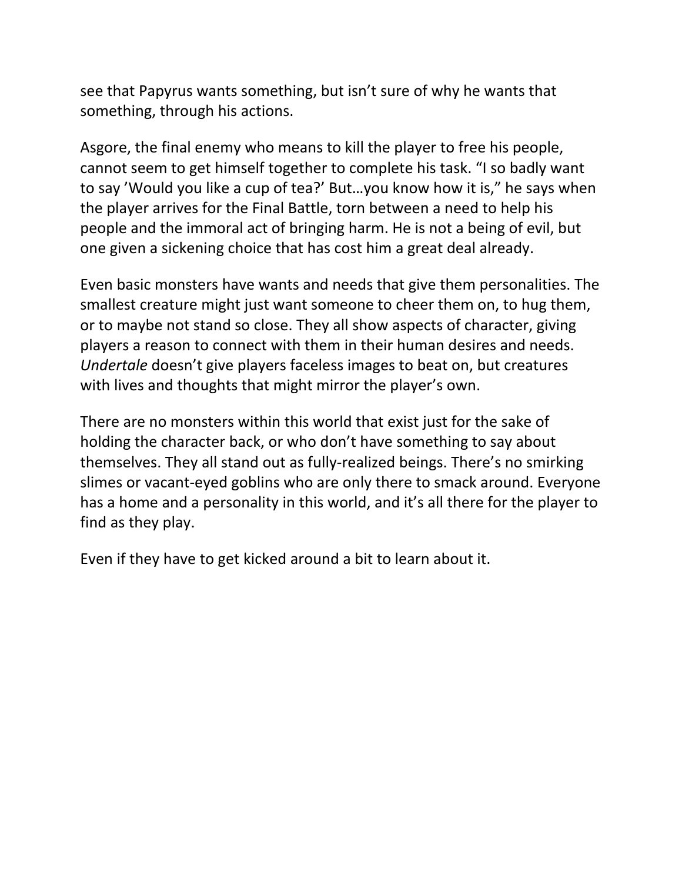see that Papyrus wants something, but isn't sure of why he wants that something, through his actions.

Asgore, the final enemy who means to kill the player to free his people, cannot seem to get himself together to complete his task. "I so badly want to say 'Would you like a cup of tea?' But…you know how it is," he says when the player arrives for the Final Battle, torn between a need to help his people and the immoral act of bringing harm. He is not a being of evil, but one given a sickening choice that has cost him a great deal already.

Even basic monsters have wants and needs that give them personalities. The smallest creature might just want someone to cheer them on, to hug them, or to maybe not stand so close. They all show aspects of character, giving players a reason to connect with them in their human desires and needs. *Undertale* doesn't give players faceless images to beat on, but creatures with lives and thoughts that might mirror the player's own.

There are no monsters within this world that exist just for the sake of holding the character back, or who don't have something to say about themselves. They all stand out as fully-realized beings. There's no smirking slimes or vacant-eyed goblins who are only there to smack around. Everyone has a home and a personality in this world, and it's all there for the player to find as they play.

Even if they have to get kicked around a bit to learn about it.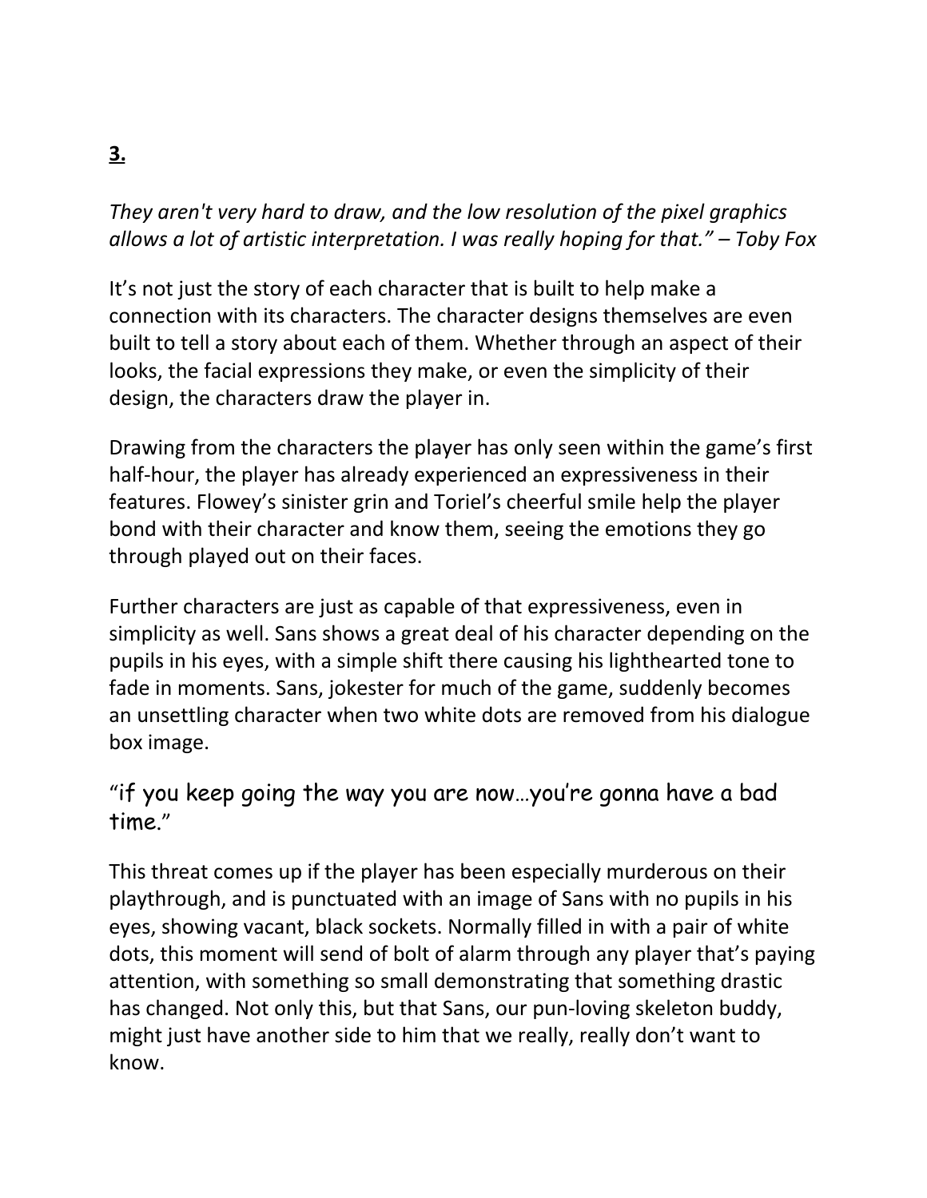**3.**

*They aren't very hard to draw, and the low resolution of the pixel graphics allows a lot of artistic interpretation. I was really hoping for that." – Toby Fox*

It's not just the story of each character that is built to help make a connection with its characters. The character designs themselves are even built to tell a story about each of them. Whether through an aspect of their looks, the facial expressions they make, or even the simplicity of their design, the characters draw the player in.

Drawing from the characters the player has only seen within the game's first half-hour, the player has already experienced an expressiveness in their features. Flowey's sinister grin and Toriel's cheerful smile help the player bond with their character and know them, seeing the emotions they go through played out on their faces.

Further characters are just as capable of that expressiveness, even in simplicity as well. Sans shows a great deal of his character depending on the pupils in his eyes, with a simple shift there causing his lighthearted tone to fade in moments. Sans, jokester for much of the game, suddenly becomes an unsettling character when two white dots are removed from his dialogue box image.

"if you keep going the way you are now…you're gonna have a bad time."

This threat comes up if the player has been especially murderous on their playthrough, and is punctuated with an image of Sans with no pupils in his eyes, showing vacant, black sockets. Normally filled in with a pair of white dots, this moment will send of bolt of alarm through any player that's paying attention, with something so small demonstrating that something drastic has changed. Not only this, but that Sans, our pun-loving skeleton buddy, might just have another side to him that we really, really don't want to know.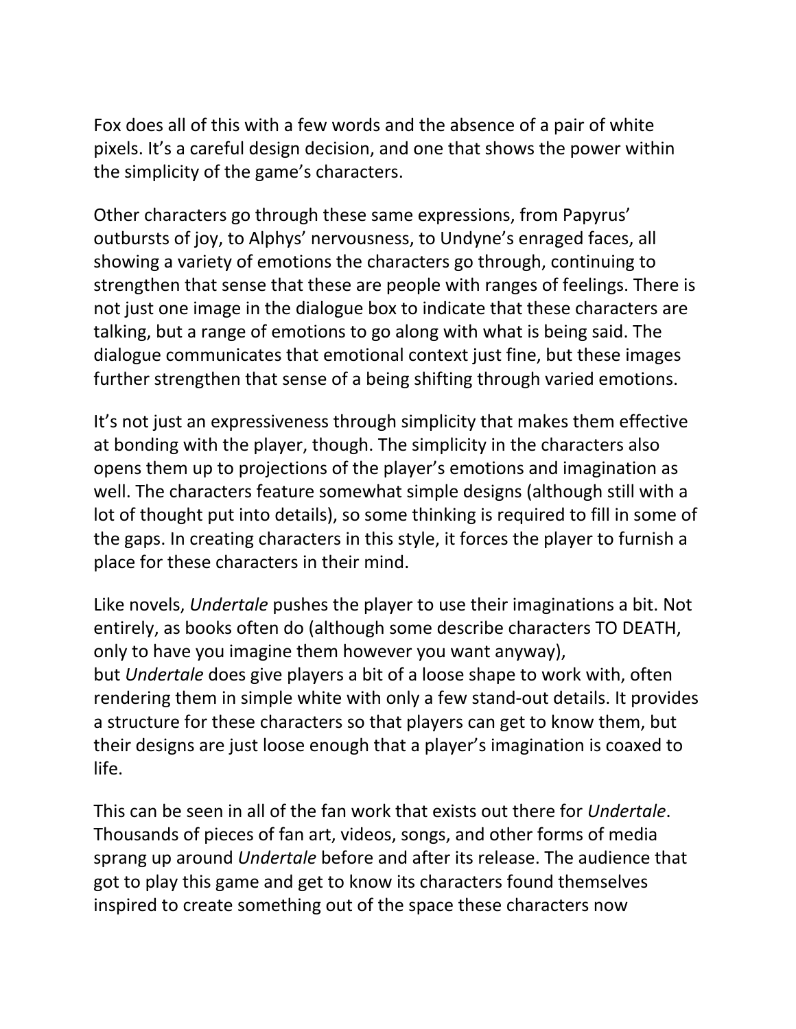Fox does all of this with a few words and the absence of a pair of white pixels. It's a careful design decision, and one that shows the power within the simplicity of the game's characters.

Other characters go through these same expressions, from Papyrus' outbursts of joy, to Alphys' nervousness, to Undyne's enraged faces, all showing a variety of emotions the characters go through, continuing to strengthen that sense that these are people with ranges of feelings. There is not just one image in the dialogue box to indicate that these characters are talking, but a range of emotions to go along with what is being said. The dialogue communicates that emotional context just fine, but these images further strengthen that sense of a being shifting through varied emotions.

It's not just an expressiveness through simplicity that makes them effective at bonding with the player, though. The simplicity in the characters also opens them up to projections of the player's emotions and imagination as well. The characters feature somewhat simple designs (although still with a lot of thought put into details), so some thinking is required to fill in some of the gaps. In creating characters in this style, it forces the player to furnish a place for these characters in their mind.

Like novels, *Undertale* pushes the player to use their imaginations a bit. Not entirely, as books often do (although some describe characters TO DEATH, only to have you imagine them however you want anyway), but *Undertale* does give players a bit of a loose shape to work with, often rendering them in simple white with only a few stand-out details. It provides a structure for these characters so that players can get to know them, but their designs are just loose enough that a player's imagination is coaxed to life.

This can be seen in all of the fan work that exists out there for *Undertale*. Thousands of pieces of fan art, videos, songs, and other forms of media sprang up around *Undertale* before and after its release. The audience that got to play this game and get to know its characters found themselves inspired to create something out of the space these characters now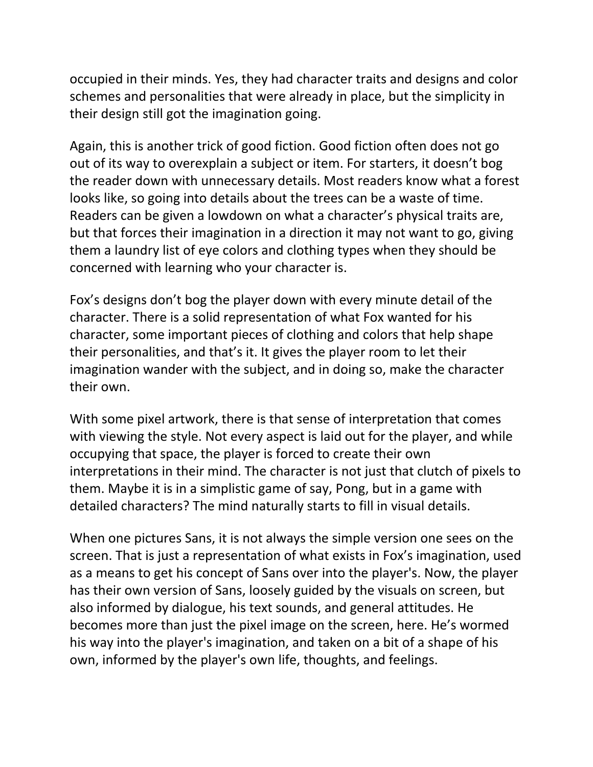occupied in their minds. Yes, they had character traits and designs and color schemes and personalities that were already in place, but the simplicity in their design still got the imagination going.

Again, this is another trick of good fiction. Good fiction often does not go out of its way to overexplain a subject or item. For starters, it doesn't bog the reader down with unnecessary details. Most readers know what a forest looks like, so going into details about the trees can be a waste of time. Readers can be given a lowdown on what a character's physical traits are, but that forces their imagination in a direction it may not want to go, giving them a laundry list of eye colors and clothing types when they should be concerned with learning who your character is.

Fox's designs don't bog the player down with every minute detail of the character. There is a solid representation of what Fox wanted for his character, some important pieces of clothing and colors that help shape their personalities, and that's it. It gives the player room to let their imagination wander with the subject, and in doing so, make the character their own.

With some pixel artwork, there is that sense of interpretation that comes with viewing the style. Not every aspect is laid out for the player, and while occupying that space, the player is forced to create their own interpretations in their mind. The character is not just that clutch of pixels to them. Maybe it is in a simplistic game of say, Pong, but in a game with detailed characters? The mind naturally starts to fill in visual details.

When one pictures Sans, it is not always the simple version one sees on the screen. That is just a representation of what exists in Fox's imagination, used as a means to get his concept of Sans over into the player's. Now, the player has their own version of Sans, loosely guided by the visuals on screen, but also informed by dialogue, his text sounds, and general attitudes. He becomes more than just the pixel image on the screen, here. He's wormed his way into the player's imagination, and taken on a bit of a shape of his own, informed by the player's own life, thoughts, and feelings.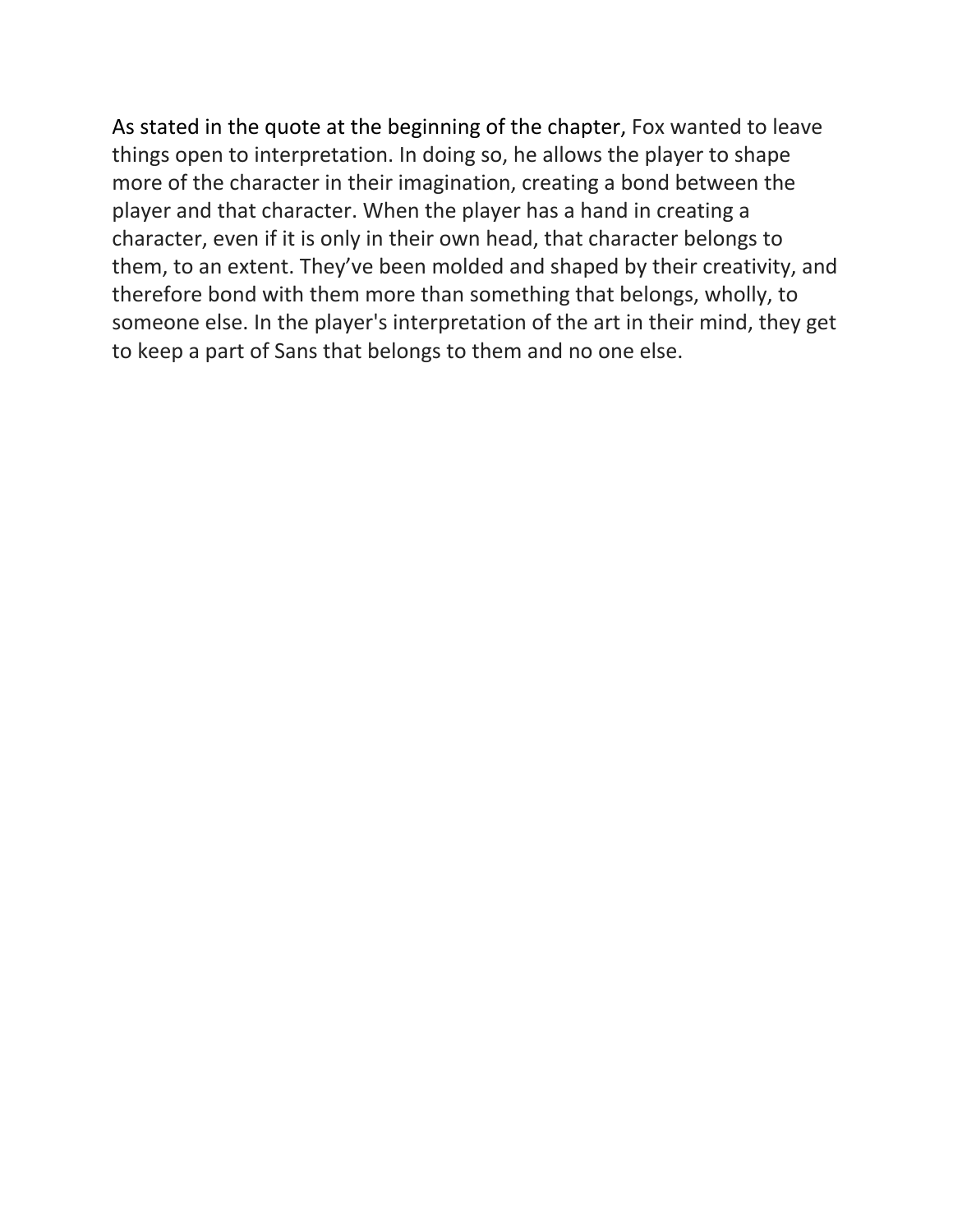As stated in the quote at the beginning of the chapter, Fox wanted to leave things open to interpretation. In doing so, he allows the player to shape more of the character in their imagination, creating a bond between the player and that character. When the player has a hand in creating a character, even if it is only in their own head, that character belongs to them, to an extent. They've been molded and shaped by their creativity, and therefore bond with them more than something that belongs, wholly, to someone else. In the player's interpretation of the art in their mind, they get to keep a part of Sans that belongs to them and no one else.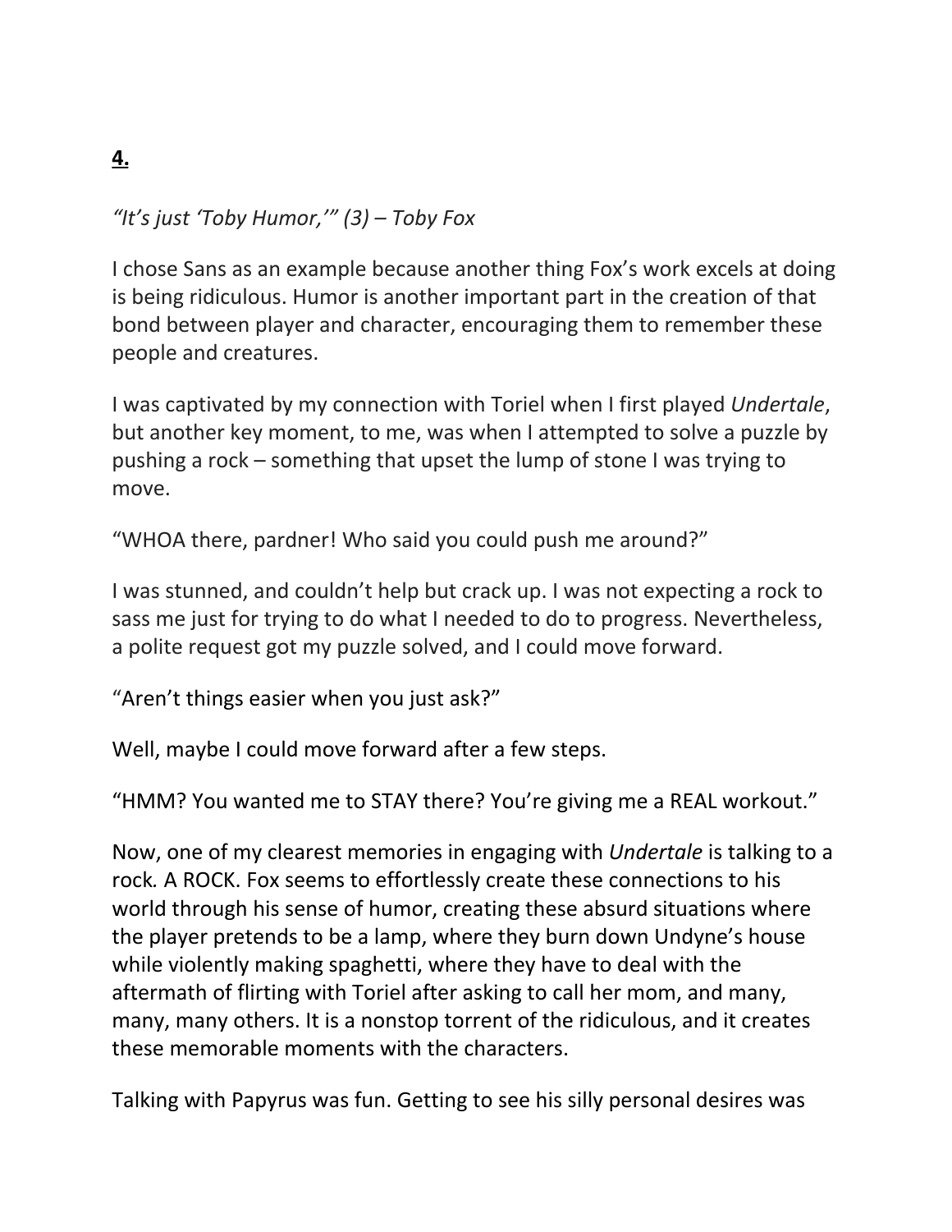**<u>4.</u>**

*"It's just 'Toby Humor,'" (3) – Toby Fox*

I chose Sans as an example because another thing Fox's work excels at doing is being ridiculous. Humor is another important part in the creation of that bond between player and character, encouraging them to remember these people and creatures.

I was captivated by my connection with Toriel when I first played *Undertale*, but another key moment, to me, was when I attempted to solve a puzzle by pushing a rock – something that upset the lump of stone I was trying to move.

"WHOA there, pardner! Who said you could push me around?"

I was stunned, and couldn't help but crack up. I was not expecting a rock to sass me just for trying to do what I needed to do to progress. Nevertheless, a polite request got my puzzle solved, and I could move forward.

"Aren't things easier when you just ask?"

Well, maybe I could move forward after a few steps.

"HMM? You wanted me to STAY there? You're giving me a REAL workout."

Now, one of my clearest memories in engaging with *Undertale* is talking to a rock. A ROCK. Fox seems to effortlessly create these connections to his world through his sense of humor, creating these absurd situations where the player pretends to be a lamp, where they burn down Undyne's house while violently making spaghetti, where they have to deal with the aftermath of flirting with Toriel after asking to call her mom, and many, many, many others. It is a nonstop torrent of the ridiculous, and it creates these memorable moments with the characters.

Talking with Papyrus was fun. Getting to see his silly personal desires was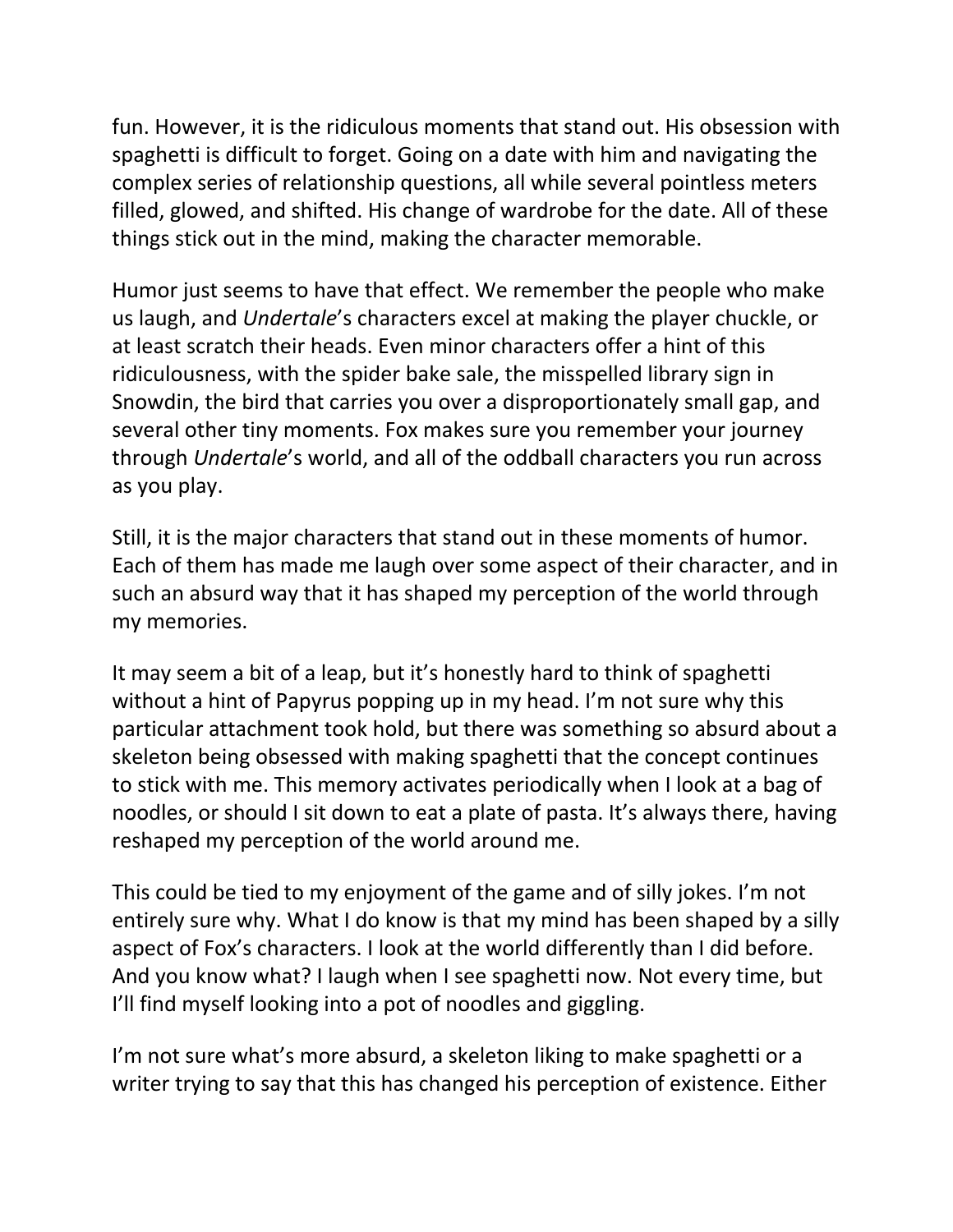fun. However, it is the ridiculous moments that stand out. His obsession with spaghetti is difficult to forget. Going on a date with him and navigating the complex series of relationship questions, all while several pointless meters filled, glowed, and shifted. His change of wardrobe for the date. All of these things stick out in the mind, making the character memorable.

Humor just seems to have that effect. We remember the people who make us laugh, and *Undertale*'s characters excel at making the player chuckle, or at least scratch their heads. Even minor characters offer a hint of this ridiculousness, with the spider bake sale, the misspelled library sign in Snowdin, the bird that carries you over a disproportionately small gap, and several other tiny moments. Fox makes sure you remember your journey through *Undertale*'s world, and all of the oddball characters you run across as you play.

Still, it is the major characters that stand out in these moments of humor. Each of them has made me laugh over some aspect of their character, and in such an absurd way that it has shaped my perception of the world through my memories.

It may seem a bit of a leap, but it's honestly hard to think of spaghetti without a hint of Papyrus popping up in my head. I'm not sure why this particular attachment took hold, but there was something so absurd about a skeleton being obsessed with making spaghetti that the concept continues to stick with me. This memory activates periodically when I look at a bag of noodles, or should I sit down to eat a plate of pasta. It's always there, having reshaped my perception of the world around me.

This could be tied to my enjoyment of the game and of silly jokes. I'm not entirely sure why. What I do know is that my mind has been shaped by a silly aspect of Fox's characters. I look at the world differently than I did before. And you know what? I laugh when I see spaghetti now. Not every time, but I'll find myself looking into a pot of noodles and giggling.

I'm not sure what's more absurd, a skeleton liking to make spaghetti or a writer trying to say that this has changed his perception of existence. Either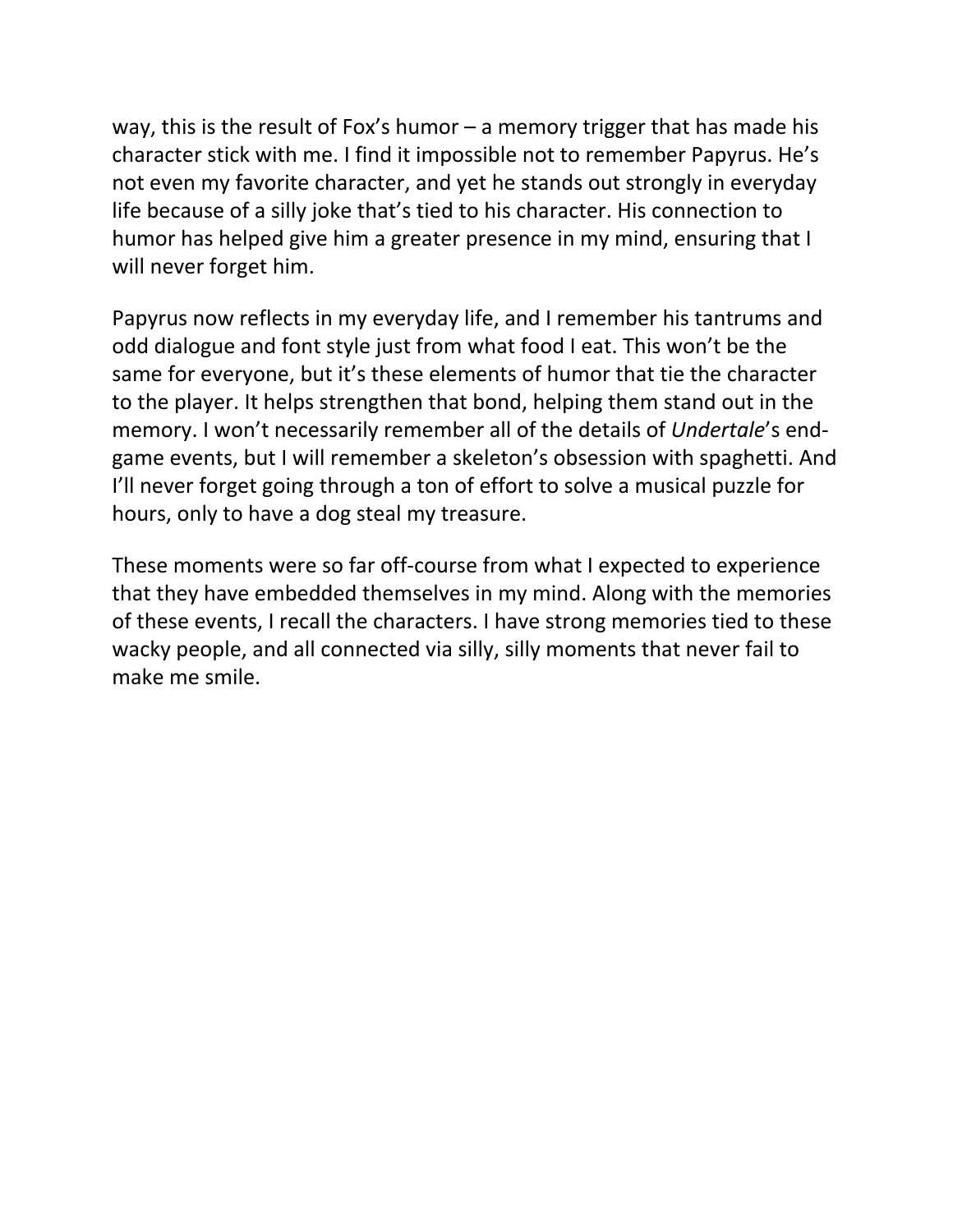way, this is the result of Fox's humor – a memory trigger that has made his character stick with me. I find it impossible not to remember Papyrus. He's not even my favorite character, and yet he stands out strongly in everyday life because of a silly joke that's tied to his character. His connection to humor has helped give him a greater presence in my mind, ensuring that I will never forget him.

Papyrus now reflects in my everyday life, and I remember his tantrums and odd dialogue and font style just from what food I eat. This won't be the same for everyone, but it's these elements of humor that tie the character to the player. It helps strengthen that bond, helping them stand out in the memory. I won't necessarily remember all of the details of *Undertale*'s end-game events, but I will remember a skeleton's obsession with spaghetti. And I'll never forget going through a ton of effort to solve a musical puzzle for hours, only to have a dog steal my treasure.

These moments were so far off-course from what I expected to experience that they have embedded themselves in my mind. Along with the memories of these events, I recall the characters. I have strong memories tied to these wacky people, and all connected via silly, silly moments that never fail to make me smile.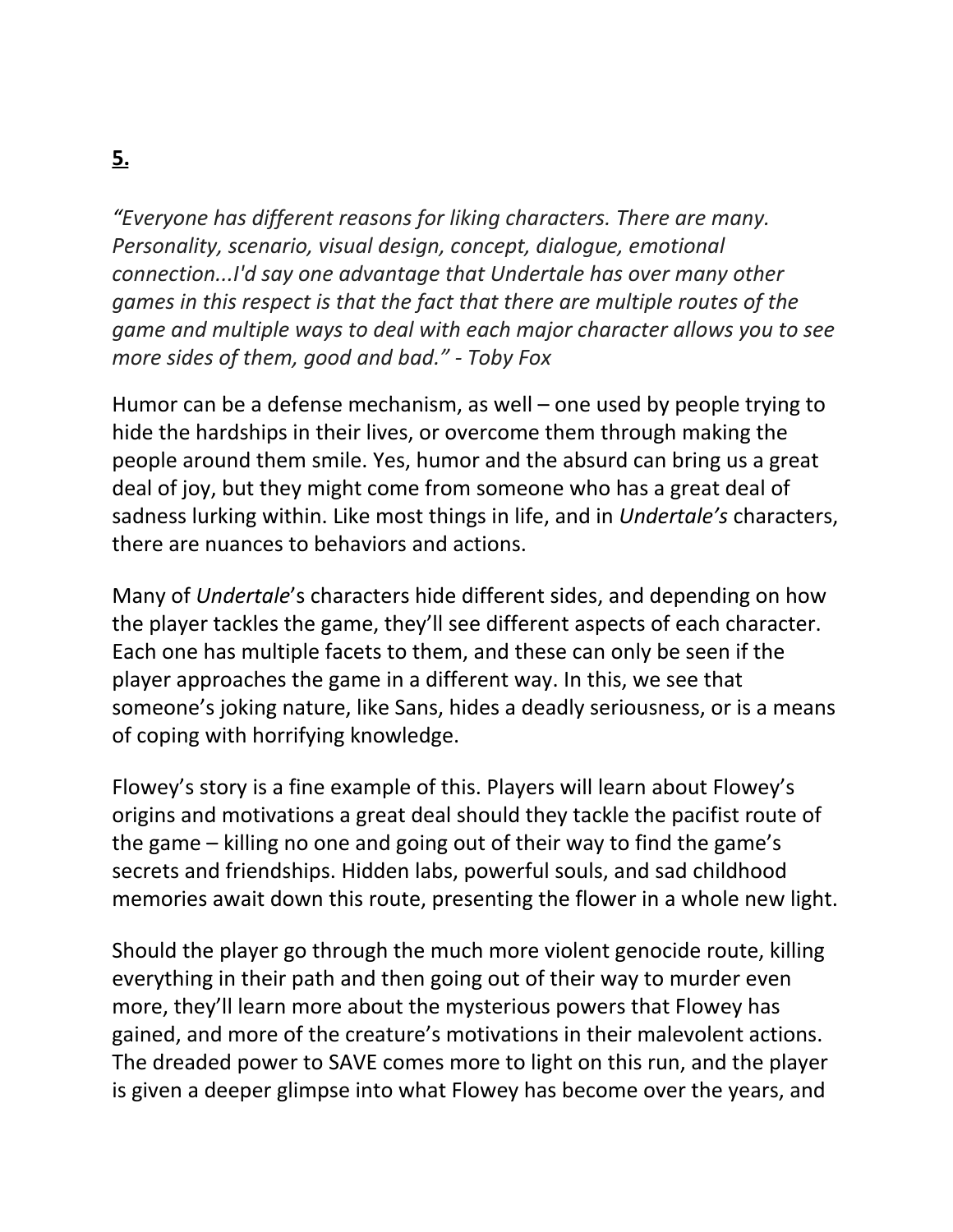**5.**

*"Everyone has different reasons for liking characters. There are many. Personality, scenario, visual design, concept, dialogue, emotional connection...I'd say one advantage that Undertale has over many other games in this respect is that the fact that there are multiple routes of the game and multiple ways to deal with each major character allows you to see more sides of them, good and bad." - Toby Fox*

Humor can be a defense mechanism, as well – one used by people trying to hide the hardships in their lives, or overcome them through making the people around them smile. Yes, humor and the absurd can bring us a great deal of joy, but they might come from someone who has a great deal of sadness lurking within. Like most things in life, and in *Undertale's* characters, there are nuances to behaviors and actions.

Many of *Undertale*'s characters hide different sides, and depending on how the player tackles the game, they'll see different aspects of each character. Each one has multiple facets to them, and these can only be seen if the player approaches the game in a different way. In this, we see that someone's joking nature, like Sans, hides a deadly seriousness, or is a means of coping with horrifying knowledge.

Flowey's story is a fine example of this. Players will learn about Flowey's origins and motivations a great deal should they tackle the pacifist route of the game – killing no one and going out of their way to find the game's secrets and friendships. Hidden labs, powerful souls, and sad childhood memories await down this route, presenting the flower in a whole new light.

Should the player go through the much more violent genocide route, killing everything in their path and then going out of their way to murder even more, they'll learn more about the mysterious powers that Flowey has gained, and more of the creature's motivations in their malevolent actions. The dreaded power to SAVE comes more to light on this run, and the player is given a deeper glimpse into what Flowey has become over the years, and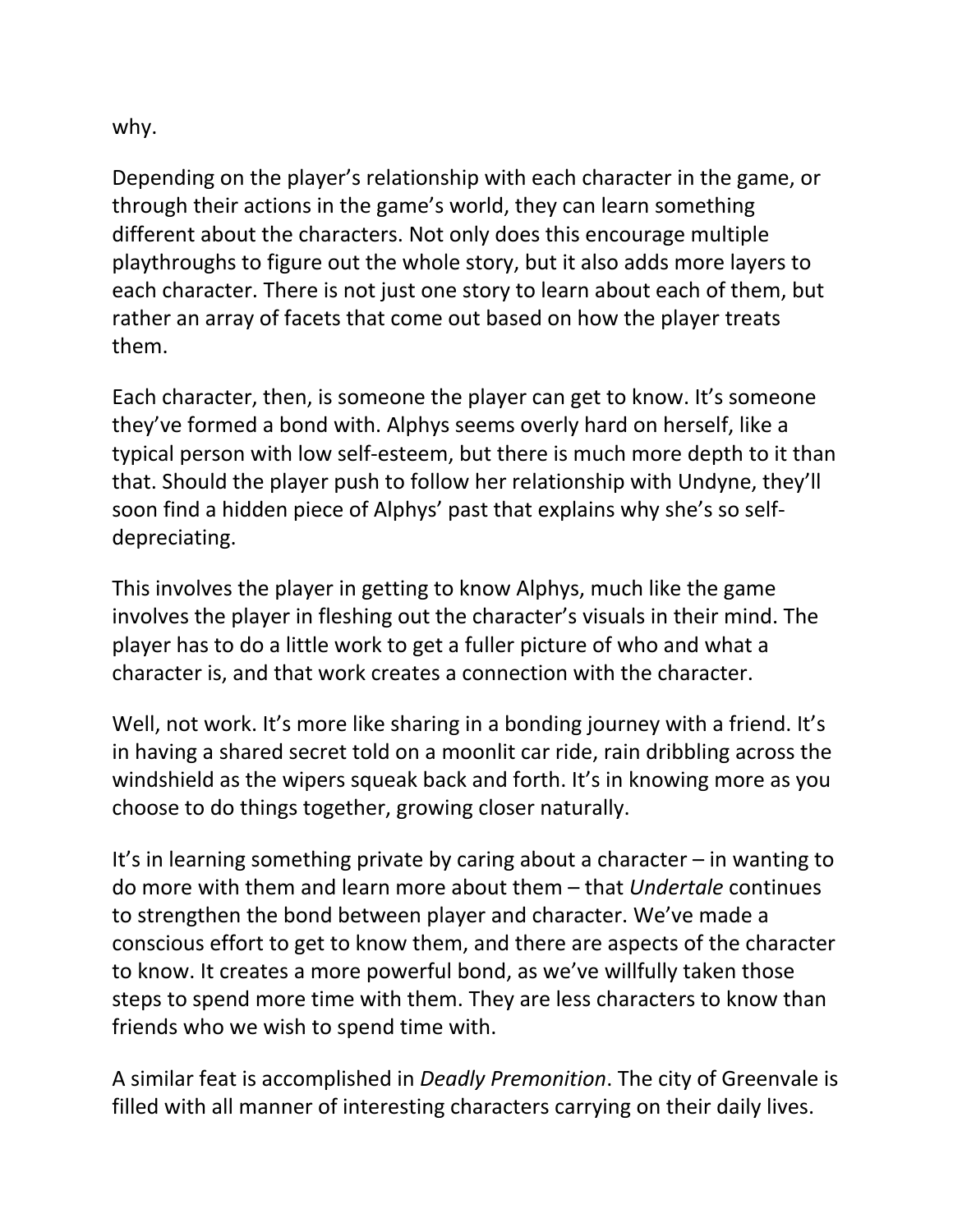why.

Depending on the player's relationship with each character in the game, or through their actions in the game's world, they can learn something different about the characters. Not only does this encourage multiple playthroughs to figure out the whole story, but it also adds more layers to each character. There is not just one story to learn about each of them, but rather an array of facets that come out based on how the player treats them.

Each character, then, is someone the player can get to know. It's someone they've formed a bond with. Alphys seems overly hard on herself, like a typical person with low self-esteem, but there is much more depth to it than that. Should the player push to follow her relationship with Undyne, they'll soon find a hidden piece of Alphys' past that explains why she's so self-depreciating.

This involves the player in getting to know Alphys, much like the game involves the player in fleshing out the character's visuals in their mind. The player has to do a little work to get a fuller picture of who and what a character is, and that work creates a connection with the character.

Well, not work. It's more like sharing in a bonding journey with a friend. It's in having a shared secret told on a moonlit car ride, rain dribbling across the windshield as the wipers squeak back and forth. It's in knowing more as you choose to do things together, growing closer naturally.

It's in learning something private by caring about a character – in wanting to do more with them and learn more about them – that *Undertale* continues to strengthen the bond between player and character. We've made a conscious effort to get to know them, and there are aspects of the character to know. It creates a more powerful bond, as we've willfully taken those steps to spend more time with them. They are less characters to know than friends who we wish to spend time with.

A similar feat is accomplished in *Deadly Premonition*. The city of Greenvale is filled with all manner of interesting characters carrying on their daily lives.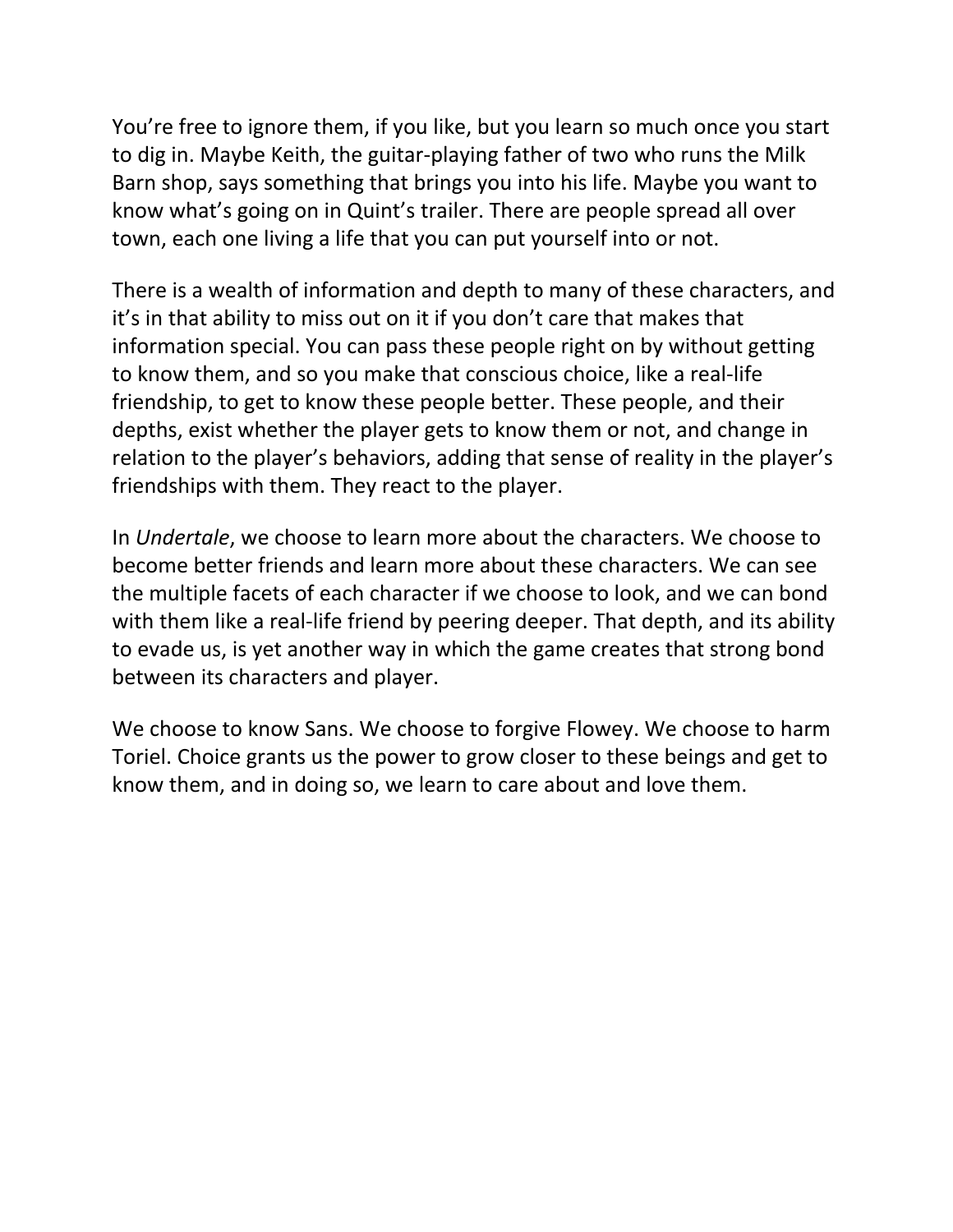You're free to ignore them, if you like, but you learn so much once you start to dig in. Maybe Keith, the guitar-playing father of two who runs the Milk Barn shop, says something that brings you into his life. Maybe you want to know what's going on in Quint's trailer. There are people spread all over town, each one living a life that you can put yourself into or not.

There is a wealth of information and depth to many of these characters, and it's in that ability to miss out on it if you don't care that makes that information special. You can pass these people right on by without getting to know them, and so you make that conscious choice, like a real-life friendship, to get to know these people better. These people, and their depths, exist whether the player gets to know them or not, and change in relation to the player's behaviors, adding that sense of reality in the player's friendships with them. They react to the player.

In *Undertale*, we choose to learn more about the characters. We choose to become better friends and learn more about these characters. We can see the multiple facets of each character if we choose to look, and we can bond with them like a real-life friend by peering deeper. That depth, and its ability to evade us, is yet another way in which the game creates that strong bond between its characters and player.

We choose to know Sans. We choose to forgive Flowey. We choose to harm Toriel. Choice grants us the power to grow closer to these beings and get to know them, and in doing so, we learn to care about and love them.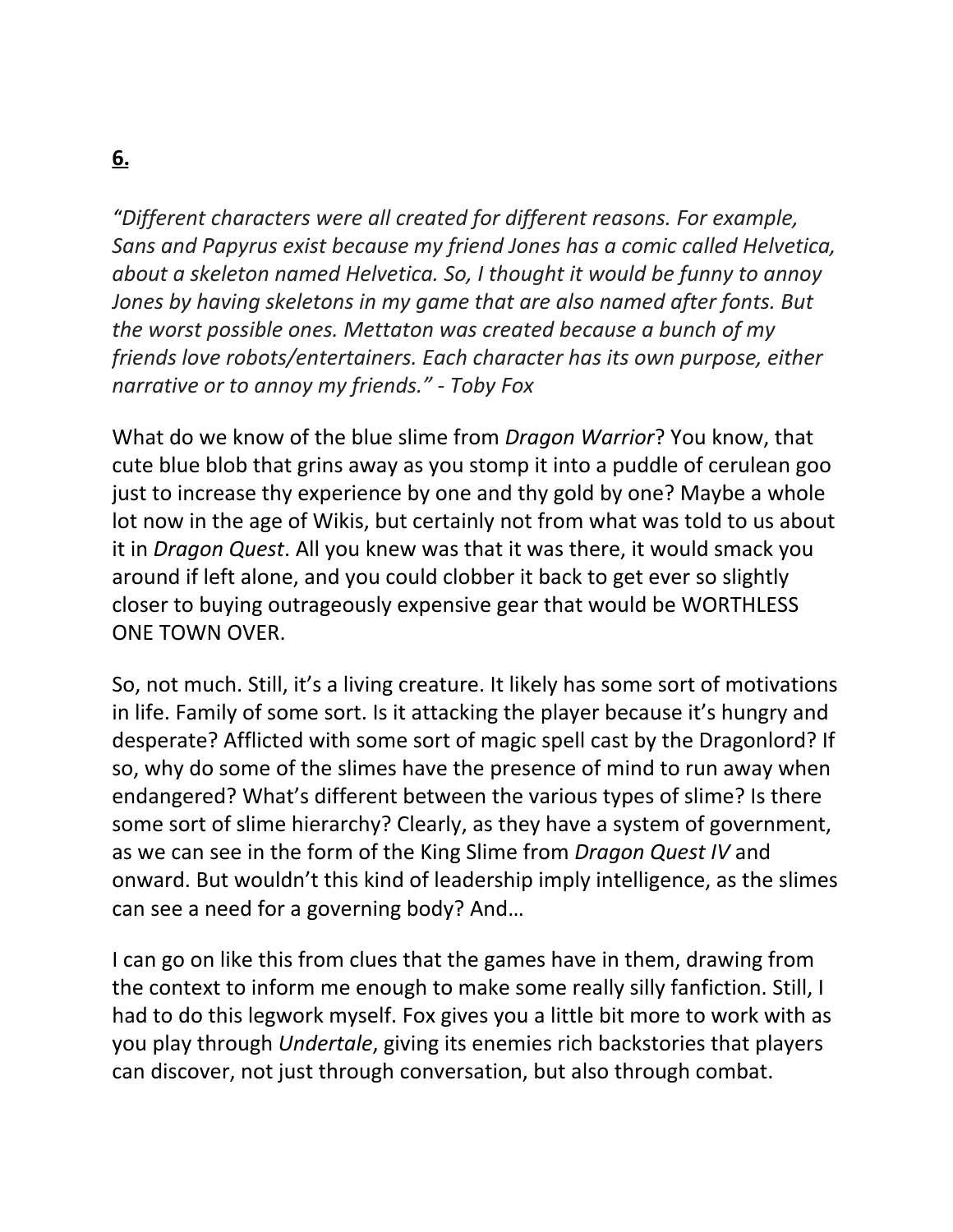**6.**

*"Different characters were all created for different reasons. For example, Sans and Papyrus exist because my friend Jones has a comic called Helvetica, about a skeleton named Helvetica. So, I thought it would be funny to annoy Jones by having skeletons in my game that are also named after fonts. But the worst possible ones. Mettaton was created because a bunch of my friends love robots/entertainers. Each character has its own purpose, either narrative or to annoy my friends." - Toby Fox*

What do we know of the blue slime from *Dragon Warrior*? You know, that cute blue blob that grins away as you stomp it into a puddle of cerulean goo just to increase thy experience by one and thy gold by one? Maybe a whole lot now in the age of Wikis, but certainly not from what was told to us about it in *Dragon Quest*. All you knew was that it was there, it would smack you around if left alone, and you could clobber it back to get ever so slightly closer to buying outrageously expensive gear that would be WORTHLESS ONE TOWN OVER.

So, not much. Still, it's a living creature. It likely has some sort of motivations in life. Family of some sort. Is it attacking the player because it's hungry and desperate? Afflicted with some sort of magic spell cast by the Dragonlord? If so, why do some of the slimes have the presence of mind to run away when endangered? What's different between the various types of slime? Is there some sort of slime hierarchy? Clearly, as they have a system of government, as we can see in the form of the King Slime from *Dragon Quest IV* and onward. But wouldn't this kind of leadership imply intelligence, as the slimes can see a need for a governing body? And…

I can go on like this from clues that the games have in them, drawing from the context to inform me enough to make some really silly fanfiction. Still, I had to do this legwork myself. Fox gives you a little bit more to work with as you play through *Undertale*, giving its enemies rich backstories that players can discover, not just through conversation, but also through combat.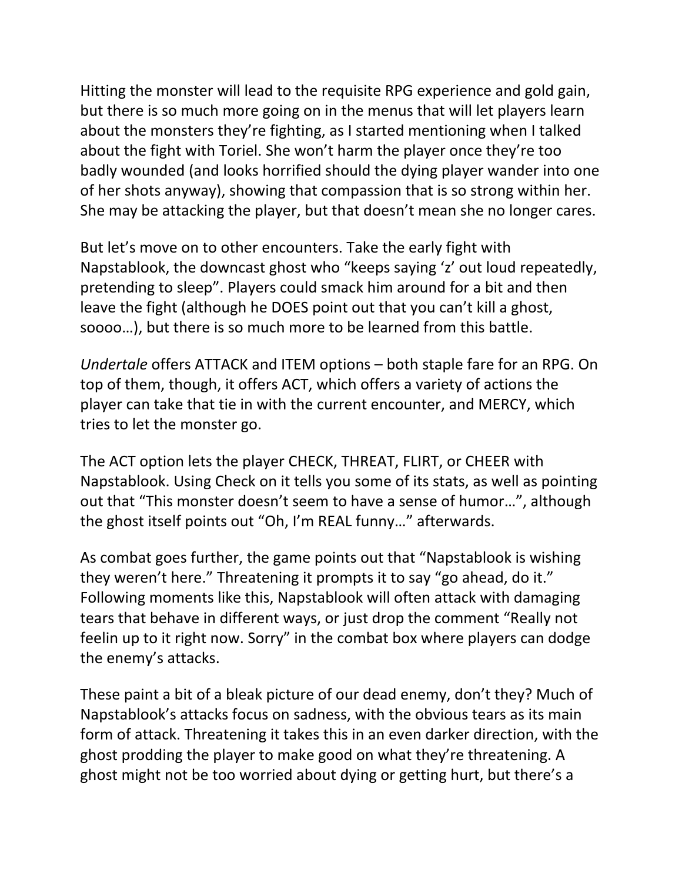Hitting the monster will lead to the requisite RPG experience and gold gain, but there is so much more going on in the menus that will let players learn about the monsters they're fighting, as I started mentioning when I talked about the fight with Toriel. She won't harm the player once they're too badly wounded (and looks horrified should the dying player wander into one of her shots anyway), showing that compassion that is so strong within her. She may be attacking the player, but that doesn't mean she no longer cares.

But let's move on to other encounters. Take the early fight with Napstablook, the downcast ghost who "keeps saying 'z' out loud repeatedly, pretending to sleep". Players could smack him around for a bit and then leave the fight (although he DOES point out that you can't kill a ghost, soooo…), but there is so much more to be learned from this battle.

*Undertale* offers ATTACK and ITEM options – both staple fare for an RPG. On top of them, though, it offers ACT, which offers a variety of actions the player can take that tie in with the current encounter, and MERCY, which tries to let the monster go.

The ACT option lets the player CHECK, THREAT, FLIRT, or CHEER with Napstablook. Using Check on it tells you some of its stats, as well as pointing out that "This monster doesn't seem to have a sense of humor…", although the ghost itself points out "Oh, I'm REAL funny…" afterwards.

As combat goes further, the game points out that "Napstablook is wishing they weren't here." Threatening it prompts it to say "go ahead, do it." Following moments like this, Napstablook will often attack with damaging tears that behave in different ways, or just drop the comment "Really not feelin up to it right now. Sorry" in the combat box where players can dodge the enemy's attacks.

These paint a bit of a bleak picture of our dead enemy, don't they? Much of Napstablook's attacks focus on sadness, with the obvious tears as its main form of attack. Threatening it takes this in an even darker direction, with the ghost prodding the player to make good on what they're threatening. A ghost might not be too worried about dying or getting hurt, but there's a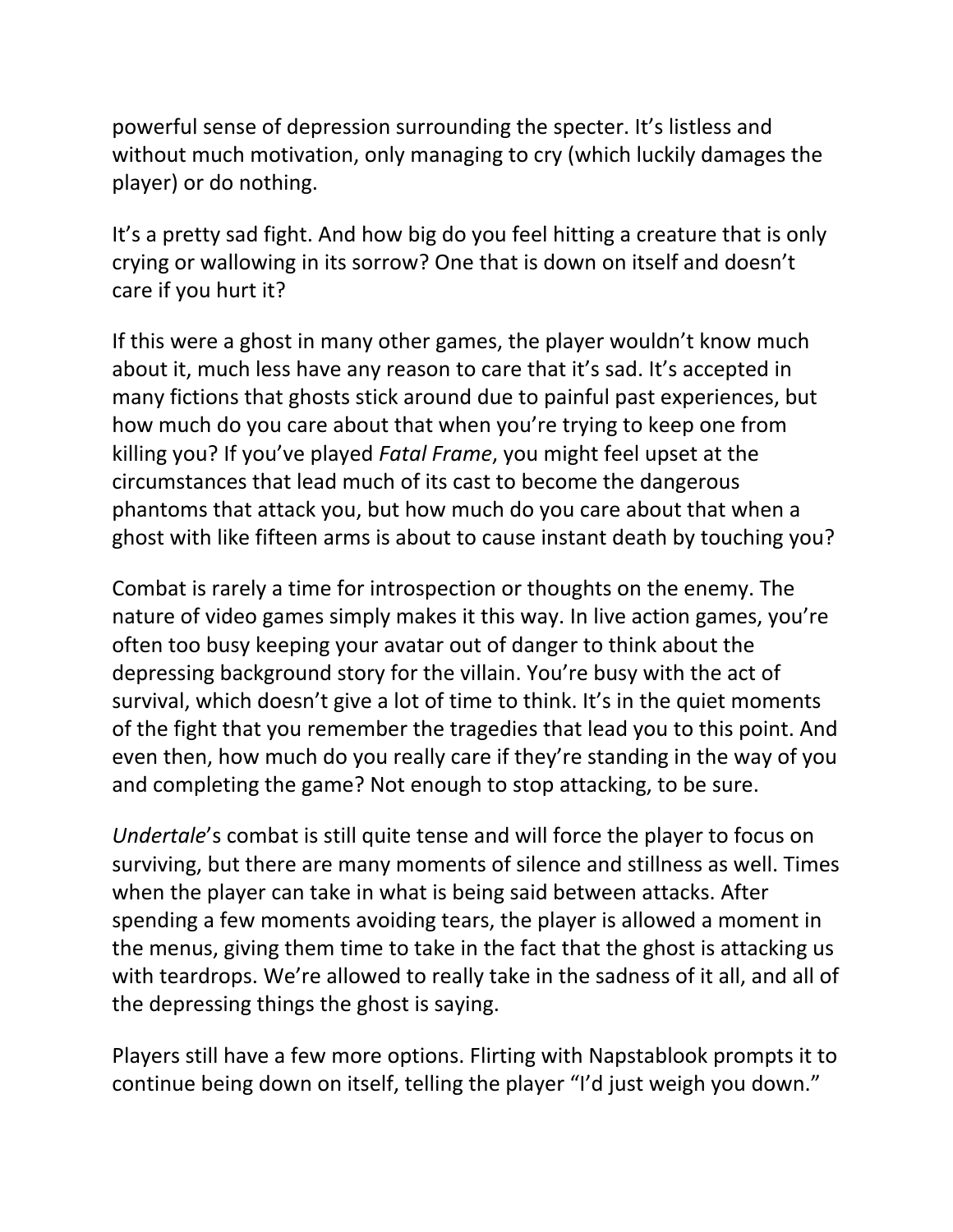powerful sense of depression surrounding the specter. It's listless and without much motivation, only managing to cry (which luckily damages the player) or do nothing.

It's a pretty sad fight. And how big do you feel hitting a creature that is only crying or wallowing in its sorrow? One that is down on itself and doesn't care if you hurt it?

If this were a ghost in many other games, the player wouldn't know much about it, much less have any reason to care that it's sad. It's accepted in many fictions that ghosts stick around due to painful past experiences, but how much do you care about that when you're trying to keep one from killing you? If you've played *Fatal Frame*, you might feel upset at the circumstances that lead much of its cast to become the dangerous phantoms that attack you, but how much do you care about that when a ghost with like fifteen arms is about to cause instant death by touching you?

Combat is rarely a time for introspection or thoughts on the enemy. The nature of video games simply makes it this way. In live action games, you're often too busy keeping your avatar out of danger to think about the depressing background story for the villain. You're busy with the act of survival, which doesn't give a lot of time to think. It's in the quiet moments of the fight that you remember the tragedies that lead you to this point. And even then, how much do you really care if they're standing in the way of you and completing the game? Not enough to stop attacking, to be sure.

*Undertale*'s combat is still quite tense and will force the player to focus on surviving, but there are many moments of silence and stillness as well. Times when the player can take in what is being said between attacks. After spending a few moments avoiding tears, the player is allowed a moment in the menus, giving them time to take in the fact that the ghost is attacking us with teardrops. We're allowed to really take in the sadness of it all, and all of the depressing things the ghost is saying.

Players still have a few more options. Flirting with Napstablook prompts it to continue being down on itself, telling the player "I'd just weigh you down."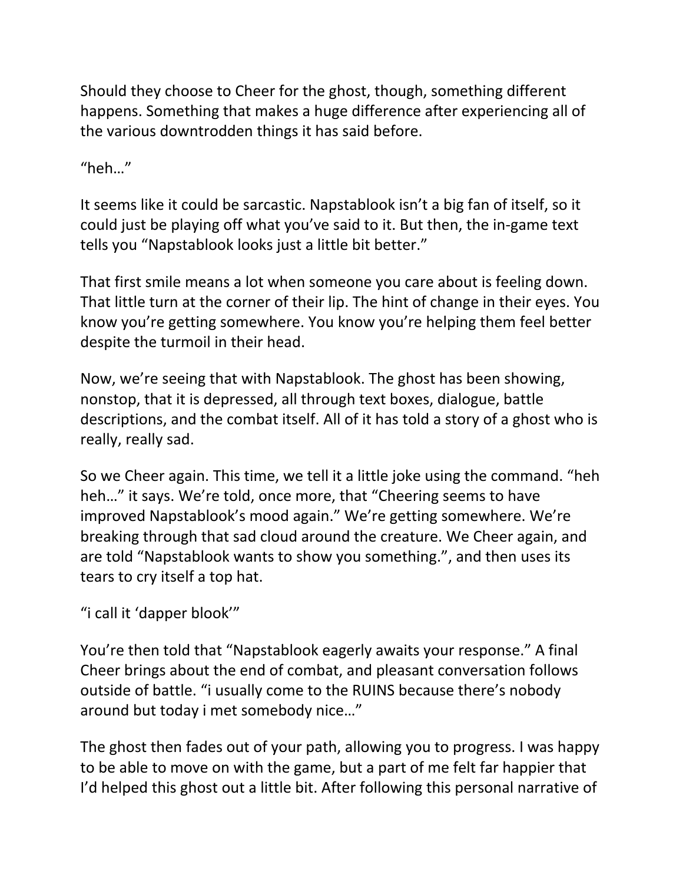Should they choose to Cheer for the ghost, though, something different happens. Something that makes a huge difference after experiencing all of the various downtrodden things it has said before.

“heh…”

It seems like it could be sarcastic. Napstablook isn’t a big fan of itself, so it could just be playing off what you’ve said to it. But then, the in-game text tells you “Napstablook looks just a little bit better.”

That first smile means a lot when someone you care about is feeling down. That little turn at the corner of their lip. The hint of change in their eyes. You know you’re getting somewhere. You know you’re helping them feel better despite the turmoil in their head.

Now, we’re seeing that with Napstablook. The ghost has been showing, nonstop, that it is depressed, all through text boxes, dialogue, battle descriptions, and the combat itself. All of it has told a story of a ghost who is really, really sad.

So we Cheer again. This time, we tell it a little joke using the command. “heh heh…” it says. We’re told, once more, that “Cheering seems to have improved Napstablook’s mood again.” We’re getting somewhere. We’re breaking through that sad cloud around the creature. We Cheer again, and are told “Napstablook wants to show you something.”, and then uses its tears to cry itself a top hat.

“i call it ‘dapper blook’”

You’re then told that “Napstablook eagerly awaits your response.” A final Cheer brings about the end of combat, and pleasant conversation follows outside of battle. “i usually come to the RUINS because there’s nobody around but today i met somebody nice…”

The ghost then fades out of your path, allowing you to progress. I was happy to be able to move on with the game, but a part of me felt far happier that I’d helped this ghost out a little bit. After following this personal narrative of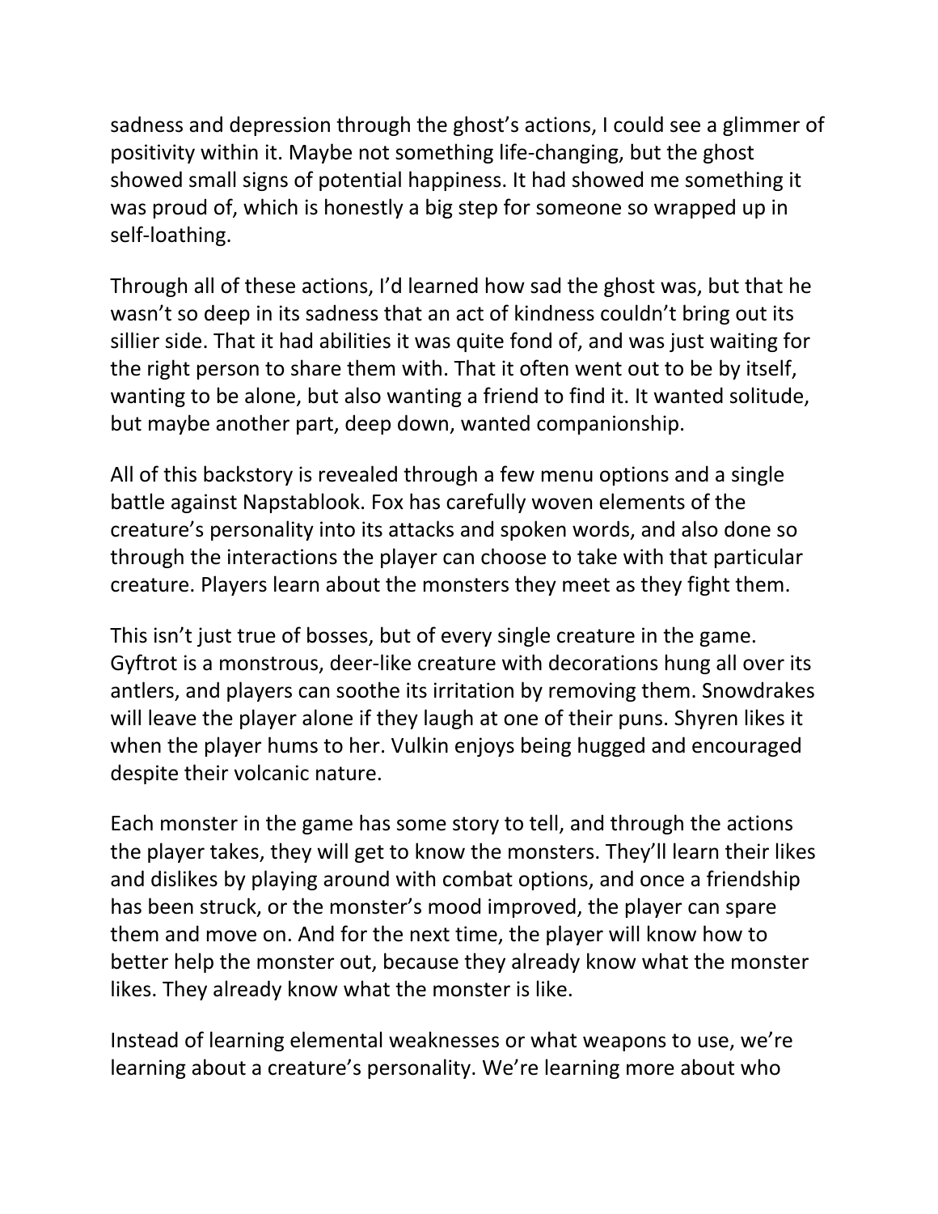sadness and depression through the ghost's actions, I could see a glimmer of positivity within it. Maybe not something life-changing, but the ghost showed small signs of potential happiness. It had showed me something it was proud of, which is honestly a big step for someone so wrapped up in self-loathing.

Through all of these actions, I'd learned how sad the ghost was, but that he wasn't so deep in its sadness that an act of kindness couldn't bring out its sillier side. That it had abilities it was quite fond of, and was just waiting for the right person to share them with. That it often went out to be by itself, wanting to be alone, but also wanting a friend to find it. It wanted solitude, but maybe another part, deep down, wanted companionship.

All of this backstory is revealed through a few menu options and a single battle against Napstablook. Fox has carefully woven elements of the creature's personality into its attacks and spoken words, and also done so through the interactions the player can choose to take with that particular creature. Players learn about the monsters they meet as they fight them.

This isn't just true of bosses, but of every single creature in the game. Gyftrot is a monstrous, deer-like creature with decorations hung all over its antlers, and players can soothe its irritation by removing them. Snowdrakes will leave the player alone if they laugh at one of their puns. Shyren likes it when the player hums to her. Vulkin enjoys being hugged and encouraged despite their volcanic nature.

Each monster in the game has some story to tell, and through the actions the player takes, they will get to know the monsters. They'll learn their likes and dislikes by playing around with combat options, and once a friendship has been struck, or the monster's mood improved, the player can spare them and move on. And for the next time, the player will know how to better help the monster out, because they already know what the monster likes. They already know what the monster is like.

Instead of learning elemental weaknesses or what weapons to use, we're learning about a creature's personality. We're learning more about who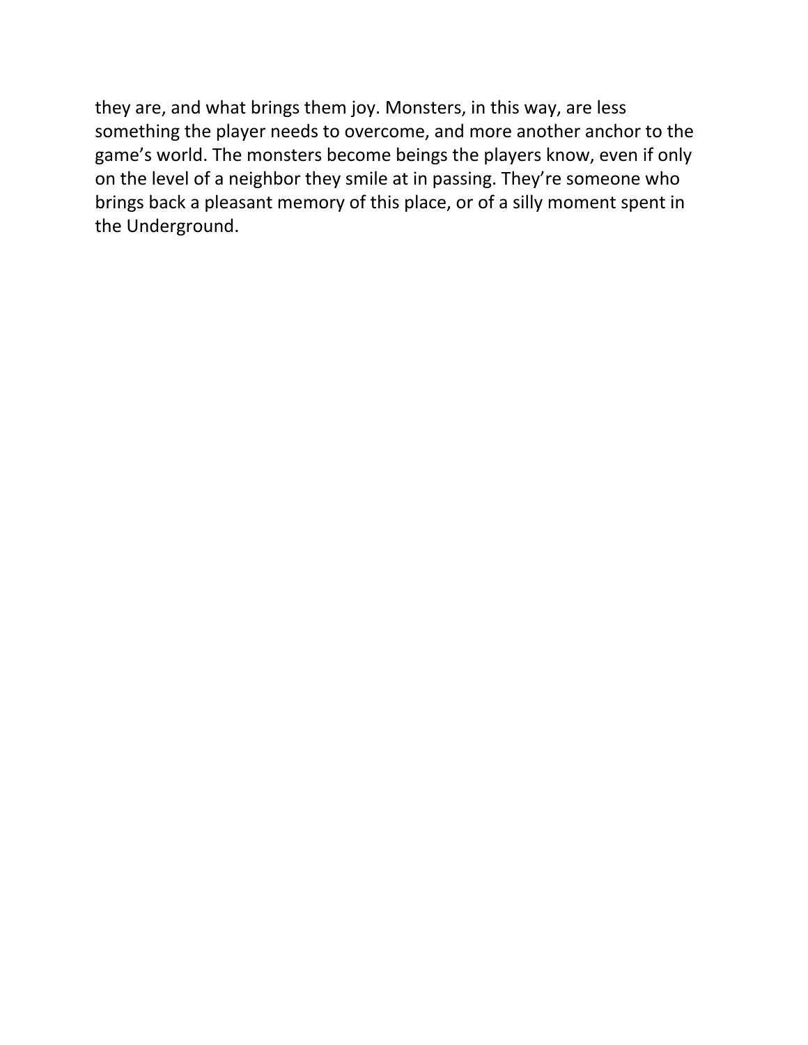they are, and what brings them joy. Monsters, in this way, are less something the player needs to overcome, and more another anchor to the game's world. The monsters become beings the players know, even if only on the level of a neighbor they smile at in passing. They're someone who brings back a pleasant memory of this place, or of a silly moment spent in the Underground.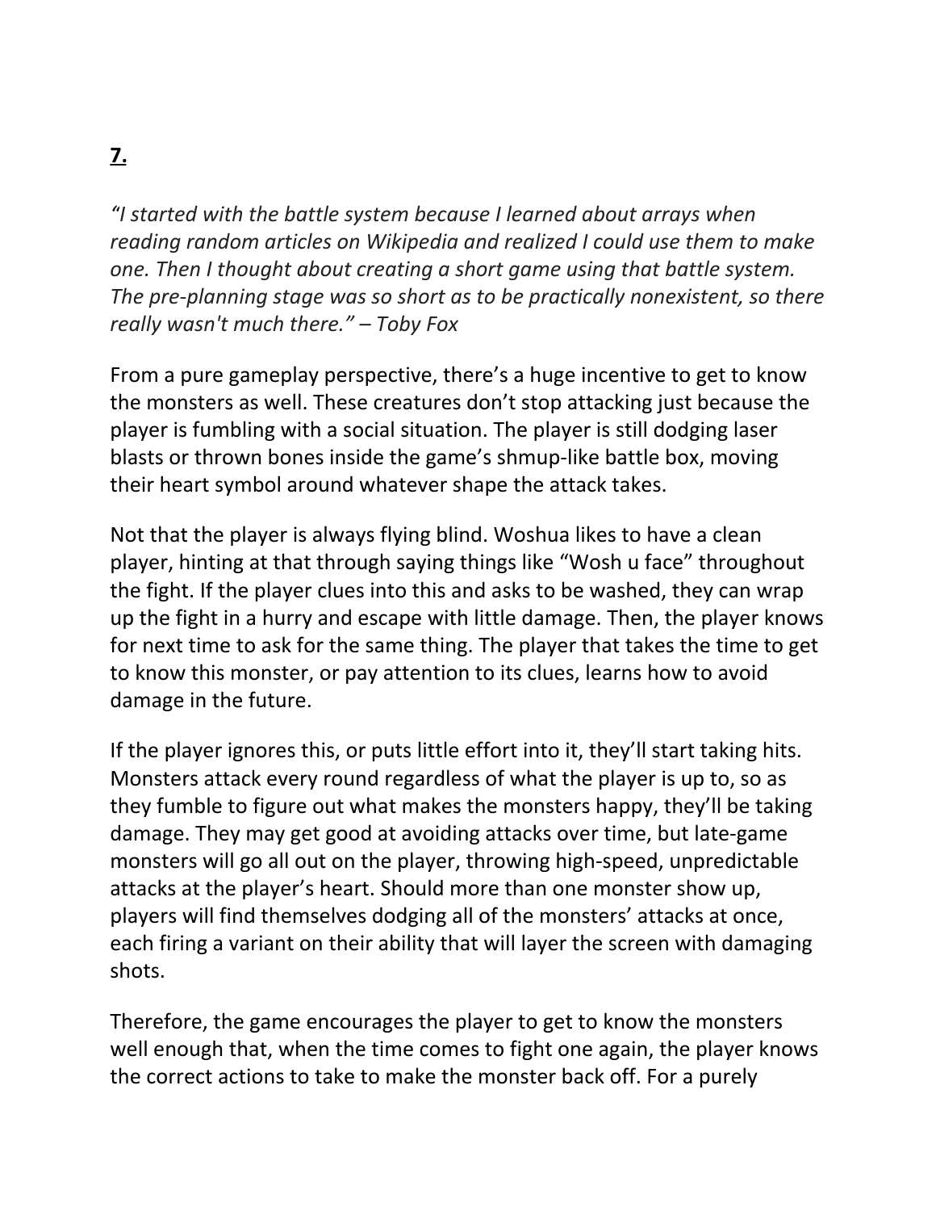**7.**

*"I started with the battle system because I learned about arrays when reading random articles on Wikipedia and realized I could use them to make one. Then I thought about creating a short game using that battle system. The pre-planning stage was so short as to be practically nonexistent, so there really wasn't much there." – Toby Fox*

From a pure gameplay perspective, there's a huge incentive to get to know the monsters as well. These creatures don't stop attacking just because the player is fumbling with a social situation. The player is still dodging laser blasts or thrown bones inside the game's shmup-like battle box, moving their heart symbol around whatever shape the attack takes.

Not that the player is always flying blind. Woshua likes to have a clean player, hinting at that through saying things like "Wosh u face" throughout the fight. If the player clues into this and asks to be washed, they can wrap up the fight in a hurry and escape with little damage. Then, the player knows for next time to ask for the same thing. The player that takes the time to get to know this monster, or pay attention to its clues, learns how to avoid damage in the future.

If the player ignores this, or puts little effort into it, they'll start taking hits. Monsters attack every round regardless of what the player is up to, so as they fumble to figure out what makes the monsters happy, they'll be taking damage. They may get good at avoiding attacks over time, but late-game monsters will go all out on the player, throwing high-speed, unpredictable attacks at the player's heart. Should more than one monster show up, players will find themselves dodging all of the monsters' attacks at once, each firing a variant on their ability that will layer the screen with damaging shots.

Therefore, the game encourages the player to get to know the monsters well enough that, when the time comes to fight one again, the player knows the correct actions to take to make the monster back off. For a purely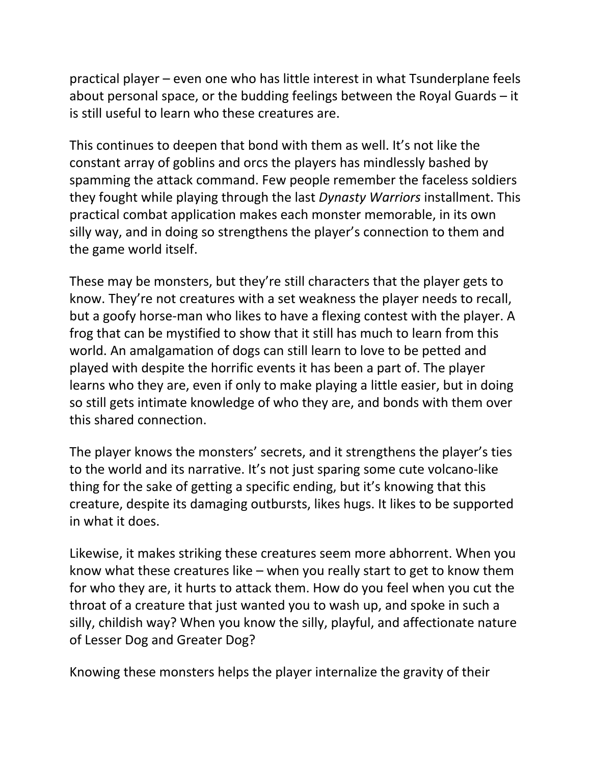practical player – even one who has little interest in what Tsunderplane feels about personal space, or the budding feelings between the Royal Guards – it is still useful to learn who these creatures are.

This continues to deepen that bond with them as well. It's not like the constant array of goblins and orcs the players has mindlessly bashed by spamming the attack command. Few people remember the faceless soldiers they fought while playing through the last *Dynasty Warriors* installment. This practical combat application makes each monster memorable, in its own silly way, and in doing so strengthens the player's connection to them and the game world itself.

These may be monsters, but they're still characters that the player gets to know. They're not creatures with a set weakness the player needs to recall, but a goofy horse-man who likes to have a flexing contest with the player. A frog that can be mystified to show that it still has much to learn from this world. An amalgamation of dogs can still learn to love to be petted and played with despite the horrific events it has been a part of. The player learns who they are, even if only to make playing a little easier, but in doing so still gets intimate knowledge of who they are, and bonds with them over this shared connection.

The player knows the monsters' secrets, and it strengthens the player's ties to the world and its narrative. It's not just sparing some cute volcano-like thing for the sake of getting a specific ending, but it's knowing that this creature, despite its damaging outbursts, likes hugs. It likes to be supported in what it does.

Likewise, it makes striking these creatures seem more abhorrent. When you know what these creatures like – when you really start to get to know them for who they are, it hurts to attack them. How do you feel when you cut the throat of a creature that just wanted you to wash up, and spoke in such a silly, childish way? When you know the silly, playful, and affectionate nature of Lesser Dog and Greater Dog?

Knowing these monsters helps the player internalize the gravity of their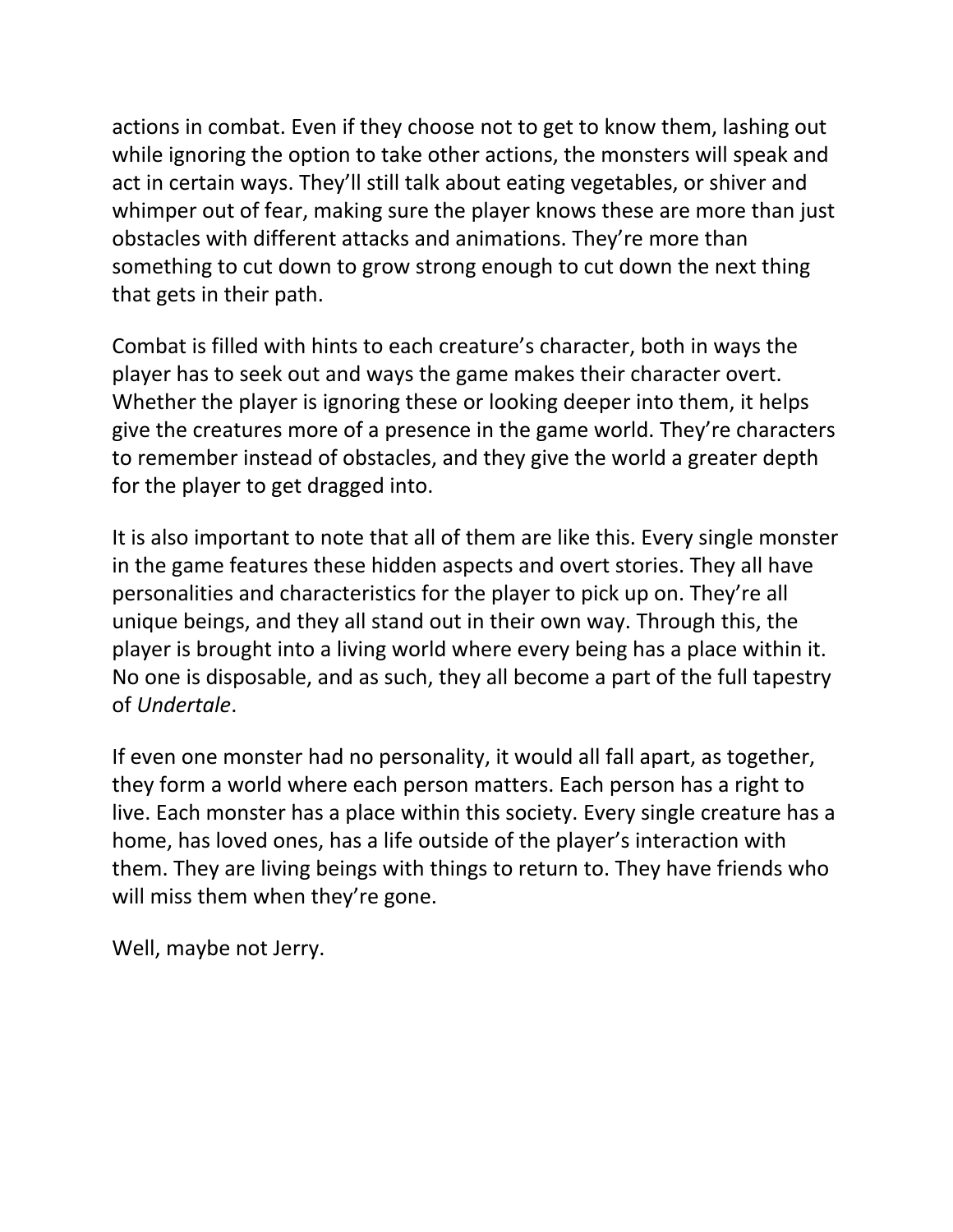actions in combat. Even if they choose not to get to know them, lashing out while ignoring the option to take other actions, the monsters will speak and act in certain ways. They'll still talk about eating vegetables, or shiver and whimper out of fear, making sure the player knows these are more than just obstacles with different attacks and animations. They're more than something to cut down to grow strong enough to cut down the next thing that gets in their path.

Combat is filled with hints to each creature's character, both in ways the player has to seek out and ways the game makes their character overt. Whether the player is ignoring these or looking deeper into them, it helps give the creatures more of a presence in the game world. They're characters to remember instead of obstacles, and they give the world a greater depth for the player to get dragged into.

It is also important to note that all of them are like this. Every single monster in the game features these hidden aspects and overt stories. They all have personalities and characteristics for the player to pick up on. They're all unique beings, and they all stand out in their own way. Through this, the player is brought into a living world where every being has a place within it. No one is disposable, and as such, they all become a part of the full tapestry of *Undertale*.

If even one monster had no personality, it would all fall apart, as together, they form a world where each person matters. Each person has a right to live. Each monster has a place within this society. Every single creature has a home, has loved ones, has a life outside of the player's interaction with them. They are living beings with things to return to. They have friends who will miss them when they're gone.

Well, maybe not Jerry.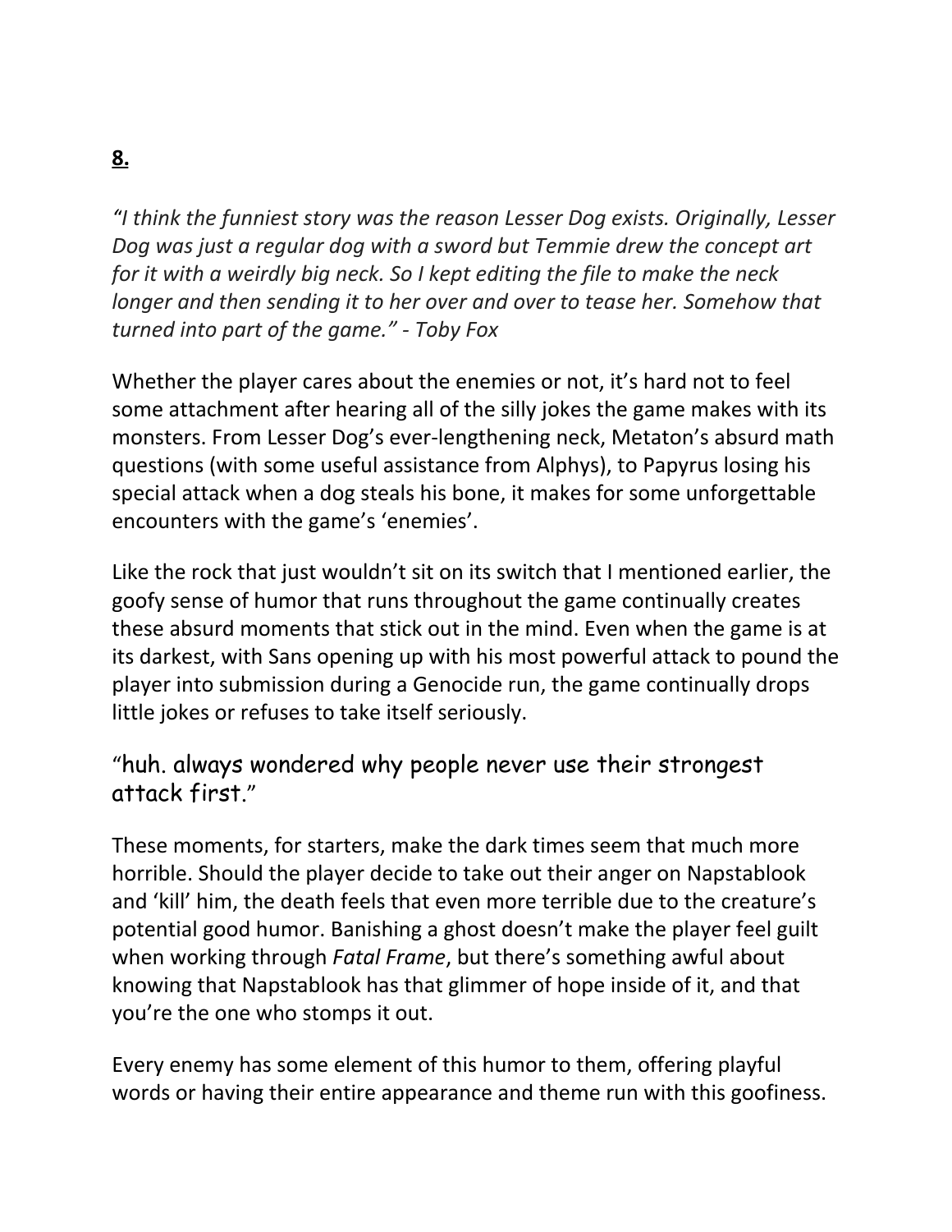**8.**

*"I think the funniest story was the reason Lesser Dog exists. Originally, Lesser Dog was just a regular dog with a sword but Temmie drew the concept art for it with a weirdly big neck. So I kept editing the file to make the neck longer and then sending it to her over and over to tease her. Somehow that turned into part of the game." - Toby Fox*

Whether the player cares about the enemies or not, it's hard not to feel some attachment after hearing all of the silly jokes the game makes with its monsters. From Lesser Dog's ever-lengthening neck, Metaton's absurd math questions (with some useful assistance from Alphys), to Papyrus losing his special attack when a dog steals his bone, it makes for some unforgettable encounters with the game's 'enemies'.

Like the rock that just wouldn't sit on its switch that I mentioned earlier, the goofy sense of humor that runs throughout the game continually creates these absurd moments that stick out in the mind. Even when the game is at its darkest, with Sans opening up with his most powerful attack to pound the player into submission during a Genocide run, the game continually drops little jokes or refuses to take itself seriously.

"huh. always wondered why people never use their strongest attack first."

These moments, for starters, make the dark times seem that much more horrible. Should the player decide to take out their anger on Napstablook and 'kill' him, the death feels that even more terrible due to the creature's potential good humor. Banishing a ghost doesn't make the player feel guilt when working through *Fatal Frame*, but there's something awful about knowing that Napstablook has that glimmer of hope inside of it, and that you're the one who stomps it out.

Every enemy has some element of this humor to them, offering playful words or having their entire appearance and theme run with this goofiness.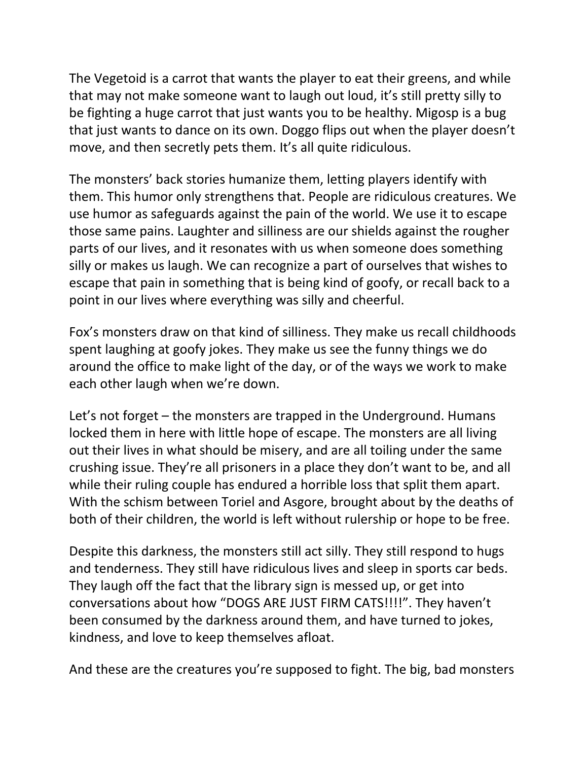The Vegetoid is a carrot that wants the player to eat their greens, and while that may not make someone want to laugh out loud, it's still pretty silly to be fighting a huge carrot that just wants you to be healthy. Migosp is a bug that just wants to dance on its own. Doggo flips out when the player doesn't move, and then secretly pets them. It's all quite ridiculous.

The monsters' back stories humanize them, letting players identify with them. This humor only strengthens that. People are ridiculous creatures. We use humor as safeguards against the pain of the world. We use it to escape those same pains. Laughter and silliness are our shields against the rougher parts of our lives, and it resonates with us when someone does something silly or makes us laugh. We can recognize a part of ourselves that wishes to escape that pain in something that is being kind of goofy, or recall back to a point in our lives where everything was silly and cheerful.

Fox's monsters draw on that kind of silliness. They make us recall childhoods spent laughing at goofy jokes. They make us see the funny things we do around the office to make light of the day, or of the ways we work to make each other laugh when we're down.

Let's not forget – the monsters are trapped in the Underground. Humans locked them in here with little hope of escape. The monsters are all living out their lives in what should be misery, and are all toiling under the same crushing issue. They're all prisoners in a place they don't want to be, and all while their ruling couple has endured a horrible loss that split them apart. With the schism between Toriel and Asgore, brought about by the deaths of both of their children, the world is left without rulership or hope to be free.

Despite this darkness, the monsters still act silly. They still respond to hugs and tenderness. They still have ridiculous lives and sleep in sports car beds. They laugh off the fact that the library sign is messed up, or get into conversations about how "DOGS ARE JUST FIRM CATS!!!!". They haven't been consumed by the darkness around them, and have turned to jokes, kindness, and love to keep themselves afloat.

And these are the creatures you're supposed to fight. The big, bad monsters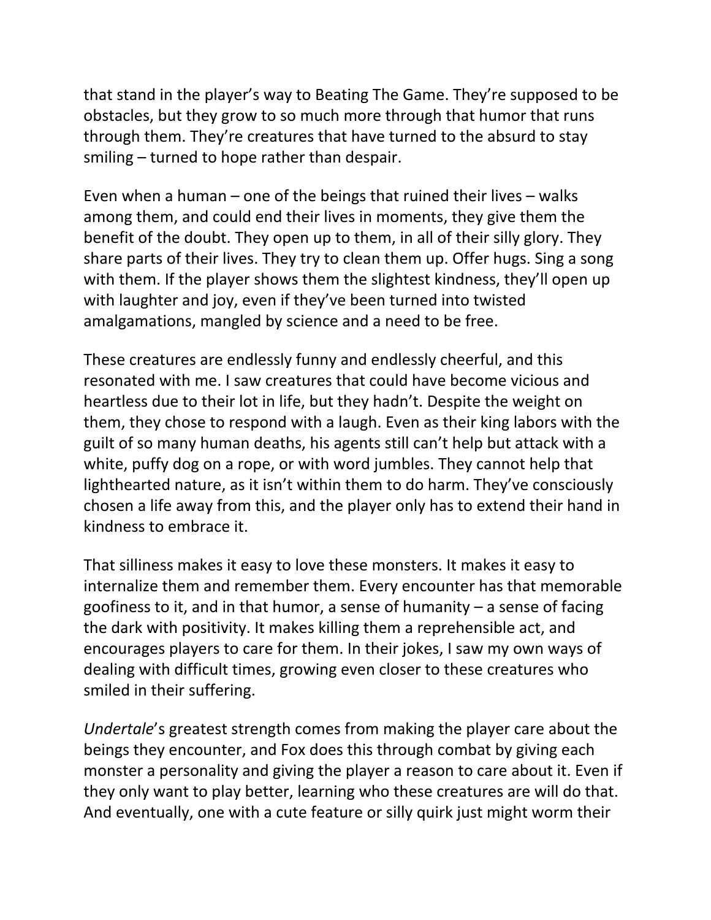that stand in the player's way to Beating The Game. They're supposed to be obstacles, but they grow to so much more through that humor that runs through them. They're creatures that have turned to the absurd to stay smiling – turned to hope rather than despair.

Even when a human – one of the beings that ruined their lives – walks among them, and could end their lives in moments, they give them the benefit of the doubt. They open up to them, in all of their silly glory. They share parts of their lives. They try to clean them up. Offer hugs. Sing a song with them. If the player shows them the slightest kindness, they'll open up with laughter and joy, even if they've been turned into twisted amalgamations, mangled by science and a need to be free.

These creatures are endlessly funny and endlessly cheerful, and this resonated with me. I saw creatures that could have become vicious and heartless due to their lot in life, but they hadn't. Despite the weight on them, they chose to respond with a laugh. Even as their king labors with the guilt of so many human deaths, his agents still can't help but attack with a white, puffy dog on a rope, or with word jumbles. They cannot help that lighthearted nature, as it isn't within them to do harm. They've consciously chosen a life away from this, and the player only has to extend their hand in kindness to embrace it.

That silliness makes it easy to love these monsters. It makes it easy to internalize them and remember them. Every encounter has that memorable goofiness to it, and in that humor, a sense of humanity – a sense of facing the dark with positivity. It makes killing them a reprehensible act, and encourages players to care for them. In their jokes, I saw my own ways of dealing with difficult times, growing even closer to these creatures who smiled in their suffering.

*Undertale*'s greatest strength comes from making the player care about the beings they encounter, and Fox does this through combat by giving each monster a personality and giving the player a reason to care about it. Even if they only want to play better, learning who these creatures are will do that. And eventually, one with a cute feature or silly quirk just might worm their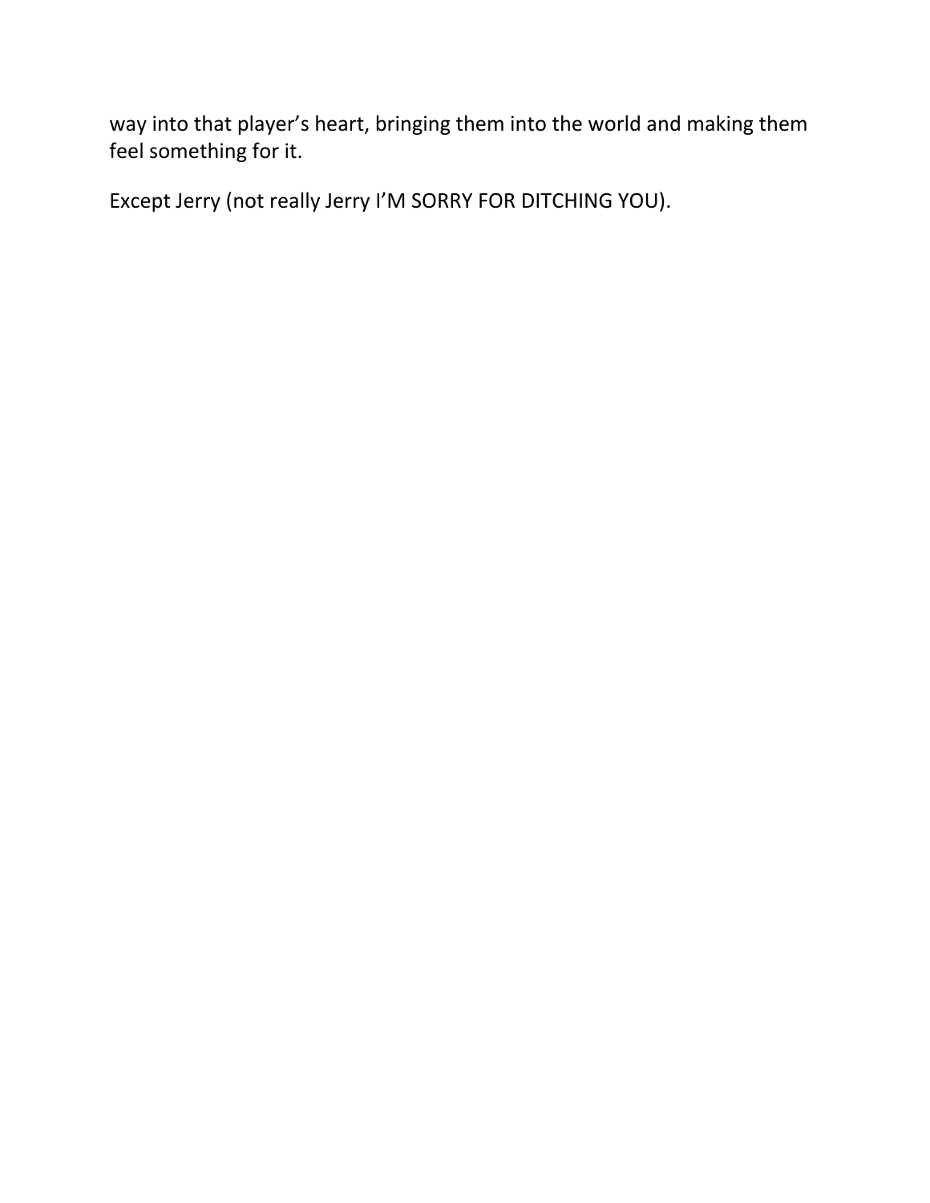way into that player's heart, bringing them into the world and making them feel something for it.

Except Jerry (not really Jerry I'M SORRY FOR DITCHING YOU).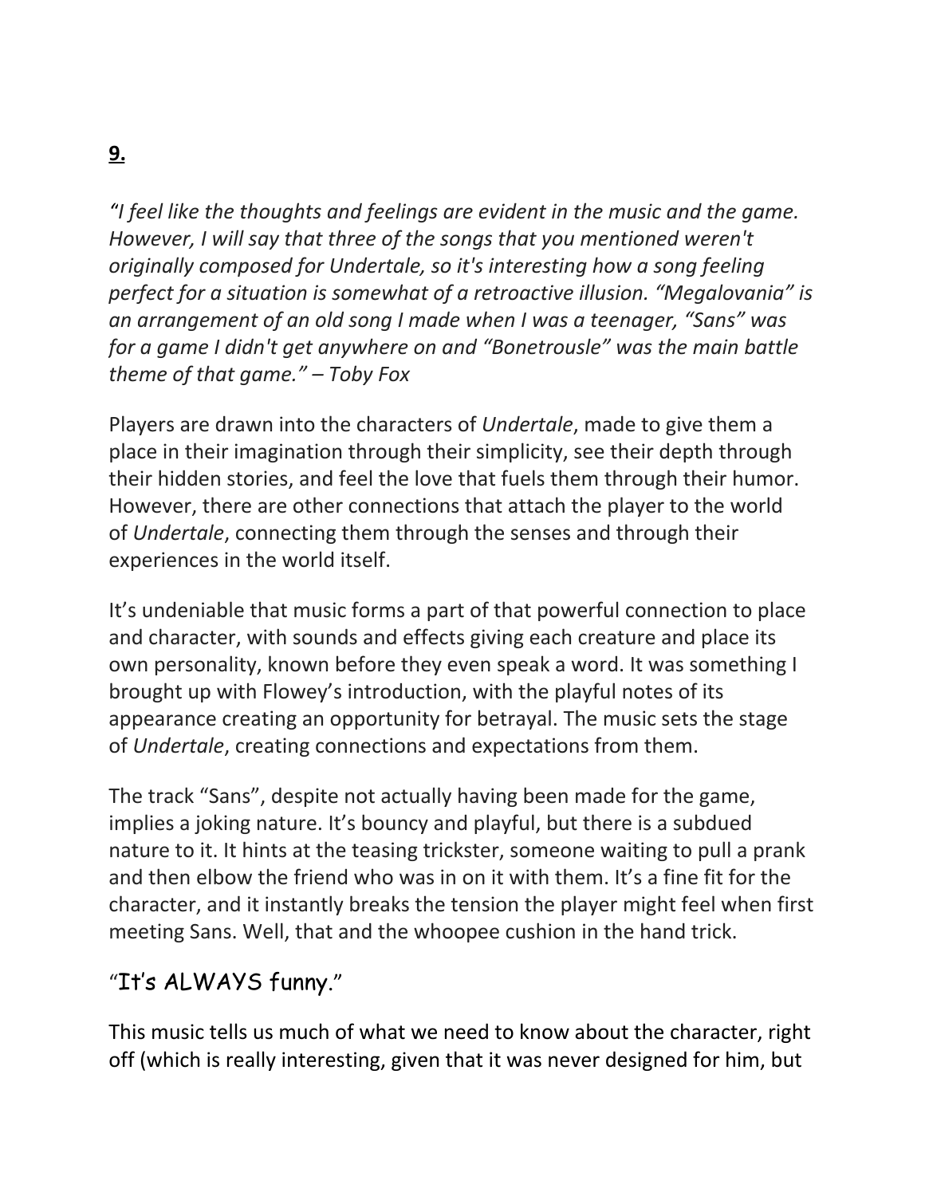**9.**

*"I feel like the thoughts and feelings are evident in the music and the game. However, I will say that three of the songs that you mentioned weren't originally composed for Undertale, so it's interesting how a song feeling perfect for a situation is somewhat of a retroactive illusion. "Megalovania" is an arrangement of an old song I made when I was a teenager, "Sans" was for a game I didn't get anywhere on and "Bonetrousle" was the main battle theme of that game." – Toby Fox*

Players are drawn into the characters of *Undertale*, made to give them a place in their imagination through their simplicity, see their depth through their hidden stories, and feel the love that fuels them through their humor. However, there are other connections that attach the player to the world of *Undertale*, connecting them through the senses and through their experiences in the world itself.

It's undeniable that music forms a part of that powerful connection to place and character, with sounds and effects giving each creature and place its own personality, known before they even speak a word. It was something I brought up with Flowey's introduction, with the playful notes of its appearance creating an opportunity for betrayal. The music sets the stage of *Undertale*, creating connections and expectations from them.

The track "Sans", despite not actually having been made for the game, implies a joking nature. It's bouncy and playful, but there is a subdued nature to it. It hints at the teasing trickster, someone waiting to pull a prank and then elbow the friend who was in on it with them. It's a fine fit for the character, and it instantly breaks the tension the player might feel when first meeting Sans. Well, that and the whoopee cushion in the hand trick.

"It's ALWAYS funny."

This music tells us much of what we need to know about the character, right off (which is really interesting, given that it was never designed for him, but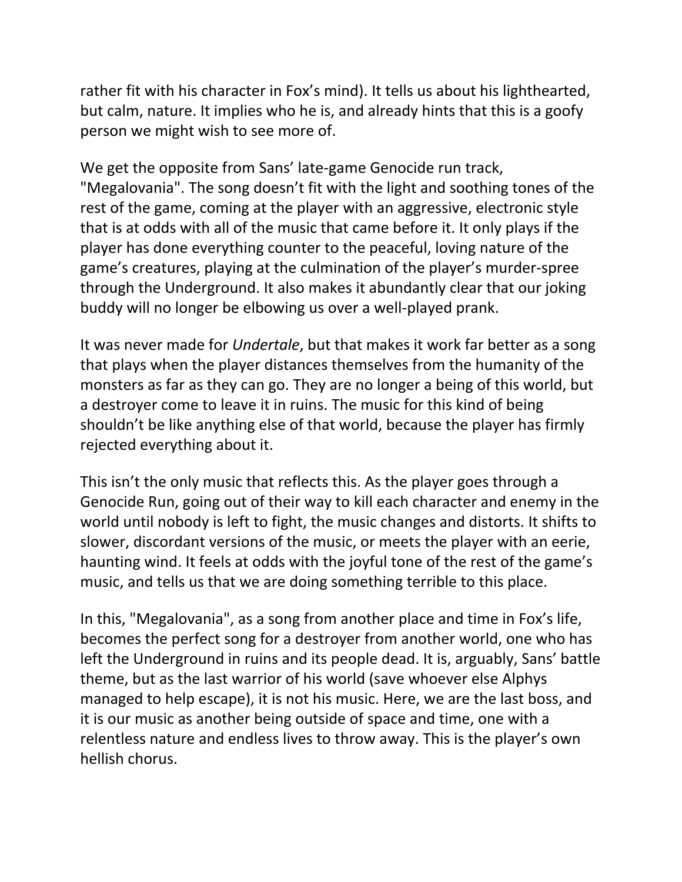rather fit with his character in Fox's mind). It tells us about his lighthearted, but calm, nature. It implies who he is, and already hints that this is a goofy person we might wish to see more of.

We get the opposite from Sans' late-game Genocide run track, "Megalovania". The song doesn't fit with the light and soothing tones of the rest of the game, coming at the player with an aggressive, electronic style that is at odds with all of the music that came before it. It only plays if the player has done everything counter to the peaceful, loving nature of the game's creatures, playing at the culmination of the player's murder-spree through the Underground. It also makes it abundantly clear that our joking buddy will no longer be elbowing us over a well-played prank.

It was never made for *Undertale*, but that makes it work far better as a song that plays when the player distances themselves from the humanity of the monsters as far as they can go. They are no longer a being of this world, but a destroyer come to leave it in ruins. The music for this kind of being shouldn't be like anything else of that world, because the player has firmly rejected everything about it.

This isn't the only music that reflects this. As the player goes through a Genocide Run, going out of their way to kill each character and enemy in the world until nobody is left to fight, the music changes and distorts. It shifts to slower, discordant versions of the music, or meets the player with an eerie, haunting wind. It feels at odds with the joyful tone of the rest of the game's music, and tells us that we are doing something terrible to this place.

In this, "Megalovania", as a song from another place and time in Fox's life, becomes the perfect song for a destroyer from another world, one who has left the Underground in ruins and its people dead. It is, arguably, Sans' battle theme, but as the last warrior of his world (save whoever else Alphys managed to help escape), it is not his music. Here, we are the last boss, and it is our music as another being outside of space and time, one with a relentless nature and endless lives to throw away. This is the player's own hellish chorus.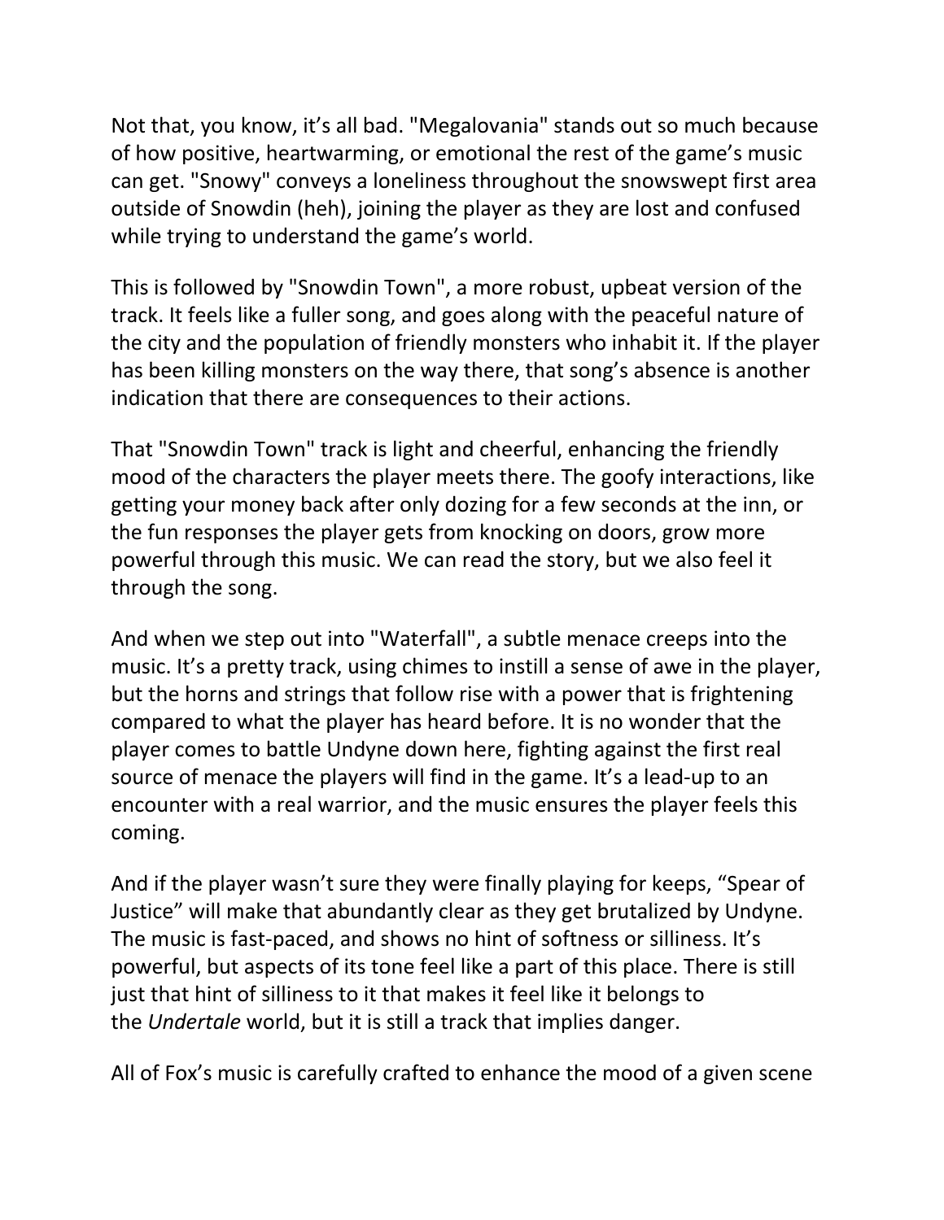Not that, you know, it's all bad. "Megalovania" stands out so much because of how positive, heartwarming, or emotional the rest of the game's music can get. "Snowy" conveys a loneliness throughout the snowswept first area outside of Snowdin (heh), joining the player as they are lost and confused while trying to understand the game's world.

This is followed by "Snowdin Town", a more robust, upbeat version of the track. It feels like a fuller song, and goes along with the peaceful nature of the city and the population of friendly monsters who inhabit it. If the player has been killing monsters on the way there, that song's absence is another indication that there are consequences to their actions.

That "Snowdin Town" track is light and cheerful, enhancing the friendly mood of the characters the player meets there. The goofy interactions, like getting your money back after only dozing for a few seconds at the inn, or the fun responses the player gets from knocking on doors, grow more powerful through this music. We can read the story, but we also feel it through the song.

And when we step out into "Waterfall", a subtle menace creeps into the music. It's a pretty track, using chimes to instill a sense of awe in the player, but the horns and strings that follow rise with a power that is frightening compared to what the player has heard before. It is no wonder that the player comes to battle Undyne down here, fighting against the first real source of menace the players will find in the game. It's a lead-up to an encounter with a real warrior, and the music ensures the player feels this coming.

And if the player wasn't sure they were finally playing for keeps, "Spear of Justice" will make that abundantly clear as they get brutalized by Undyne. The music is fast-paced, and shows no hint of softness or silliness. It's powerful, but aspects of its tone feel like a part of this place. There is still just that hint of silliness to it that makes it feel like it belongs to the *Undertale* world, but it is still a track that implies danger.

All of Fox's music is carefully crafted to enhance the mood of a given scene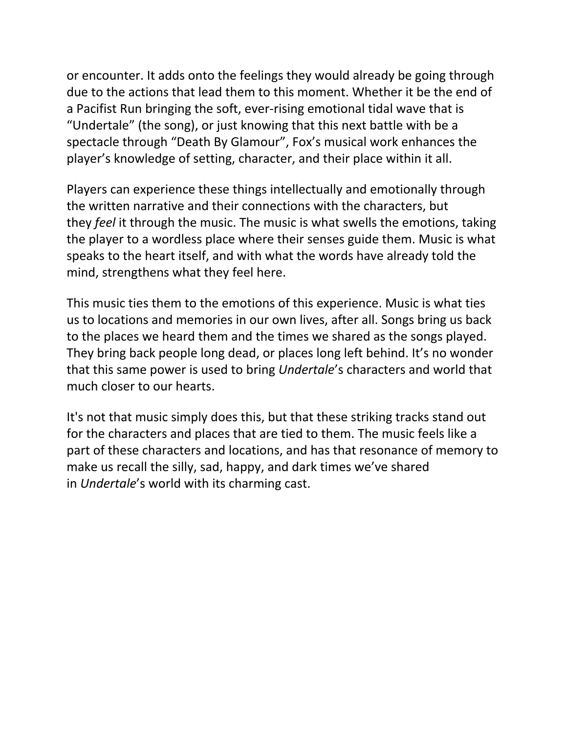or encounter. It adds onto the feelings they would already be going through due to the actions that lead them to this moment. Whether it be the end of a Pacifist Run bringing the soft, ever-rising emotional tidal wave that is "Undertale" (the song), or just knowing that this next battle with be a spectacle through "Death By Glamour", Fox's musical work enhances the player's knowledge of setting, character, and their place within it all.

Players can experience these things intellectually and emotionally through the written narrative and their connections with the characters, but they *feel* it through the music. The music is what swells the emotions, taking the player to a wordless place where their senses guide them. Music is what speaks to the heart itself, and with what the words have already told the mind, strengthens what they feel here.

This music ties them to the emotions of this experience. Music is what ties us to locations and memories in our own lives, after all. Songs bring us back to the places we heard them and the times we shared as the songs played. They bring back people long dead, or places long left behind. It's no wonder that this same power is used to bring *Undertale*'s characters and world that much closer to our hearts.

It's not that music simply does this, but that these striking tracks stand out for the characters and places that are tied to them. The music feels like a part of these characters and locations, and has that resonance of memory to make us recall the silly, sad, happy, and dark times we've shared in *Undertale*'s world with its charming cast.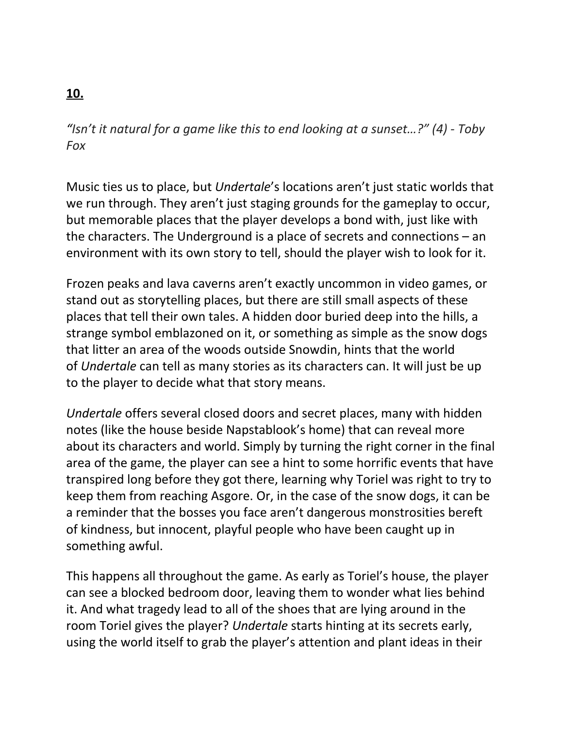**10.**

*"Isn't it natural for a game like this to end looking at a sunset…?" (4) - Toby Fox*

Music ties us to place, but *Undertale*'s locations aren't just static worlds that we run through. They aren't just staging grounds for the gameplay to occur, but memorable places that the player develops a bond with, just like with the characters. The Underground is a place of secrets and connections – an environment with its own story to tell, should the player wish to look for it.

Frozen peaks and lava caverns aren't exactly uncommon in video games, or stand out as storytelling places, but there are still small aspects of these places that tell their own tales. A hidden door buried deep into the hills, a strange symbol emblazoned on it, or something as simple as the snow dogs that litter an area of the woods outside Snowdin, hints that the world of *Undertale* can tell as many stories as its characters can. It will just be up to the player to decide what that story means.

*Undertale* offers several closed doors and secret places, many with hidden notes (like the house beside Napstablook's home) that can reveal more about its characters and world. Simply by turning the right corner in the final area of the game, the player can see a hint to some horrific events that have transpired long before they got there, learning why Toriel was right to try to keep them from reaching Asgore. Or, in the case of the snow dogs, it can be a reminder that the bosses you face aren't dangerous monstrosities bereft of kindness, but innocent, playful people who have been caught up in something awful.

This happens all throughout the game. As early as Toriel's house, the player can see a blocked bedroom door, leaving them to wonder what lies behind it. And what tragedy lead to all of the shoes that are lying around in the room Toriel gives the player? *Undertale* starts hinting at its secrets early, using the world itself to grab the player's attention and plant ideas in their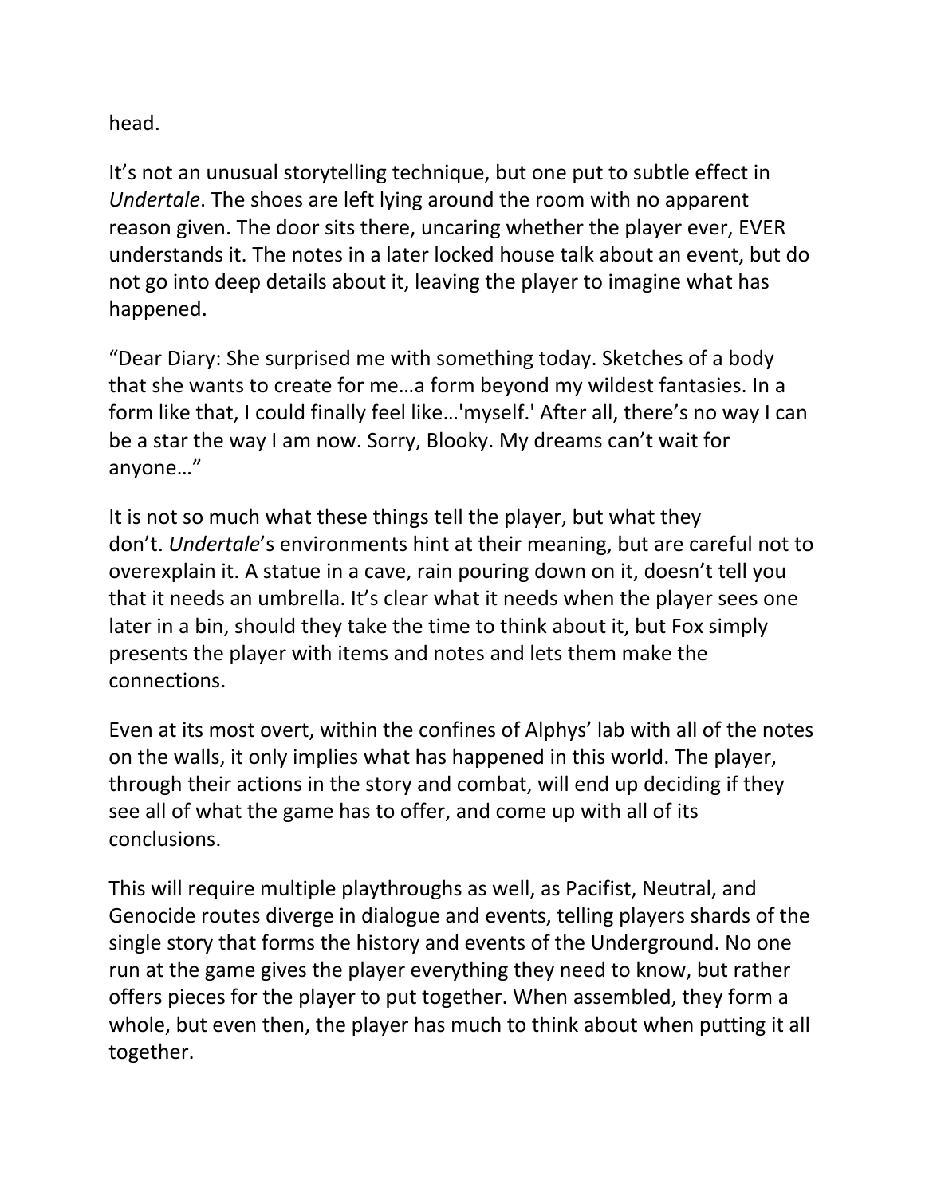head.

It's not an unusual storytelling technique, but one put to subtle effect in *Undertale*. The shoes are left lying around the room with no apparent reason given. The door sits there, uncaring whether the player ever, EVER understands it. The notes in a later locked house talk about an event, but do not go into deep details about it, leaving the player to imagine what has happened.

"Dear Diary: She surprised me with something today. Sketches of a body that she wants to create for me…a form beyond my wildest fantasies. In a form like that, I could finally feel like…'myself.' After all, there's no way I can be a star the way I am now. Sorry, Blooky. My dreams can't wait for anyone…"

It is not so much what these things tell the player, but what they don't. *Undertale*'s environments hint at their meaning, but are careful not to overexplain it. A statue in a cave, rain pouring down on it, doesn't tell you that it needs an umbrella. It's clear what it needs when the player sees one later in a bin, should they take the time to think about it, but Fox simply presents the player with items and notes and lets them make the connections.

Even at its most overt, within the confines of Alphys' lab with all of the notes on the walls, it only implies what has happened in this world. The player, through their actions in the story and combat, will end up deciding if they see all of what the game has to offer, and come up with all of its conclusions.

This will require multiple playthroughs as well, as Pacifist, Neutral, and Genocide routes diverge in dialogue and events, telling players shards of the single story that forms the history and events of the Underground. No one run at the game gives the player everything they need to know, but rather offers pieces for the player to put together. When assembled, they form a whole, but even then, the player has much to think about when putting it all together.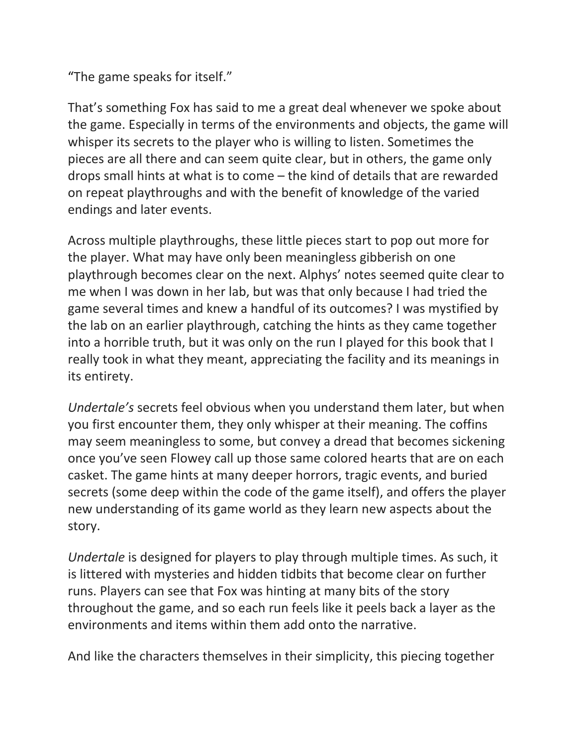"The game speaks for itself."

That's something Fox has said to me a great deal whenever we spoke about the game. Especially in terms of the environments and objects, the game will whisper its secrets to the player who is willing to listen. Sometimes the pieces are all there and can seem quite clear, but in others, the game only drops small hints at what is to come – the kind of details that are rewarded on repeat playthroughs and with the benefit of knowledge of the varied endings and later events.

Across multiple playthroughs, these little pieces start to pop out more for the player. What may have only been meaningless gibberish on one playthrough becomes clear on the next. Alphys' notes seemed quite clear to me when I was down in her lab, but was that only because I had tried the game several times and knew a handful of its outcomes? I was mystified by the lab on an earlier playthrough, catching the hints as they came together into a horrible truth, but it was only on the run I played for this book that I really took in what they meant, appreciating the facility and its meanings in its entirety.

*Undertale's* secrets feel obvious when you understand them later, but when you first encounter them, they only whisper at their meaning. The coffins may seem meaningless to some, but convey a dread that becomes sickening once you've seen Flowey call up those same colored hearts that are on each casket. The game hints at many deeper horrors, tragic events, and buried secrets (some deep within the code of the game itself), and offers the player new understanding of its game world as they learn new aspects about the story.

*Undertale* is designed for players to play through multiple times. As such, it is littered with mysteries and hidden tidbits that become clear on further runs. Players can see that Fox was hinting at many bits of the story throughout the game, and so each run feels like it peels back a layer as the environments and items within them add onto the narrative.

And like the characters themselves in their simplicity, this piecing together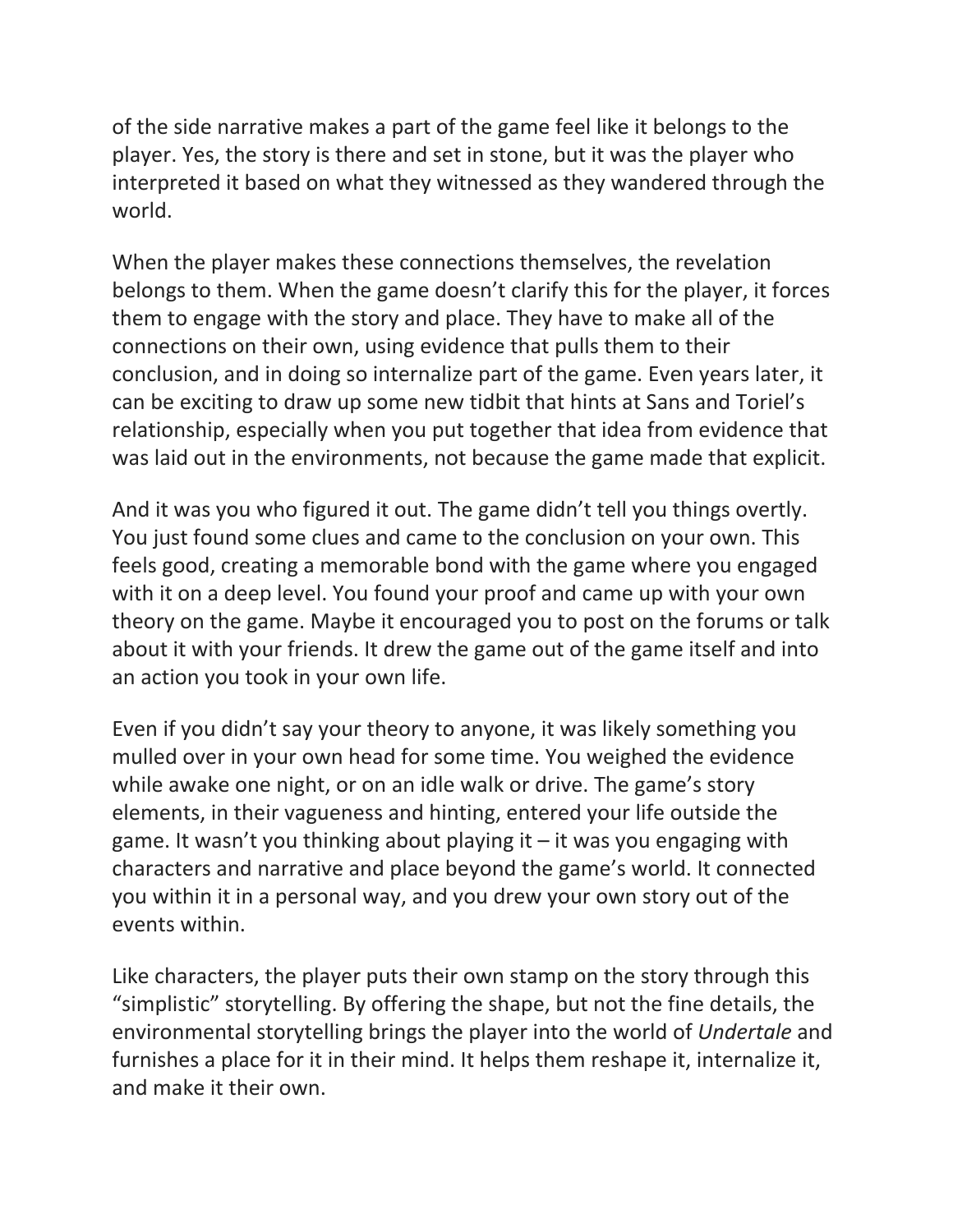of the side narrative makes a part of the game feel like it belongs to the player. Yes, the story is there and set in stone, but it was the player who interpreted it based on what they witnessed as they wandered through the world.

When the player makes these connections themselves, the revelation belongs to them. When the game doesn't clarify this for the player, it forces them to engage with the story and place. They have to make all of the connections on their own, using evidence that pulls them to their conclusion, and in doing so internalize part of the game. Even years later, it can be exciting to draw up some new tidbit that hints at Sans and Toriel's relationship, especially when you put together that idea from evidence that was laid out in the environments, not because the game made that explicit.

And it was you who figured it out. The game didn't tell you things overtly. You just found some clues and came to the conclusion on your own. This feels good, creating a memorable bond with the game where you engaged with it on a deep level. You found your proof and came up with your own theory on the game. Maybe it encouraged you to post on the forums or talk about it with your friends. It drew the game out of the game itself and into an action you took in your own life.

Even if you didn't say your theory to anyone, it was likely something you mulled over in your own head for some time. You weighed the evidence while awake one night, or on an idle walk or drive. The game's story elements, in their vagueness and hinting, entered your life outside the game. It wasn't you thinking about playing it – it was you engaging with characters and narrative and place beyond the game's world. It connected you within it in a personal way, and you drew your own story out of the events within.

Like characters, the player puts their own stamp on the story through this "simplistic" storytelling. By offering the shape, but not the fine details, the environmental storytelling brings the player into the world of *Undertale* and furnishes a place for it in their mind. It helps them reshape it, internalize it, and make it their own.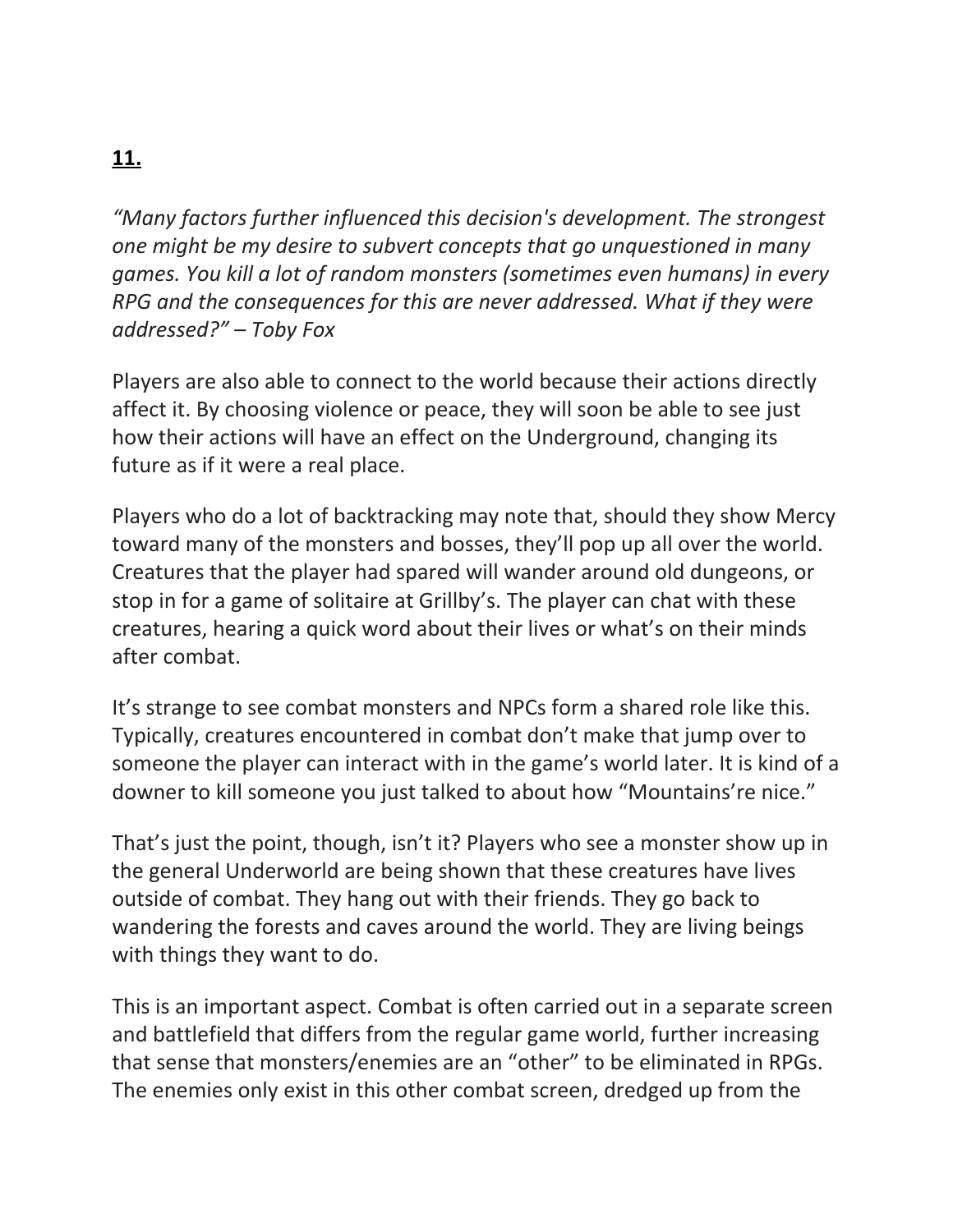**<u>11.</u>**

*“Many factors further influenced this decision's development. The strongest one might be my desire to subvert concepts that go unquestioned in many games. You kill a lot of random monsters (sometimes even humans) in every RPG and the consequences for this are never addressed. What if they were addressed?” – Toby Fox*

Players are also able to connect to the world because their actions directly affect it. By choosing violence or peace, they will soon be able to see just how their actions will have an effect on the Underground, changing its future as if it were a real place.

Players who do a lot of backtracking may note that, should they show Mercy toward many of the monsters and bosses, they’ll pop up all over the world. Creatures that the player had spared will wander around old dungeons, or stop in for a game of solitaire at Grillby’s. The player can chat with these creatures, hearing a quick word about their lives or what’s on their minds after combat.

It’s strange to see combat monsters and NPCs form a shared role like this. Typically, creatures encountered in combat don’t make that jump over to someone the player can interact with in the game’s world later. It is kind of a downer to kill someone you just talked to about how “Mountains’re nice.”

That’s just the point, though, isn’t it? Players who see a monster show up in the general Underworld are being shown that these creatures have lives outside of combat. They hang out with their friends. They go back to wandering the forests and caves around the world. They are living beings with things they want to do.

This is an important aspect. Combat is often carried out in a separate screen and battlefield that differs from the regular game world, further increasing that sense that monsters/enemies are an “other” to be eliminated in RPGs. The enemies only exist in this other combat screen, dredged up from the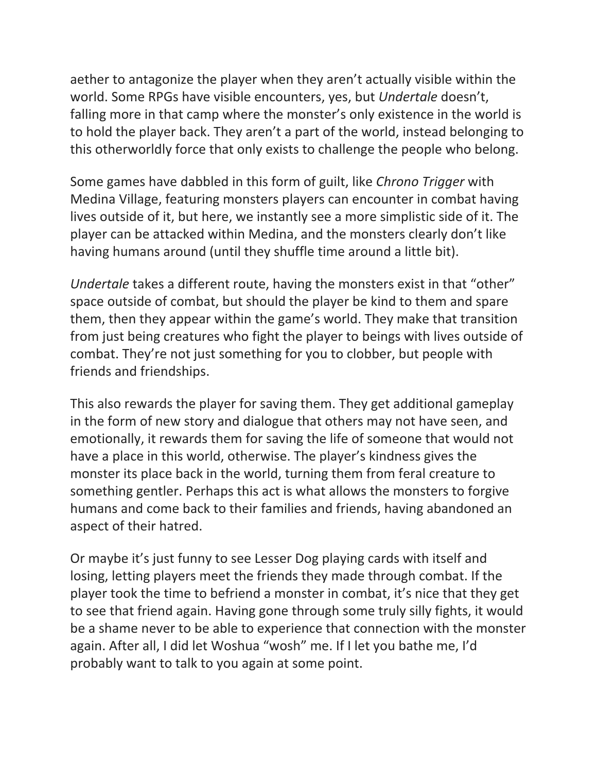aether to antagonize the player when they aren't actually visible within the world. Some RPGs have visible encounters, yes, but *Undertale* doesn't, falling more in that camp where the monster's only existence in the world is to hold the player back. They aren't a part of the world, instead belonging to this otherworldly force that only exists to challenge the people who belong.

Some games have dabbled in this form of guilt, like *Chrono Trigger* with Medina Village, featuring monsters players can encounter in combat having lives outside of it, but here, we instantly see a more simplistic side of it. The player can be attacked within Medina, and the monsters clearly don't like having humans around (until they shuffle time around a little bit).

*Undertale* takes a different route, having the monsters exist in that "other" space outside of combat, but should the player be kind to them and spare them, then they appear within the game's world. They make that transition from just being creatures who fight the player to beings with lives outside of combat. They're not just something for you to clobber, but people with friends and friendships.

This also rewards the player for saving them. They get additional gameplay in the form of new story and dialogue that others may not have seen, and emotionally, it rewards them for saving the life of someone that would not have a place in this world, otherwise. The player's kindness gives the monster its place back in the world, turning them from feral creature to something gentler. Perhaps this act is what allows the monsters to forgive humans and come back to their families and friends, having abandoned an aspect of their hatred.

Or maybe it's just funny to see Lesser Dog playing cards with itself and losing, letting players meet the friends they made through combat. If the player took the time to befriend a monster in combat, it's nice that they get to see that friend again. Having gone through some truly silly fights, it would be a shame never to be able to experience that connection with the monster again. After all, I did let Woshua "wosh" me. If I let you bathe me, I'd probably want to talk to you again at some point.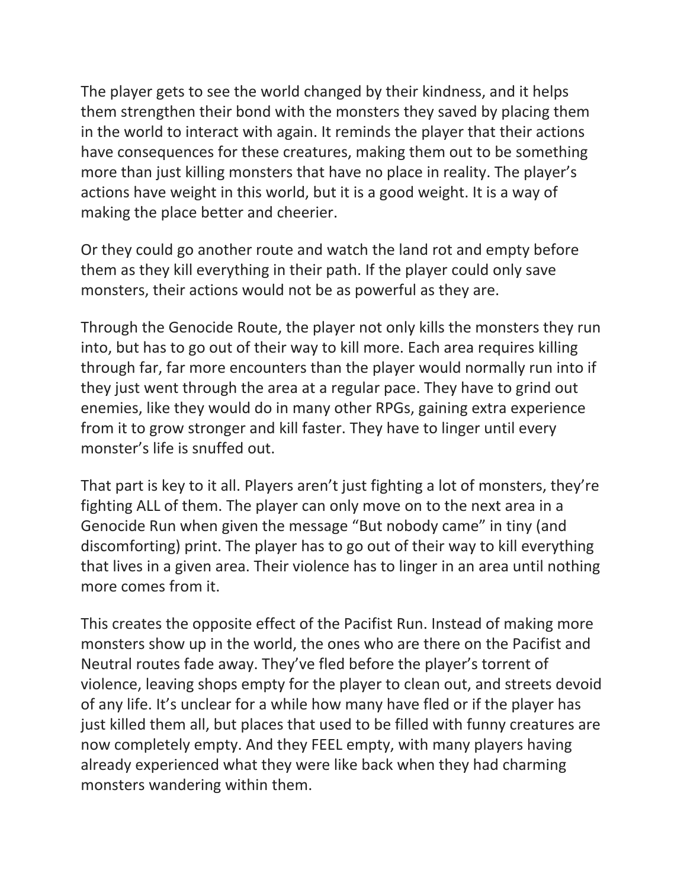The player gets to see the world changed by their kindness, and it helps them strengthen their bond with the monsters they saved by placing them in the world to interact with again. It reminds the player that their actions have consequences for these creatures, making them out to be something more than just killing monsters that have no place in reality. The player's actions have weight in this world, but it is a good weight. It is a way of making the place better and cheerier.

Or they could go another route and watch the land rot and empty before them as they kill everything in their path. If the player could only save monsters, their actions would not be as powerful as they are.

Through the Genocide Route, the player not only kills the monsters they run into, but has to go out of their way to kill more. Each area requires killing through far, far more encounters than the player would normally run into if they just went through the area at a regular pace. They have to grind out enemies, like they would do in many other RPGs, gaining extra experience from it to grow stronger and kill faster. They have to linger until every monster's life is snuffed out.

That part is key to it all. Players aren't just fighting a lot of monsters, they're fighting ALL of them. The player can only move on to the next area in a Genocide Run when given the message "But nobody came" in tiny (and discomforting) print. The player has to go out of their way to kill everything that lives in a given area. Their violence has to linger in an area until nothing more comes from it.

This creates the opposite effect of the Pacifist Run. Instead of making more monsters show up in the world, the ones who are there on the Pacifist and Neutral routes fade away. They've fled before the player's torrent of violence, leaving shops empty for the player to clean out, and streets devoid of any life. It's unclear for a while how many have fled or if the player has just killed them all, but places that used to be filled with funny creatures are now completely empty. And they FEEL empty, with many players having already experienced what they were like back when they had charming monsters wandering within them.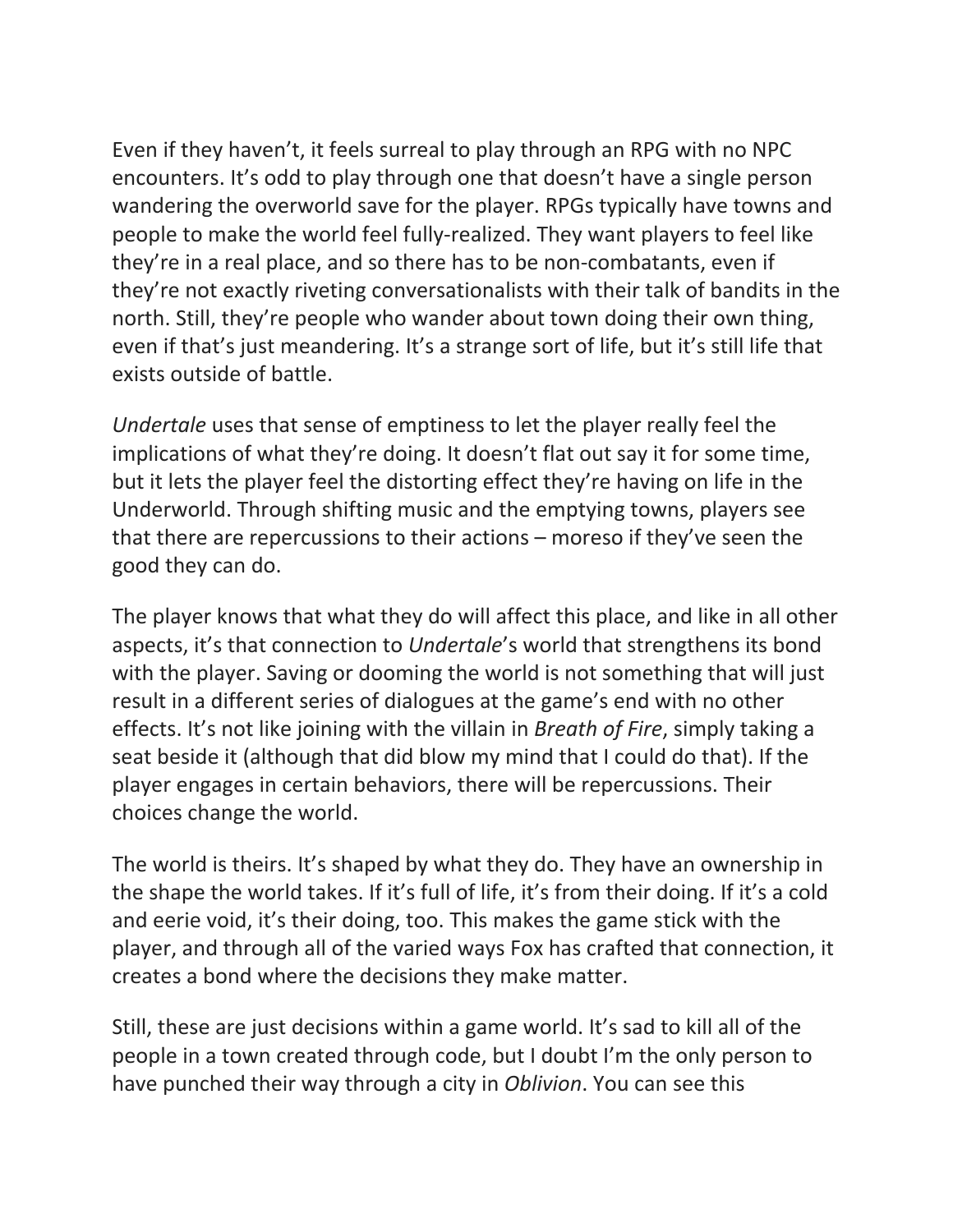Even if they haven't, it feels surreal to play through an RPG with no NPC encounters. It's odd to play through one that doesn't have a single person wandering the overworld save for the player. RPGs typically have towns and people to make the world feel fully-realized. They want players to feel like they're in a real place, and so there has to be non-combatants, even if they're not exactly riveting conversationalists with their talk of bandits in the north. Still, they're people who wander about town doing their own thing, even if that's just meandering. It's a strange sort of life, but it's still life that exists outside of battle.

*Undertale* uses that sense of emptiness to let the player really feel the implications of what they're doing. It doesn't flat out say it for some time, but it lets the player feel the distorting effect they're having on life in the Underworld. Through shifting music and the emptying towns, players see that there are repercussions to their actions – moreso if they've seen the good they can do.

The player knows that what they do will affect this place, and like in all other aspects, it's that connection to *Undertale*'s world that strengthens its bond with the player. Saving or dooming the world is not something that will just result in a different series of dialogues at the game's end with no other effects. It's not like joining with the villain in *Breath of Fire*, simply taking a seat beside it (although that did blow my mind that I could do that). If the player engages in certain behaviors, there will be repercussions. Their choices change the world.

The world is theirs. It's shaped by what they do. They have an ownership in the shape the world takes. If it's full of life, it's from their doing. If it's a cold and eerie void, it's their doing, too. This makes the game stick with the player, and through all of the varied ways Fox has crafted that connection, it creates a bond where the decisions they make matter.

Still, these are just decisions within a game world. It's sad to kill all of the people in a town created through code, but I doubt I'm the only person to have punched their way through a city in *Oblivion*. You can see this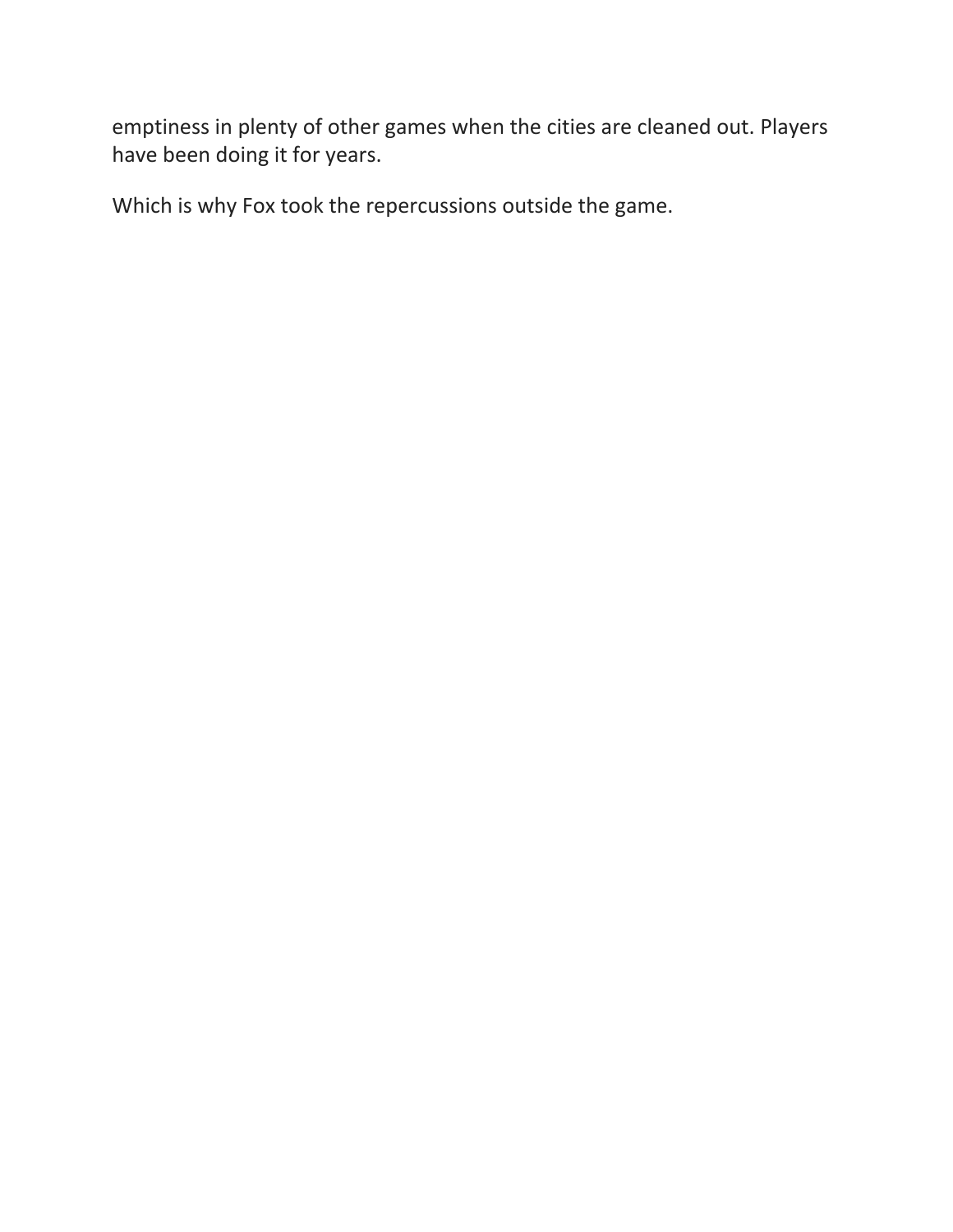emptiness in plenty of other games when the cities are cleaned out. Players have been doing it for years.

Which is why Fox took the repercussions outside the game.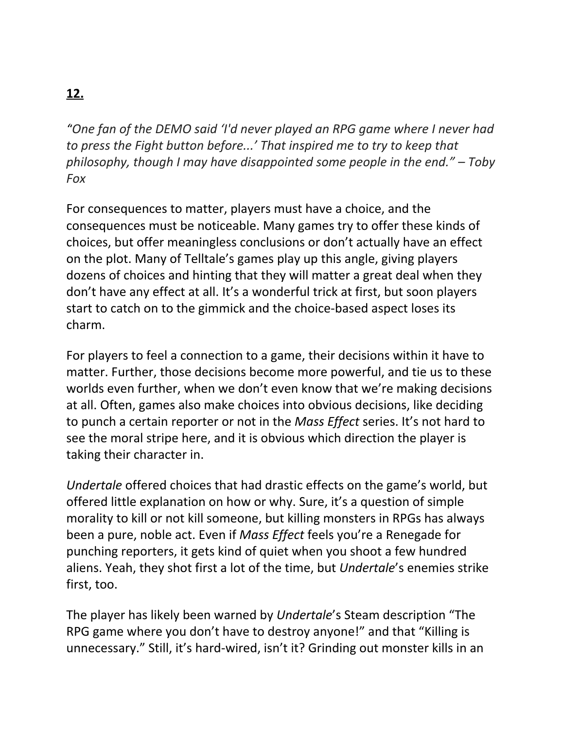## **12.**

*"One fan of the DEMO said 'I'd never played an RPG game where I never had to press the Fight button before...' That inspired me to try to keep that philosophy, though I may have disappointed some people in the end." – Toby Fox*

For consequences to matter, players must have a choice, and the consequences must be noticeable. Many games try to offer these kinds of choices, but offer meaningless conclusions or don't actually have an effect on the plot. Many of Telltale's games play up this angle, giving players dozens of choices and hinting that they will matter a great deal when they don't have any effect at all. It's a wonderful trick at first, but soon players start to catch on to the gimmick and the choice-based aspect loses its charm.

For players to feel a connection to a game, their decisions within it have to matter. Further, those decisions become more powerful, and tie us to these worlds even further, when we don't even know that we're making decisions at all. Often, games also make choices into obvious decisions, like deciding to punch a certain reporter or not in the *Mass Effect* series. It's not hard to see the moral stripe here, and it is obvious which direction the player is taking their character in.

*Undertale* offered choices that had drastic effects on the game's world, but offered little explanation on how or why. Sure, it's a question of simple morality to kill or not kill someone, but killing monsters in RPGs has always been a pure, noble act. Even if *Mass Effect* feels you're a Renegade for punching reporters, it gets kind of quiet when you shoot a few hundred aliens. Yeah, they shot first a lot of the time, but *Undertale*'s enemies strike first, too.

The player has likely been warned by *Undertale*'s Steam description "The RPG game where you don't have to destroy anyone!" and that "Killing is unnecessary." Still, it's hard-wired, isn't it? Grinding out monster kills in an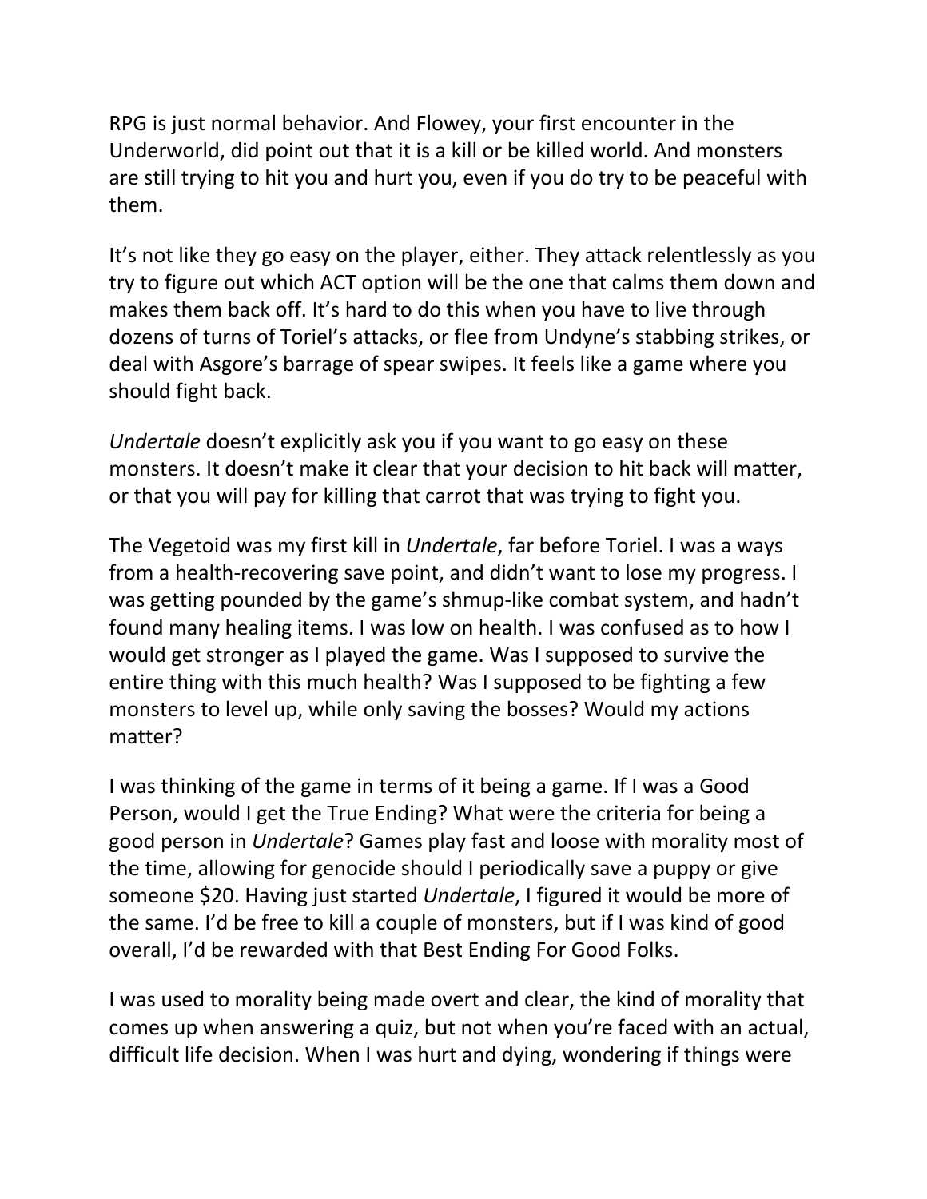RPG is just normal behavior. And Flowey, your first encounter in the Underworld, did point out that it is a kill or be killed world. And monsters are still trying to hit you and hurt you, even if you do try to be peaceful with them.

It's not like they go easy on the player, either. They attack relentlessly as you try to figure out which ACT option will be the one that calms them down and makes them back off. It's hard to do this when you have to live through dozens of turns of Toriel's attacks, or flee from Undyne's stabbing strikes, or deal with Asgore's barrage of spear swipes. It feels like a game where you should fight back.

*Undertale* doesn't explicitly ask you if you want to go easy on these monsters. It doesn't make it clear that your decision to hit back will matter, or that you will pay for killing that carrot that was trying to fight you.

The Vegetoid was my first kill in *Undertale*, far before Toriel. I was a ways from a health-recovering save point, and didn't want to lose my progress. I was getting pounded by the game's shmup-like combat system, and hadn't found many healing items. I was low on health. I was confused as to how I would get stronger as I played the game. Was I supposed to survive the entire thing with this much health? Was I supposed to be fighting a few monsters to level up, while only saving the bosses? Would my actions matter?

I was thinking of the game in terms of it being a game. If I was a Good Person, would I get the True Ending? What were the criteria for being a good person in *Undertale*? Games play fast and loose with morality most of the time, allowing for genocide should I periodically save a puppy or give someone $20. Having just started *Undertale*, I figured it would be more of the same. I'd be free to kill a couple of monsters, but if I was kind of good overall, I'd be rewarded with that Best Ending For Good Folks.

I was used to morality being made overt and clear, the kind of morality that comes up when answering a quiz, but not when you're faced with an actual, difficult life decision. When I was hurt and dying, wondering if things were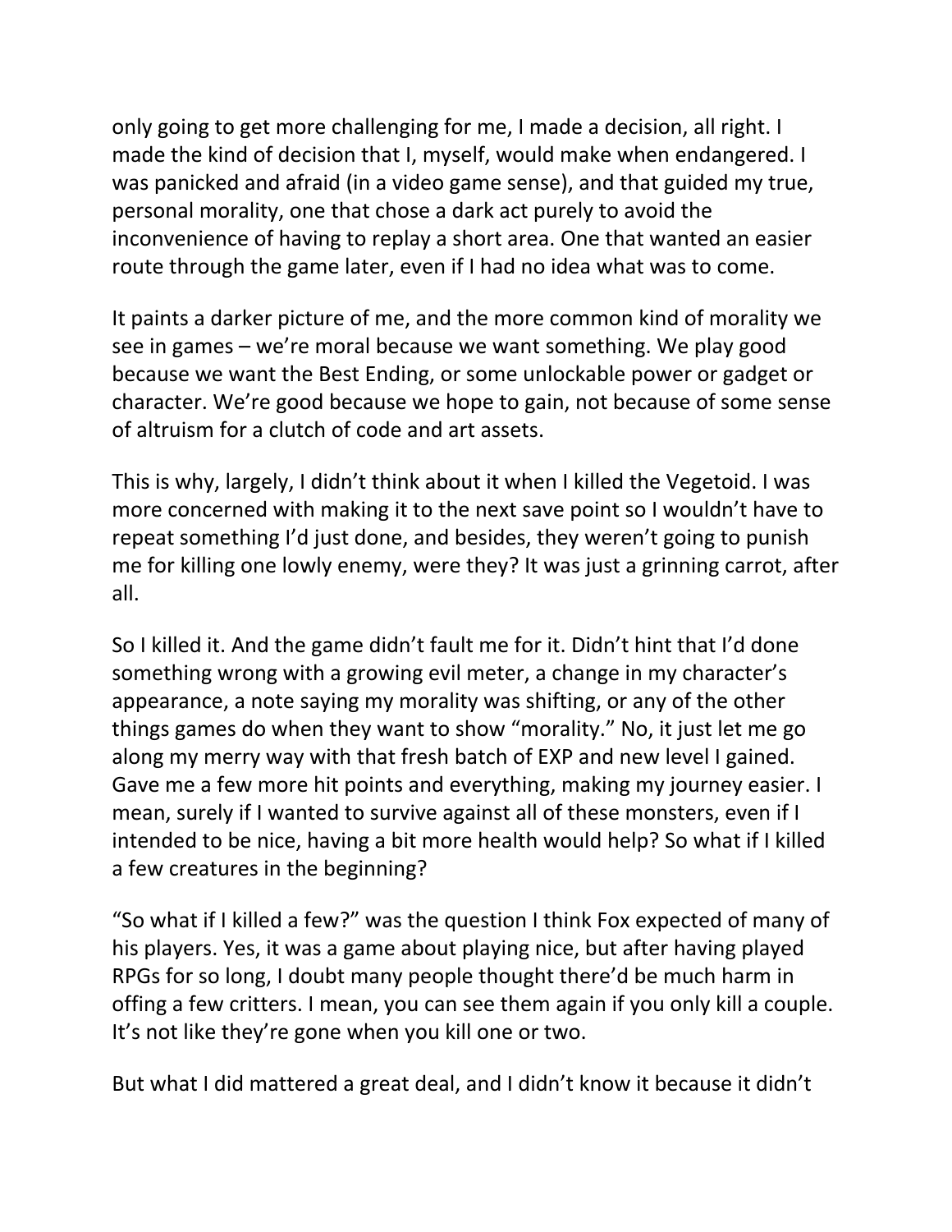only going to get more challenging for me, I made a decision, all right. I made the kind of decision that I, myself, would make when endangered. I was panicked and afraid (in a video game sense), and that guided my true, personal morality, one that chose a dark act purely to avoid the inconvenience of having to replay a short area. One that wanted an easier route through the game later, even if I had no idea what was to come.

It paints a darker picture of me, and the more common kind of morality we see in games – we're moral because we want something. We play good because we want the Best Ending, or some unlockable power or gadget or character. We're good because we hope to gain, not because of some sense of altruism for a clutch of code and art assets.

This is why, largely, I didn't think about it when I killed the Vegetoid. I was more concerned with making it to the next save point so I wouldn't have to repeat something I'd just done, and besides, they weren't going to punish me for killing one lowly enemy, were they? It was just a grinning carrot, after all.

So I killed it. And the game didn't fault me for it. Didn't hint that I'd done something wrong with a growing evil meter, a change in my character's appearance, a note saying my morality was shifting, or any of the other things games do when they want to show "morality." No, it just let me go along my merry way with that fresh batch of EXP and new level I gained. Gave me a few more hit points and everything, making my journey easier. I mean, surely if I wanted to survive against all of these monsters, even if I intended to be nice, having a bit more health would help? So what if I killed a few creatures in the beginning?

"So what if I killed a few?" was the question I think Fox expected of many of his players. Yes, it was a game about playing nice, but after having played RPGs for so long, I doubt many people thought there'd be much harm in offing a few critters. I mean, you can see them again if you only kill a couple. It's not like they're gone when you kill one or two.

But what I did mattered a great deal, and I didn't know it because it didn't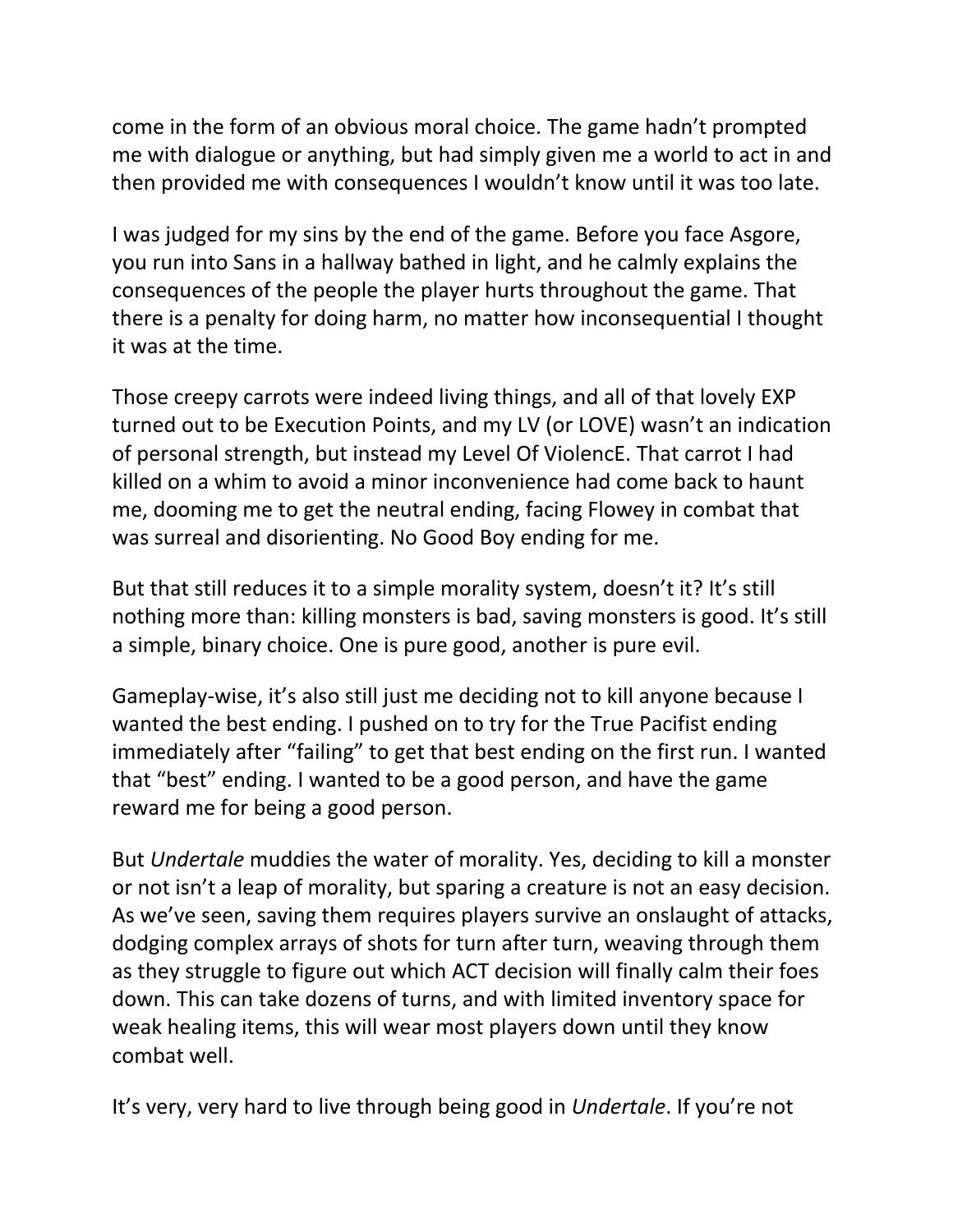come in the form of an obvious moral choice. The game hadn't prompted me with dialogue or anything, but had simply given me a world to act in and then provided me with consequences I wouldn't know until it was too late.

I was judged for my sins by the end of the game. Before you face Asgore, you run into Sans in a hallway bathed in light, and he calmly explains the consequences of the people the player hurts throughout the game. That there is a penalty for doing harm, no matter how inconsequential I thought it was at the time.

Those creepy carrots were indeed living things, and all of that lovely EXP turned out to be Execution Points, and my LV (or LOVE) wasn't an indication of personal strength, but instead my Level Of ViolencE. That carrot I had killed on a whim to avoid a minor inconvenience had come back to haunt me, dooming me to get the neutral ending, facing Flowey in combat that was surreal and disorienting. No Good Boy ending for me.

But that still reduces it to a simple morality system, doesn't it? It's still nothing more than: killing monsters is bad, saving monsters is good. It's still a simple, binary choice. One is pure good, another is pure evil.

Gameplay-wise, it's also still just me deciding not to kill anyone because I wanted the best ending. I pushed on to try for the True Pacifist ending immediately after "failing" to get that best ending on the first run. I wanted that "best" ending. I wanted to be a good person, and have the game reward me for being a good person.

But *Undertale* muddies the water of morality. Yes, deciding to kill a monster or not isn't a leap of morality, but sparing a creature is not an easy decision. As we've seen, saving them requires players survive an onslaught of attacks, dodging complex arrays of shots for turn after turn, weaving through them as they struggle to figure out which ACT decision will finally calm their foes down. This can take dozens of turns, and with limited inventory space for weak healing items, this will wear most players down until they know combat well.

It's very, very hard to live through being good in *Undertale*. If you're not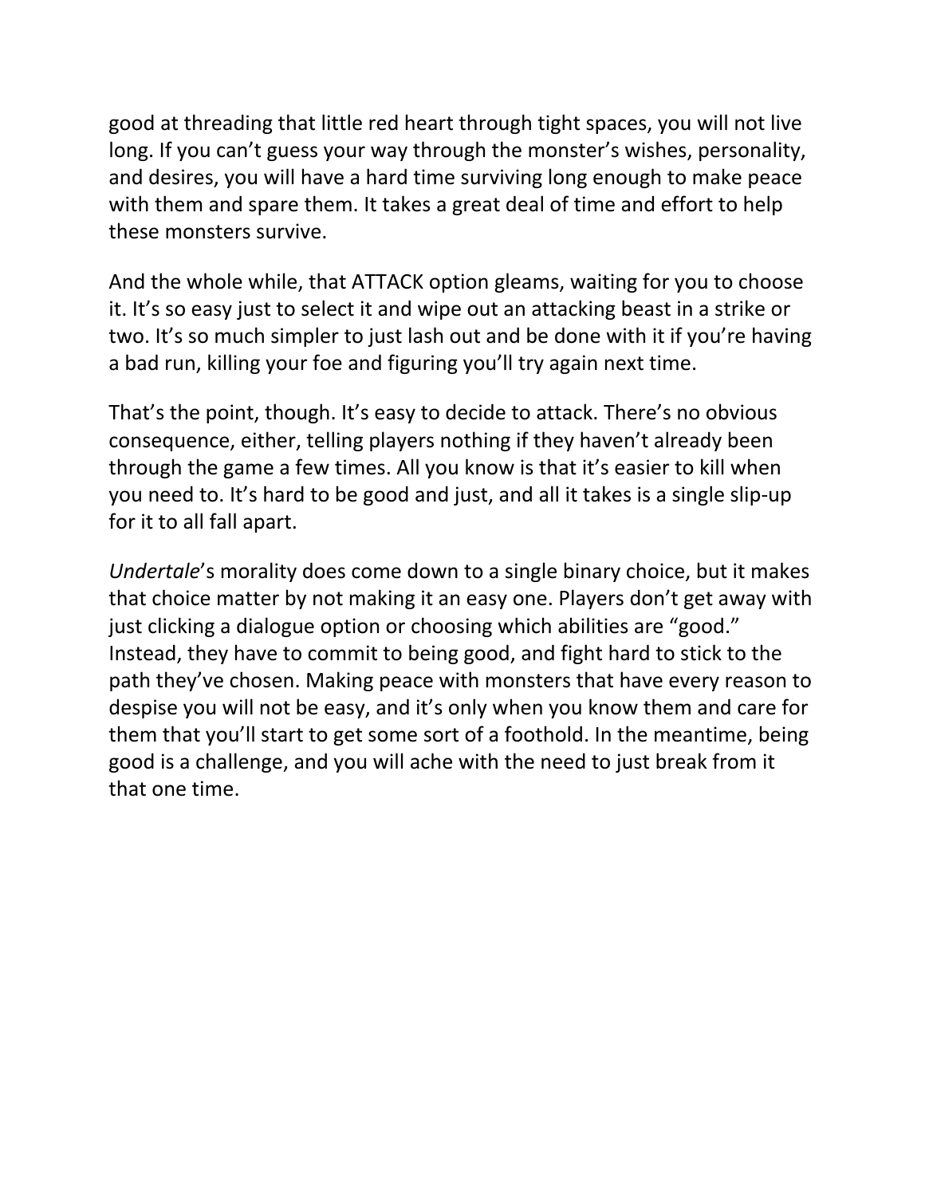good at threading that little red heart through tight spaces, you will not live long. If you can't guess your way through the monster's wishes, personality, and desires, you will have a hard time surviving long enough to make peace with them and spare them. It takes a great deal of time and effort to help these monsters survive.

And the whole while, that ATTACK option gleams, waiting for you to choose it. It's so easy just to select it and wipe out an attacking beast in a strike or two. It's so much simpler to just lash out and be done with it if you're having a bad run, killing your foe and figuring you'll try again next time.

That's the point, though. It's easy to decide to attack. There's no obvious consequence, either, telling players nothing if they haven't already been through the game a few times. All you know is that it's easier to kill when you need to. It's hard to be good and just, and all it takes is a single slip-up for it to all fall apart.

*Undertale*'s morality does come down to a single binary choice, but it makes that choice matter by not making it an easy one. Players don't get away with just clicking a dialogue option or choosing which abilities are "good." Instead, they have to commit to being good, and fight hard to stick to the path they've chosen. Making peace with monsters that have every reason to despise you will not be easy, and it's only when you know them and care for them that you'll start to get some sort of a foothold. In the meantime, being good is a challenge, and you will ache with the need to just break from it that one time.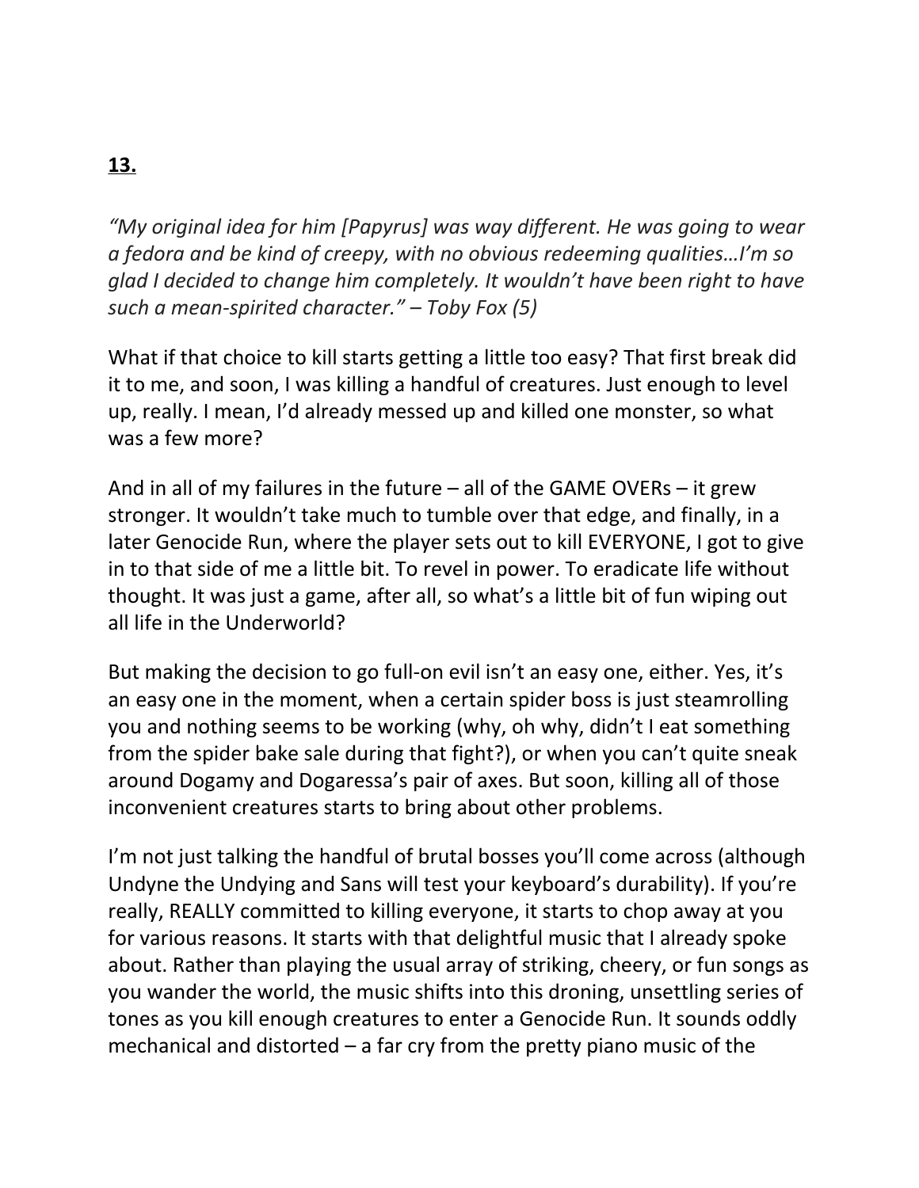**13.**

*"My original idea for him [Papyrus] was way different. He was going to wear a fedora and be kind of creepy, with no obvious redeeming qualities…I'm so glad I decided to change him completely. It wouldn't have been right to have such a mean-spirited character." – Toby Fox (5)*

What if that choice to kill starts getting a little too easy? That first break did it to me, and soon, I was killing a handful of creatures. Just enough to level up, really. I mean, I'd already messed up and killed one monster, so what was a few more?

And in all of my failures in the future – all of the GAME OVERs – it grew stronger. It wouldn't take much to tumble over that edge, and finally, in a later Genocide Run, where the player sets out to kill EVERYONE, I got to give in to that side of me a little bit. To revel in power. To eradicate life without thought. It was just a game, after all, so what's a little bit of fun wiping out all life in the Underworld?

But making the decision to go full-on evil isn't an easy one, either. Yes, it's an easy one in the moment, when a certain spider boss is just steamrolling you and nothing seems to be working (why, oh why, didn't I eat something from the spider bake sale during that fight?), or when you can't quite sneak around Dogamy and Dogaressa's pair of axes. But soon, killing all of those inconvenient creatures starts to bring about other problems.

I'm not just talking the handful of brutal bosses you'll come across (although Undyne the Undying and Sans will test your keyboard's durability). If you're really, REALLY committed to killing everyone, it starts to chop away at you for various reasons. It starts with that delightful music that I already spoke about. Rather than playing the usual array of striking, cheery, or fun songs as you wander the world, the music shifts into this droning, unsettling series of tones as you kill enough creatures to enter a Genocide Run. It sounds oddly mechanical and distorted – a far cry from the pretty piano music of the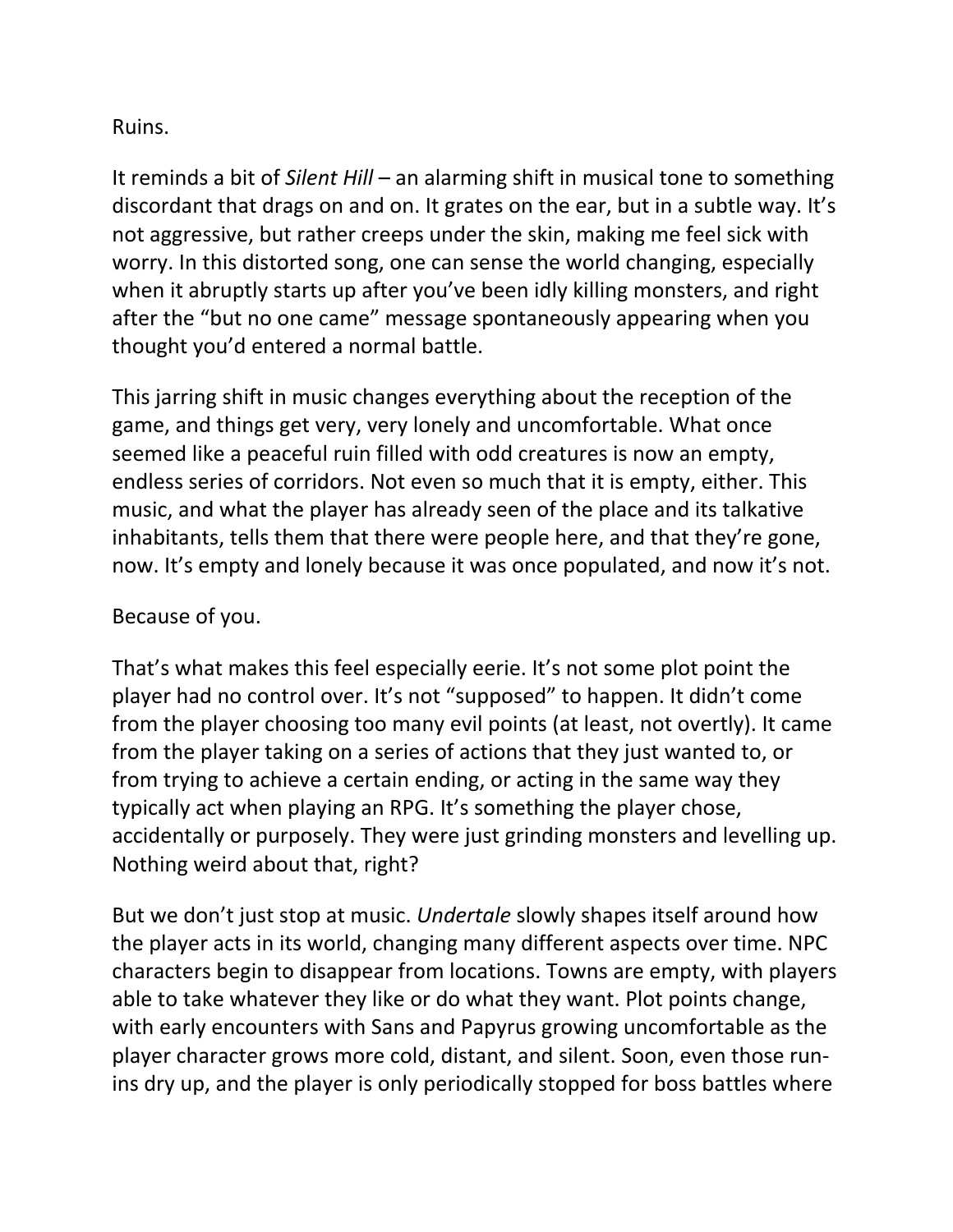Ruins.

It reminds a bit of *Silent Hill* – an alarming shift in musical tone to something discordant that drags on and on. It grates on the ear, but in a subtle way. It's not aggressive, but rather creeps under the skin, making me feel sick with worry. In this distorted song, one can sense the world changing, especially when it abruptly starts up after you've been idly killing monsters, and right after the "but no one came" message spontaneously appearing when you thought you'd entered a normal battle.

This jarring shift in music changes everything about the reception of the game, and things get very, very lonely and uncomfortable. What once seemed like a peaceful ruin filled with odd creatures is now an empty, endless series of corridors. Not even so much that it is empty, either. This music, and what the player has already seen of the place and its talkative inhabitants, tells them that there were people here, and that they're gone, now. It's empty and lonely because it was once populated, and now it's not.

Because of you.

That's what makes this feel especially eerie. It's not some plot point the player had no control over. It's not "supposed" to happen. It didn't come from the player choosing too many evil points (at least, not overtly). It came from the player taking on a series of actions that they just wanted to, or from trying to achieve a certain ending, or acting in the same way they typically act when playing an RPG. It's something the player chose, accidentally or purposely. They were just grinding monsters and levelling up. Nothing weird about that, right?

But we don't just stop at music. *Undertale* slowly shapes itself around how the player acts in its world, changing many different aspects over time. NPC characters begin to disappear from locations. Towns are empty, with players able to take whatever they like or do what they want. Plot points change, with early encounters with Sans and Papyrus growing uncomfortable as the player character grows more cold, distant, and silent. Soon, even those run-ins dry up, and the player is only periodically stopped for boss battles where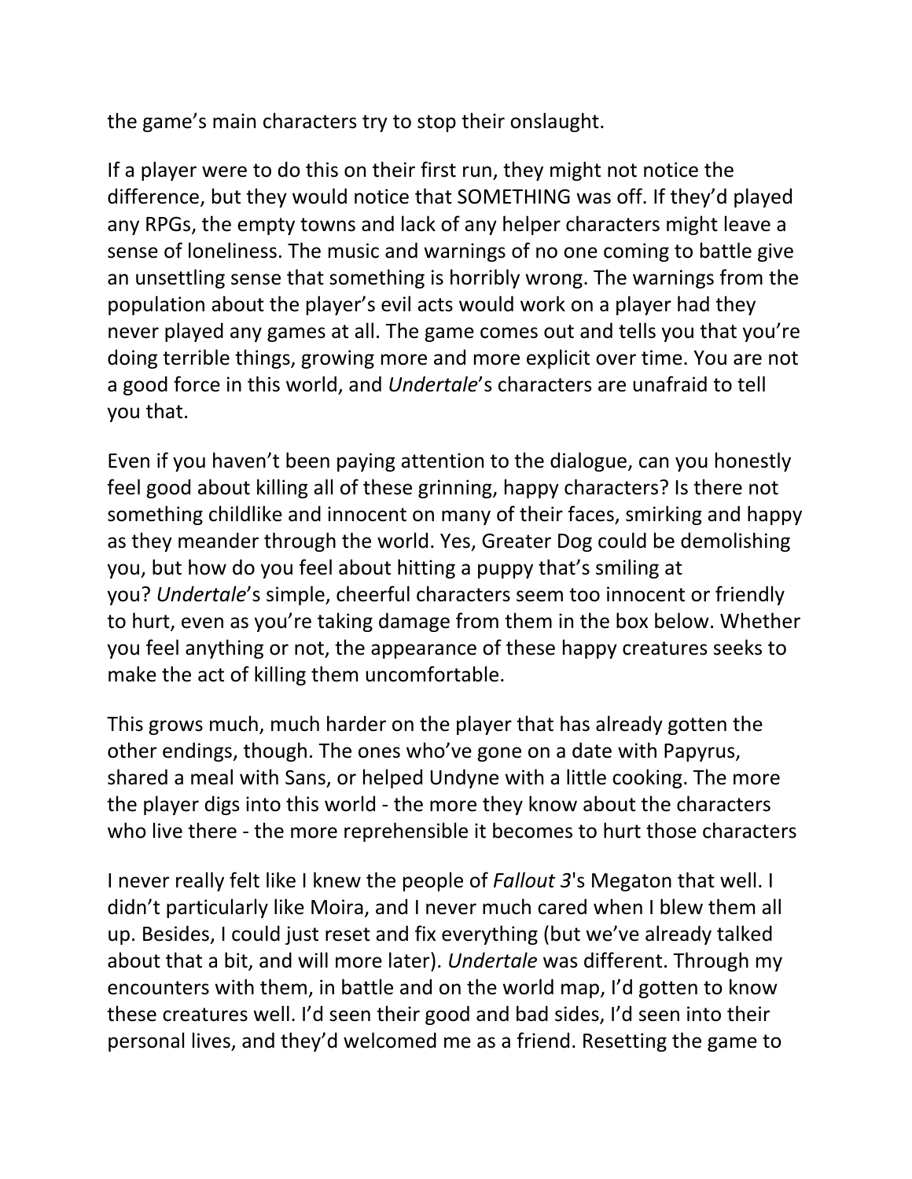the game's main characters try to stop their onslaught.

If a player were to do this on their first run, they might not notice the difference, but they would notice that SOMETHING was off. If they'd played any RPGs, the empty towns and lack of any helper characters might leave a sense of loneliness. The music and warnings of no one coming to battle give an unsettling sense that something is horribly wrong. The warnings from the population about the player's evil acts would work on a player had they never played any games at all. The game comes out and tells you that you're doing terrible things, growing more and more explicit over time. You are not a good force in this world, and *Undertale*'s characters are unafraid to tell you that.

Even if you haven't been paying attention to the dialogue, can you honestly feel good about killing all of these grinning, happy characters? Is there not something childlike and innocent on many of their faces, smirking and happy as they meander through the world. Yes, Greater Dog could be demolishing you, but how do you feel about hitting a puppy that's smiling at you? *Undertale*'s simple, cheerful characters seem too innocent or friendly to hurt, even as you're taking damage from them in the box below. Whether you feel anything or not, the appearance of these happy creatures seeks to make the act of killing them uncomfortable.

This grows much, much harder on the player that has already gotten the other endings, though. The ones who've gone on a date with Papyrus, shared a meal with Sans, or helped Undyne with a little cooking. The more the player digs into this world - the more they know about the characters who live there - the more reprehensible it becomes to hurt those characters

I never really felt like I knew the people of *Fallout 3*'s Megaton that well. I didn't particularly like Moira, and I never much cared when I blew them all up. Besides, I could just reset and fix everything (but we've already talked about that a bit, and will more later). *Undertale* was different. Through my encounters with them, in battle and on the world map, I'd gotten to know these creatures well. I'd seen their good and bad sides, I'd seen into their personal lives, and they'd welcomed me as a friend. Resetting the game to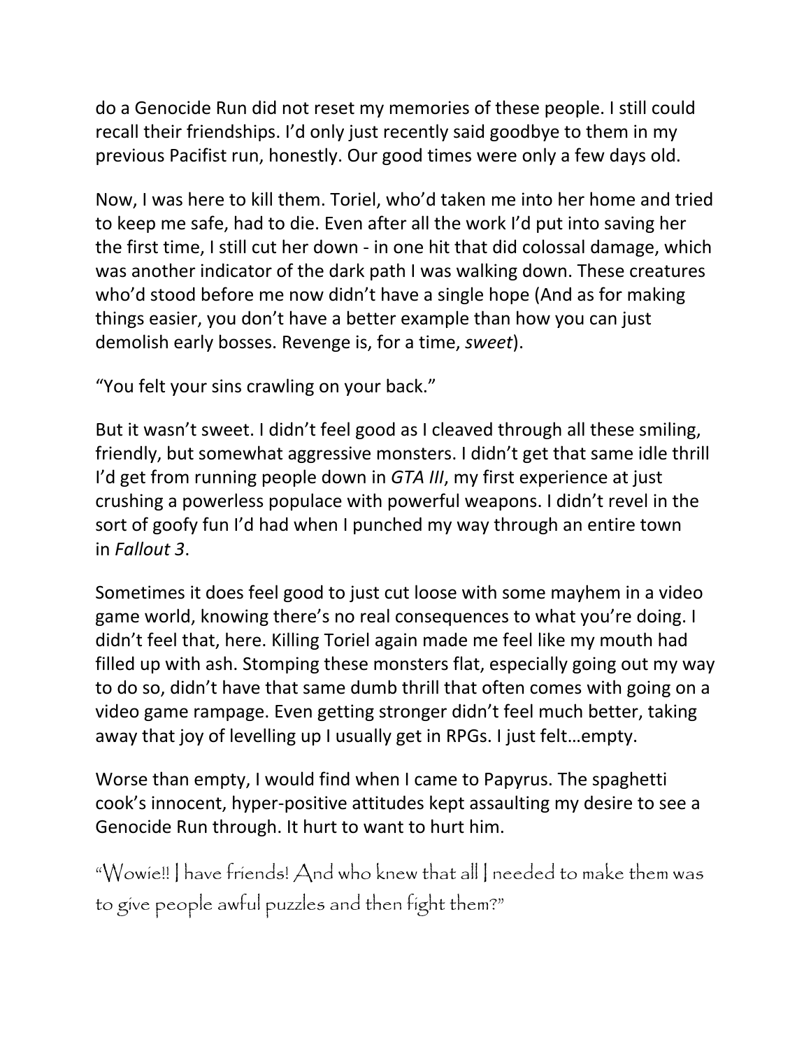do a Genocide Run did not reset my memories of these people. I still could recall their friendships. I'd only just recently said goodbye to them in my previous Pacifist run, honestly. Our good times were only a few days old.

Now, I was here to kill them. Toriel, who'd taken me into her home and tried to keep me safe, had to die. Even after all the work I'd put into saving her the first time, I still cut her down - in one hit that did colossal damage, which was another indicator of the dark path I was walking down. These creatures who'd stood before me now didn't have a single hope (And as for making things easier, you don't have a better example than how you can just demolish early bosses. Revenge is, for a time, *sweet*).

"You felt your sins crawling on your back."

But it wasn't sweet. I didn't feel good as I cleaved through all these smiling, friendly, but somewhat aggressive monsters. I didn't get that same idle thrill I'd get from running people down in *GTA III*, my first experience at just crushing a powerless populace with powerful weapons. I didn't revel in the sort of goofy fun I'd had when I punched my way through an entire town in *Fallout 3*.

Sometimes it does feel good to just cut loose with some mayhem in a video game world, knowing there's no real consequences to what you're doing. I didn't feel that, here. Killing Toriel again made me feel like my mouth had filled up with ash. Stomping these monsters flat, especially going out my way to do so, didn't have that same dumb thrill that often comes with going on a video game rampage. Even getting stronger didn't feel much better, taking away that joy of levelling up I usually get in RPGs. I just felt…empty.

Worse than empty, I would find when I came to Papyrus. The spaghetti cook's innocent, hyper-positive attitudes kept assaulting my desire to see a Genocide Run through. It hurt to want to hurt him.

"Wowie!! I have friends! And who knew that all I needed to make them was to give people awful puzzles and then fight them?"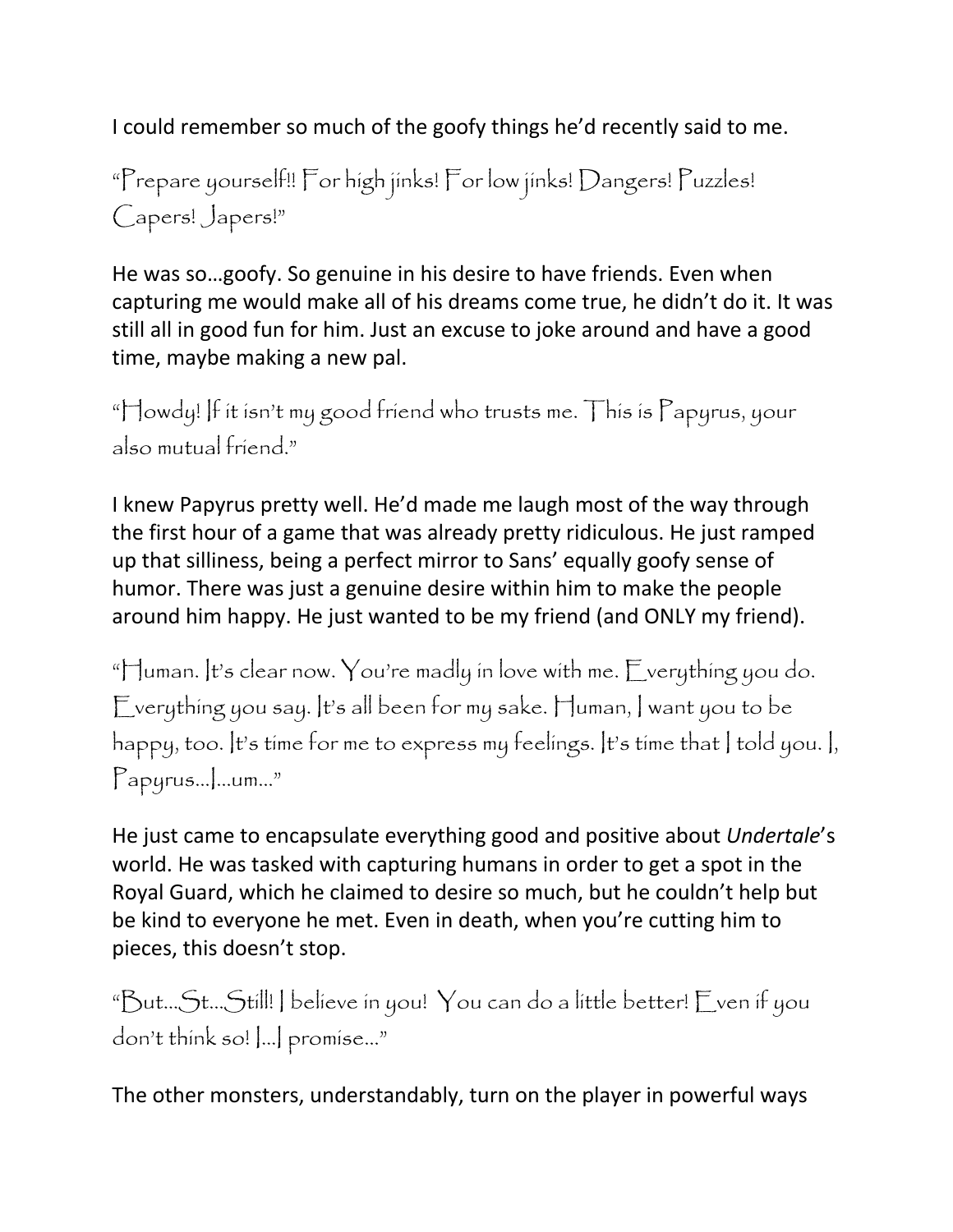I could remember so much of the goofy things he'd recently said to me.

"Prepare yourself!! For high jinks! For low jinks! Dangers! Puzzles! Capers! Japers!"

He was so…goofy. So genuine in his desire to have friends. Even when capturing me would make all of his dreams come true, he didn't do it. It was still all in good fun for him. Just an excuse to joke around and have a good time, maybe making a new pal.

"Howdy! If it isn't my good friend who trusts me. This is Papyrus, your also mutual friend."

I knew Papyrus pretty well. He'd made me laugh most of the way through the first hour of a game that was already pretty ridiculous. He just ramped up that silliness, being a perfect mirror to Sans' equally goofy sense of humor. There was just a genuine desire within him to make the people around him happy. He just wanted to be my friend (and ONLY my friend).

"Human. It's clear now. You're madly in love with me. Everything you do. Everything you say. It's all been for my sake. Human, I want you to be happy, too. It's time for me to express my feelings. It's time that I told you. I, Papyrus…I…um…"

He just came to encapsulate everything good and positive about *Undertale*'s world. He was tasked with capturing humans in order to get a spot in the Royal Guard, which he claimed to desire so much, but he couldn't help but be kind to everyone he met. Even in death, when you're cutting him to pieces, this doesn't stop.

"But…St…Still! I believe in you! You can do a little better! Even if you don't think so! I…I promise…"

The other monsters, understandably, turn on the player in powerful ways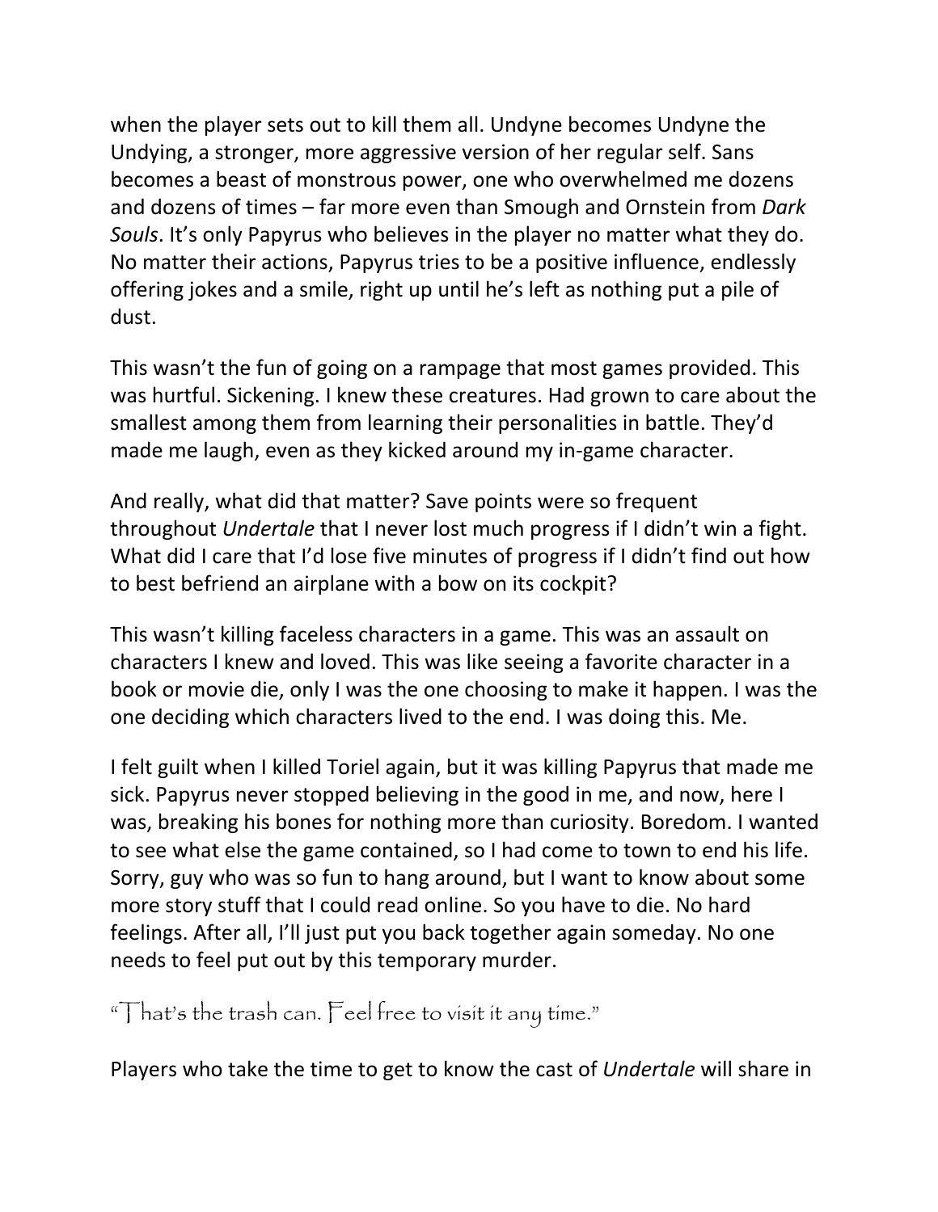when the player sets out to kill them all. Undyne becomes Undyne the Undying, a stronger, more aggressive version of her regular self. Sans becomes a beast of monstrous power, one who overwhelmed me dozens and dozens of times – far more even than Smough and Ornstein from *Dark Souls*. It's only Papyrus who believes in the player no matter what they do. No matter their actions, Papyrus tries to be a positive influence, endlessly offering jokes and a smile, right up until he's left as nothing put a pile of dust.

This wasn't the fun of going on a rampage that most games provided. This was hurtful. Sickening. I knew these creatures. Had grown to care about the smallest among them from learning their personalities in battle. They'd made me laugh, even as they kicked around my in-game character.

And really, what did that matter? Save points were so frequent throughout *Undertale* that I never lost much progress if I didn't win a fight. What did I care that I'd lose five minutes of progress if I didn't find out how to best befriend an airplane with a bow on its cockpit?

This wasn't killing faceless characters in a game. This was an assault on characters I knew and loved. This was like seeing a favorite character in a book or movie die, only I was the one choosing to make it happen. I was the one deciding which characters lived to the end. I was doing this. Me.

I felt guilt when I killed Toriel again, but it was killing Papyrus that made me sick. Papyrus never stopped believing in the good in me, and now, here I was, breaking his bones for nothing more than curiosity. Boredom. I wanted to see what else the game contained, so I had come to town to end his life. Sorry, guy who was so fun to hang around, but I want to know about some more story stuff that I could read online. So you have to die. No hard feelings. After all, I'll just put you back together again someday. No one needs to feel put out by this temporary murder.

"That's the trash can. Feel free to visit it any time."

Players who take the time to get to know the cast of *Undertale* will share in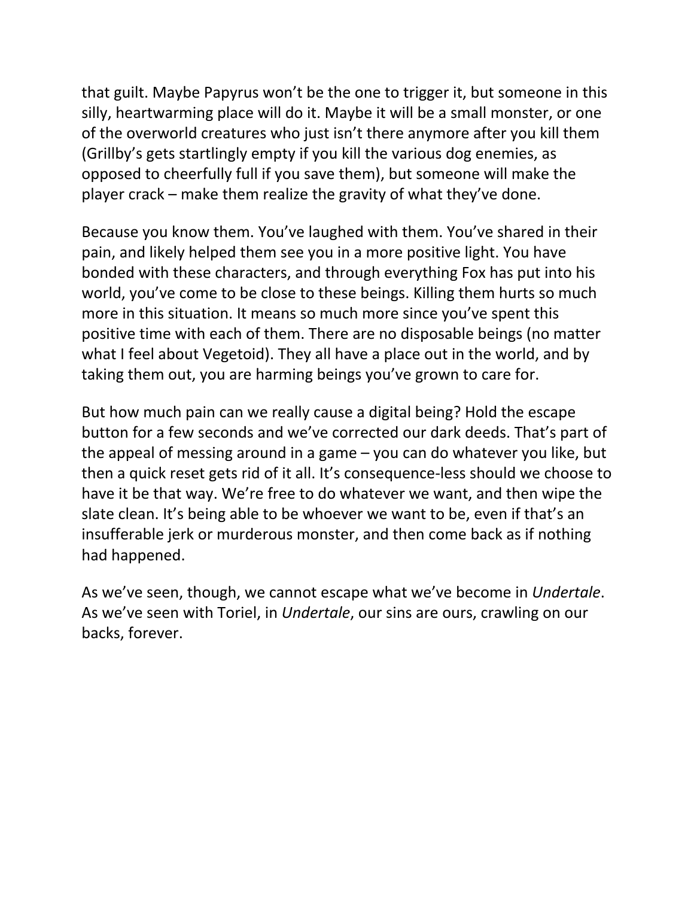that guilt. Maybe Papyrus won't be the one to trigger it, but someone in this silly, heartwarming place will do it. Maybe it will be a small monster, or one of the overworld creatures who just isn't there anymore after you kill them (Grillby's gets startlingly empty if you kill the various dog enemies, as opposed to cheerfully full if you save them), but someone will make the player crack – make them realize the gravity of what they've done.

Because you know them. You've laughed with them. You've shared in their pain, and likely helped them see you in a more positive light. You have bonded with these characters, and through everything Fox has put into his world, you've come to be close to these beings. Killing them hurts so much more in this situation. It means so much more since you've spent this positive time with each of them. There are no disposable beings (no matter what I feel about Vegetoid). They all have a place out in the world, and by taking them out, you are harming beings you've grown to care for.

But how much pain can we really cause a digital being? Hold the escape button for a few seconds and we've corrected our dark deeds. That's part of the appeal of messing around in a game – you can do whatever you like, but then a quick reset gets rid of it all. It's consequence-less should we choose to have it be that way. We're free to do whatever we want, and then wipe the slate clean. It's being able to be whoever we want to be, even if that's an insufferable jerk or murderous monster, and then come back as if nothing had happened.

As we've seen, though, we cannot escape what we've become in *Undertale*. As we've seen with Toriel, in *Undertale*, our sins are ours, crawling on our backs, forever.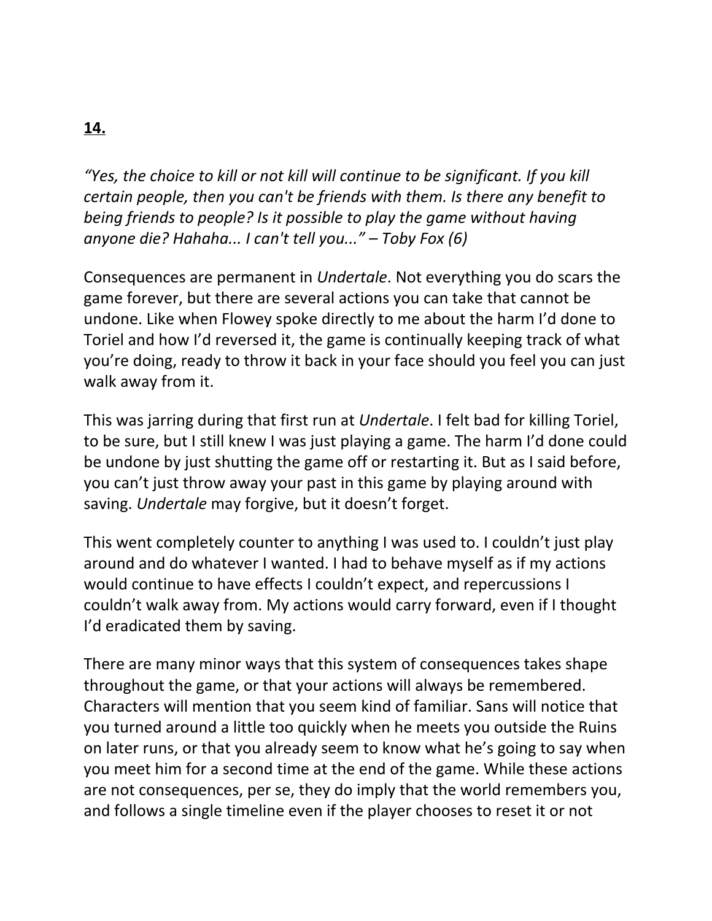**14.**

*"Yes, the choice to kill or not kill will continue to be significant. If you kill certain people, then you can't be friends with them. Is there any benefit to being friends to people? Is it possible to play the game without having anyone die? Hahaha... I can't tell you..." – Toby Fox (6)*

Consequences are permanent in *Undertale*. Not everything you do scars the game forever, but there are several actions you can take that cannot be undone. Like when Flowey spoke directly to me about the harm I'd done to Toriel and how I'd reversed it, the game is continually keeping track of what you're doing, ready to throw it back in your face should you feel you can just walk away from it.

This was jarring during that first run at *Undertale*. I felt bad for killing Toriel, to be sure, but I still knew I was just playing a game. The harm I'd done could be undone by just shutting the game off or restarting it. But as I said before, you can't just throw away your past in this game by playing around with saving. *Undertale* may forgive, but it doesn't forget.

This went completely counter to anything I was used to. I couldn't just play around and do whatever I wanted. I had to behave myself as if my actions would continue to have effects I couldn't expect, and repercussions I couldn't walk away from. My actions would carry forward, even if I thought I'd eradicated them by saving.

There are many minor ways that this system of consequences takes shape throughout the game, or that your actions will always be remembered. Characters will mention that you seem kind of familiar. Sans will notice that you turned around a little too quickly when he meets you outside the Ruins on later runs, or that you already seem to know what he's going to say when you meet him for a second time at the end of the game. While these actions are not consequences, per se, they do imply that the world remembers you, and follows a single timeline even if the player chooses to reset it or not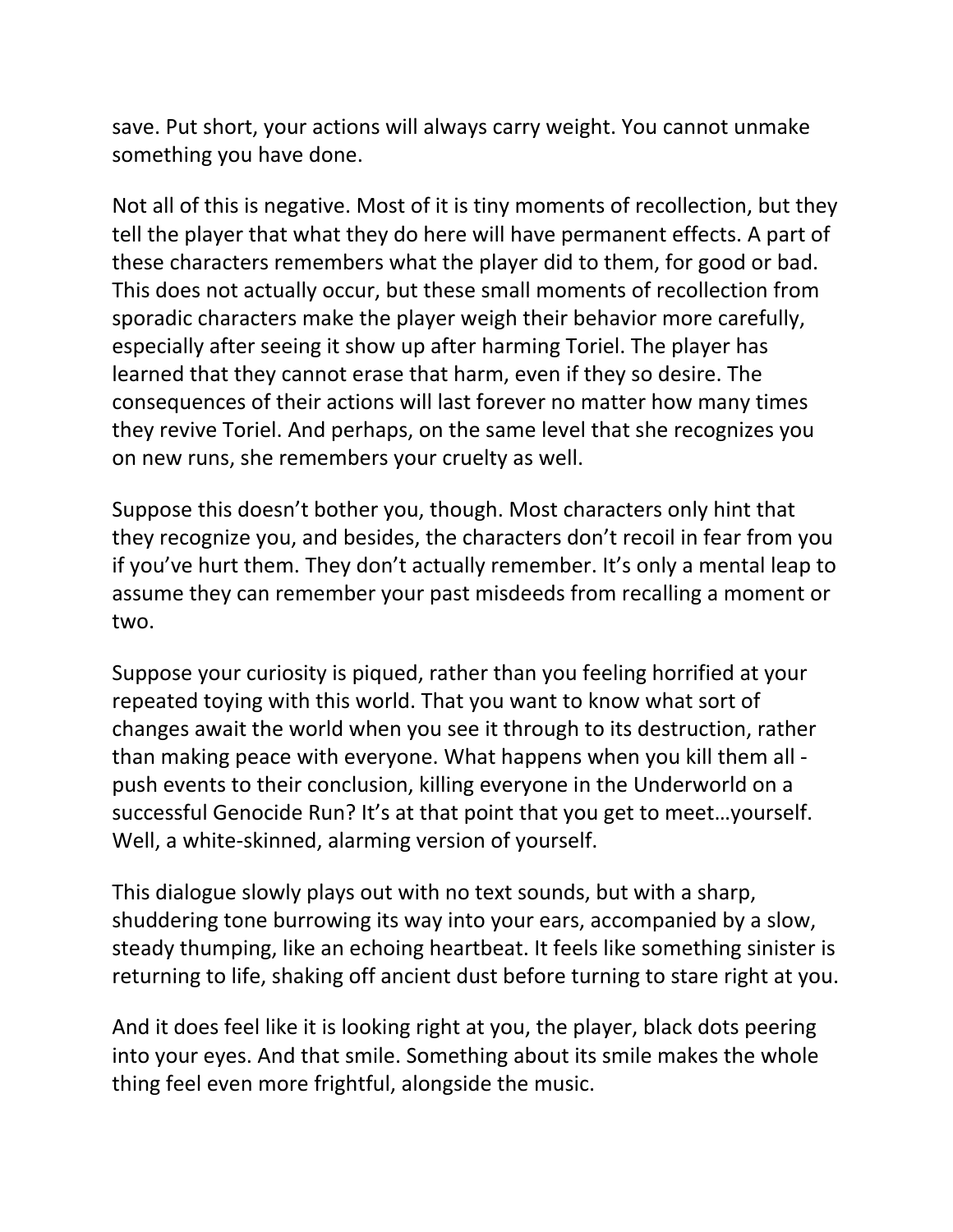save. Put short, your actions will always carry weight. You cannot unmake something you have done.

Not all of this is negative. Most of it is tiny moments of recollection, but they tell the player that what they do here will have permanent effects. A part of these characters remembers what the player did to them, for good or bad. This does not actually occur, but these small moments of recollection from sporadic characters make the player weigh their behavior more carefully, especially after seeing it show up after harming Toriel. The player has learned that they cannot erase that harm, even if they so desire. The consequences of their actions will last forever no matter how many times they revive Toriel. And perhaps, on the same level that she recognizes you on new runs, she remembers your cruelty as well.

Suppose this doesn't bother you, though. Most characters only hint that they recognize you, and besides, the characters don't recoil in fear from you if you've hurt them. They don't actually remember. It's only a mental leap to assume they can remember your past misdeeds from recalling a moment or two.

Suppose your curiosity is piqued, rather than you feeling horrified at your repeated toying with this world. That you want to know what sort of changes await the world when you see it through to its destruction, rather than making peace with everyone. What happens when you kill them all - push events to their conclusion, killing everyone in the Underworld on a successful Genocide Run? It's at that point that you get to meet…yourself. Well, a white-skinned, alarming version of yourself.

This dialogue slowly plays out with no text sounds, but with a sharp, shuddering tone burrowing its way into your ears, accompanied by a slow, steady thumping, like an echoing heartbeat. It feels like something sinister is returning to life, shaking off ancient dust before turning to stare right at you.

And it does feel like it is looking right at you, the player, black dots peering into your eyes. And that smile. Something about its smile makes the whole thing feel even more frightful, alongside the music.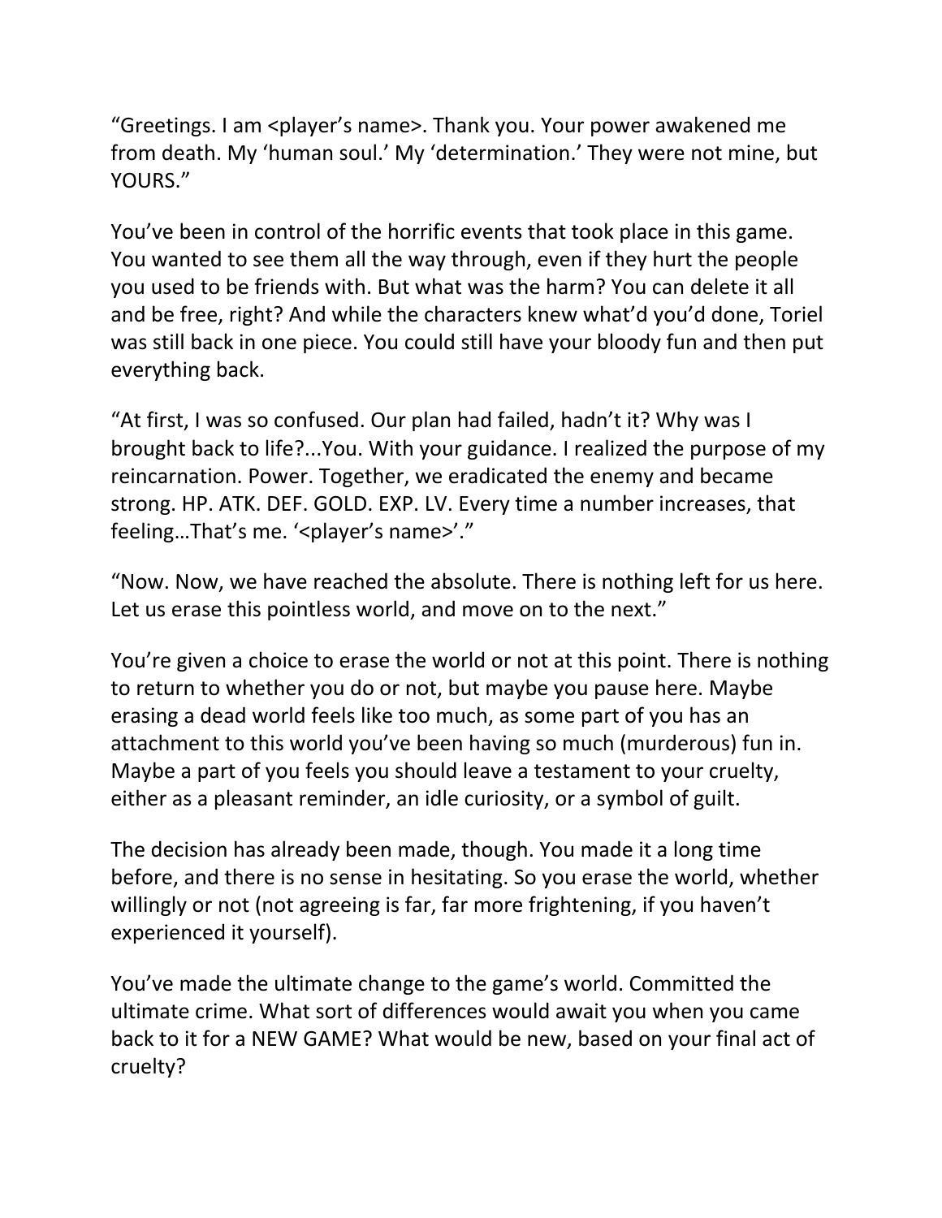"Greetings. I am <player's name>. Thank you. Your power awakened me from death. My 'human soul.' My 'determination.' They were not mine, but YOURS."

You've been in control of the horrific events that took place in this game. You wanted to see them all the way through, even if they hurt the people you used to be friends with. But what was the harm? You can delete it all and be free, right? And while the characters knew what'd you'd done, Toriel was still back in one piece. You could still have your bloody fun and then put everything back.

"At first, I was so confused. Our plan had failed, hadn't it? Why was I brought back to life?...You. With your guidance. I realized the purpose of my reincarnation. Power. Together, we eradicated the enemy and became strong. HP. ATK. DEF. GOLD. EXP. LV. Every time a number increases, that feeling…That's me. '<player's name>'."

"Now. Now, we have reached the absolute. There is nothing left for us here. Let us erase this pointless world, and move on to the next."

You're given a choice to erase the world or not at this point. There is nothing to return to whether you do or not, but maybe you pause here. Maybe erasing a dead world feels like too much, as some part of you has an attachment to this world you've been having so much (murderous) fun in. Maybe a part of you feels you should leave a testament to your cruelty, either as a pleasant reminder, an idle curiosity, or a symbol of guilt.

The decision has already been made, though. You made it a long time before, and there is no sense in hesitating. So you erase the world, whether willingly or not (not agreeing is far, far more frightening, if you haven't experienced it yourself).

You've made the ultimate change to the game's world. Committed the ultimate crime. What sort of differences would await you when you came back to it for a NEW GAME? What would be new, based on your final act of cruelty?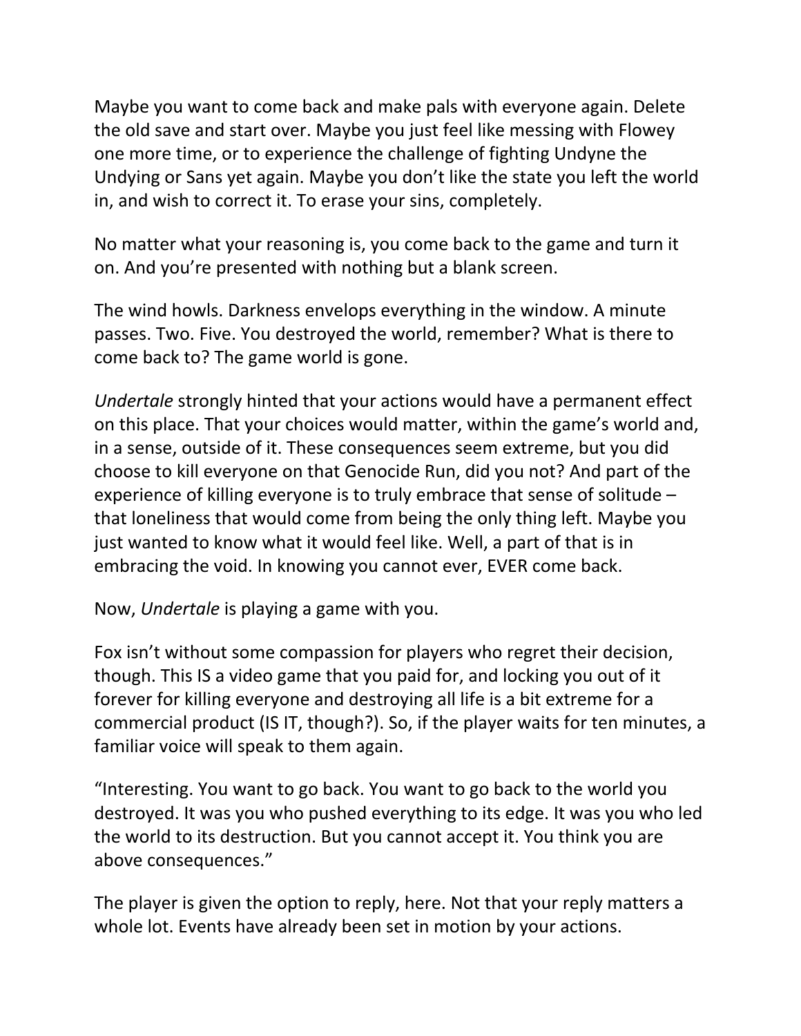Maybe you want to come back and make pals with everyone again. Delete the old save and start over. Maybe you just feel like messing with Flowey one more time, or to experience the challenge of fighting Undyne the Undying or Sans yet again. Maybe you don't like the state you left the world in, and wish to correct it. To erase your sins, completely.

No matter what your reasoning is, you come back to the game and turn it on. And you're presented with nothing but a blank screen.

The wind howls. Darkness envelops everything in the window. A minute passes. Two. Five. You destroyed the world, remember? What is there to come back to? The game world is gone.

*Undertale* strongly hinted that your actions would have a permanent effect on this place. That your choices would matter, within the game's world and, in a sense, outside of it. These consequences seem extreme, but you did choose to kill everyone on that Genocide Run, did you not? And part of the experience of killing everyone is to truly embrace that sense of solitude – that loneliness that would come from being the only thing left. Maybe you just wanted to know what it would feel like. Well, a part of that is in embracing the void. In knowing you cannot ever, EVER come back.

Now, *Undertale* is playing a game with you.

Fox isn't without some compassion for players who regret their decision, though. This IS a video game that you paid for, and locking you out of it forever for killing everyone and destroying all life is a bit extreme for a commercial product (IS IT, though?). So, if the player waits for ten minutes, a familiar voice will speak to them again.

"Interesting. You want to go back. You want to go back to the world you destroyed. It was you who pushed everything to its edge. It was you who led the world to its destruction. But you cannot accept it. You think you are above consequences."

The player is given the option to reply, here. Not that your reply matters a whole lot. Events have already been set in motion by your actions.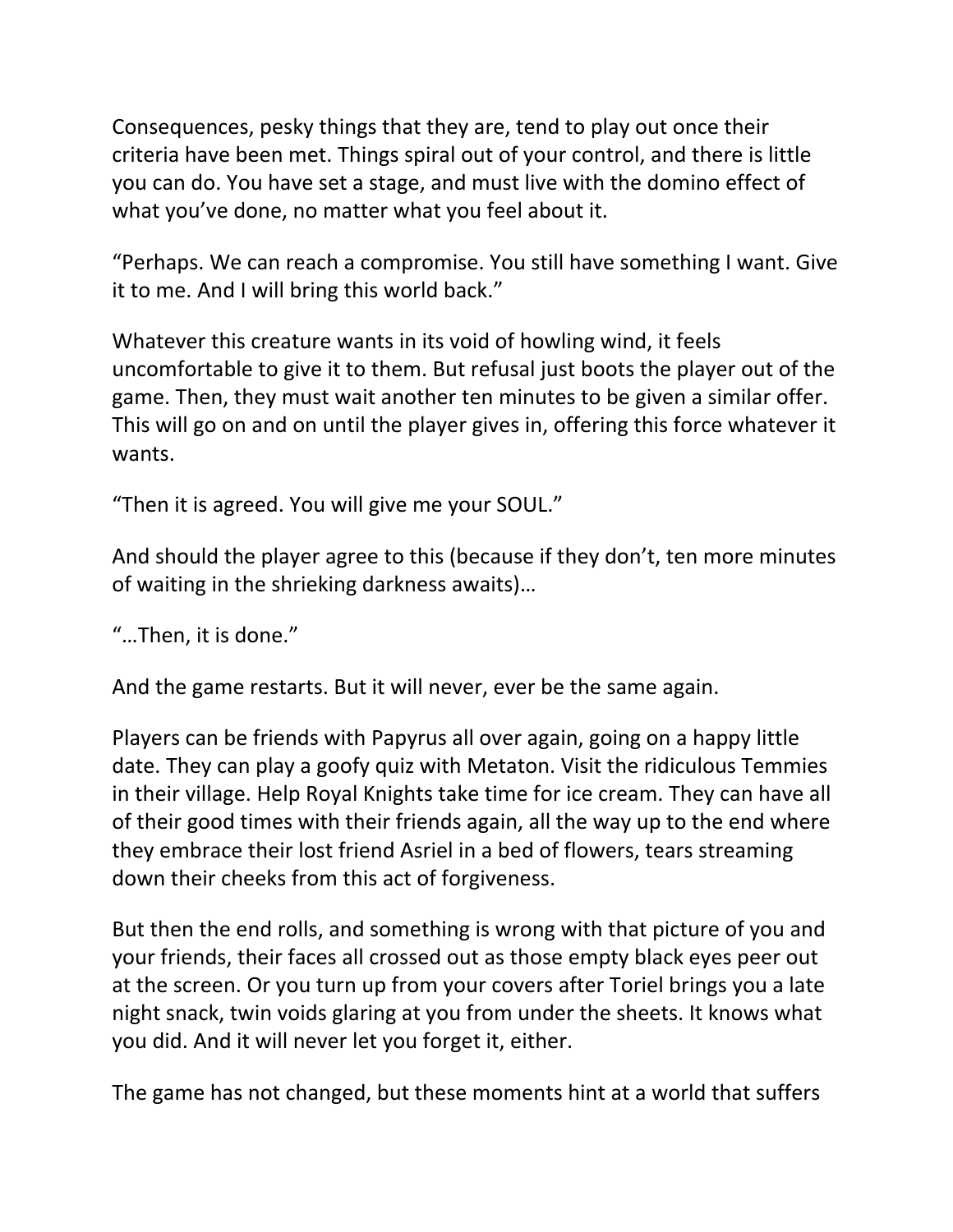Consequences, pesky things that they are, tend to play out once their criteria have been met. Things spiral out of your control, and there is little you can do. You have set a stage, and must live with the domino effect of what you've done, no matter what you feel about it.

"Perhaps. We can reach a compromise. You still have something I want. Give it to me. And I will bring this world back."

Whatever this creature wants in its void of howling wind, it feels uncomfortable to give it to them. But refusal just boots the player out of the game. Then, they must wait another ten minutes to be given a similar offer. This will go on and on until the player gives in, offering this force whatever it wants.

"Then it is agreed. You will give me your SOUL."

And should the player agree to this (because if they don't, ten more minutes of waiting in the shrieking darkness awaits)…

"…Then, it is done."

And the game restarts. But it will never, ever be the same again.

Players can be friends with Papyrus all over again, going on a happy little date. They can play a goofy quiz with Metaton. Visit the ridiculous Temmies in their village. Help Royal Knights take time for ice cream. They can have all of their good times with their friends again, all the way up to the end where they embrace their lost friend Asriel in a bed of flowers, tears streaming down their cheeks from this act of forgiveness.

But then the end rolls, and something is wrong with that picture of you and your friends, their faces all crossed out as those empty black eyes peer out at the screen. Or you turn up from your covers after Toriel brings you a late night snack, twin voids glaring at you from under the sheets. It knows what you did. And it will never let you forget it, either.

The game has not changed, but these moments hint at a world that suffers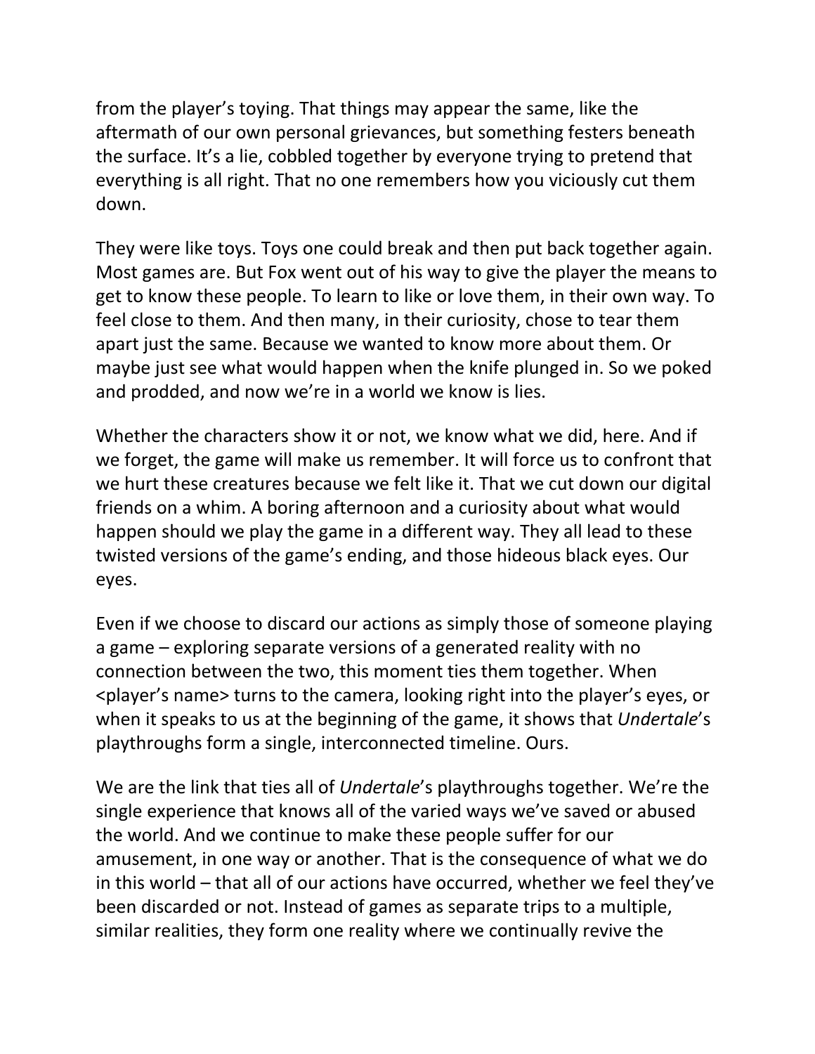from the player's toying. That things may appear the same, like the aftermath of our own personal grievances, but something festers beneath the surface. It's a lie, cobbled together by everyone trying to pretend that everything is all right. That no one remembers how you viciously cut them down.

They were like toys. Toys one could break and then put back together again. Most games are. But Fox went out of his way to give the player the means to get to know these people. To learn to like or love them, in their own way. To feel close to them. And then many, in their curiosity, chose to tear them apart just the same. Because we wanted to know more about them. Or maybe just see what would happen when the knife plunged in. So we poked and prodded, and now we're in a world we know is lies.

Whether the characters show it or not, we know what we did, here. And if we forget, the game will make us remember. It will force us to confront that we hurt these creatures because we felt like it. That we cut down our digital friends on a whim. A boring afternoon and a curiosity about what would happen should we play the game in a different way. They all lead to these twisted versions of the game's ending, and those hideous black eyes. Our eyes.

Even if we choose to discard our actions as simply those of someone playing a game – exploring separate versions of a generated reality with no connection between the two, this moment ties them together. When <player's name> turns to the camera, looking right into the player's eyes, or when it speaks to us at the beginning of the game, it shows that *Undertale*'s playthroughs form a single, interconnected timeline. Ours.

We are the link that ties all of *Undertale*'s playthroughs together. We're the single experience that knows all of the varied ways we've saved or abused the world. And we continue to make these people suffer for our amusement, in one way or another. That is the consequence of what we do in this world – that all of our actions have occurred, whether we feel they've been discarded or not. Instead of games as separate trips to a multiple, similar realities, they form one reality where we continually revive the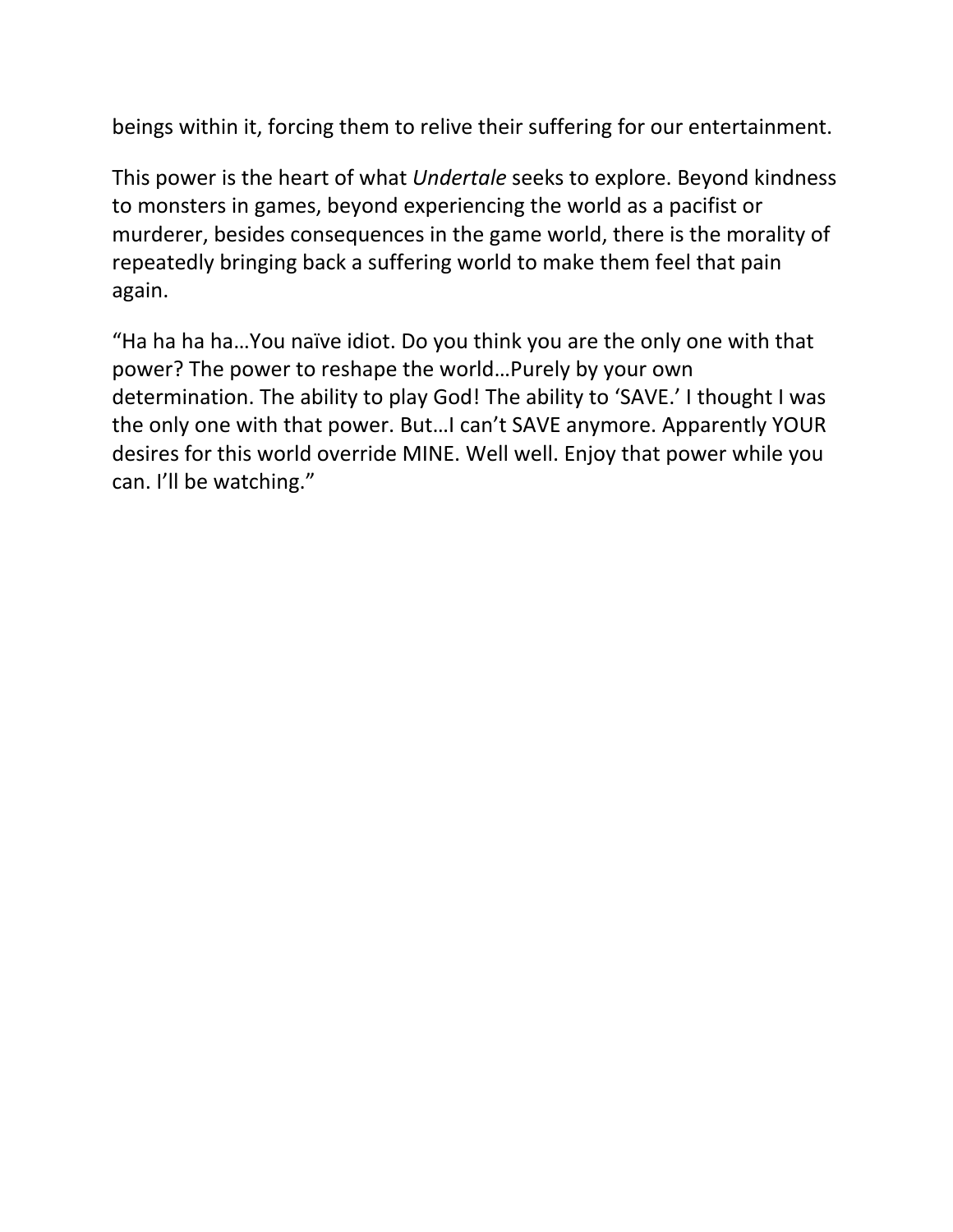beings within it, forcing them to relive their suffering for our entertainment.

This power is the heart of what *Undertale* seeks to explore. Beyond kindness to monsters in games, beyond experiencing the world as a pacifist or murderer, besides consequences in the game world, there is the morality of repeatedly bringing back a suffering world to make them feel that pain again.

“Ha ha ha ha…You naïve idiot. Do you think you are the only one with that power? The power to reshape the world…Purely by your own determination. The ability to play God! The ability to ‘SAVE.’ I thought I was the only one with that power. But…I can’t SAVE anymore. Apparently YOUR desires for this world override MINE. Well well. Enjoy that power while you can. I’ll be watching.”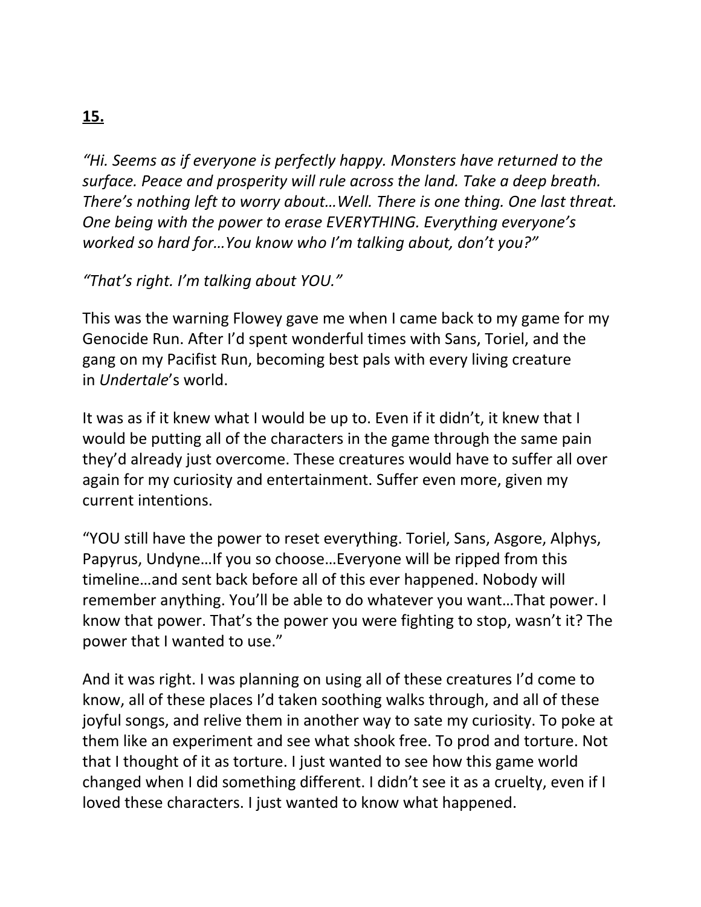**15.**

*"Hi. Seems as if everyone is perfectly happy. Monsters have returned to the surface. Peace and prosperity will rule across the land. Take a deep breath. There's nothing left to worry about…Well. There is one thing. One last threat. One being with the power to erase EVERYTHING. Everything everyone's worked so hard for…You know who I'm talking about, don't you?"*

*"That's right. I'm talking about YOU."*

This was the warning Flowey gave me when I came back to my game for my Genocide Run. After I'd spent wonderful times with Sans, Toriel, and the gang on my Pacifist Run, becoming best pals with every living creature in *Undertale*'s world.

It was as if it knew what I would be up to. Even if it didn't, it knew that I would be putting all of the characters in the game through the same pain they'd already just overcome. These creatures would have to suffer all over again for my curiosity and entertainment. Suffer even more, given my current intentions.

"YOU still have the power to reset everything. Toriel, Sans, Asgore, Alphys, Papyrus, Undyne…If you so choose…Everyone will be ripped from this timeline…and sent back before all of this ever happened. Nobody will remember anything. You'll be able to do whatever you want…That power. I know that power. That's the power you were fighting to stop, wasn't it? The power that I wanted to use."

And it was right. I was planning on using all of these creatures I'd come to know, all of these places I'd taken soothing walks through, and all of these joyful songs, and relive them in another way to sate my curiosity. To poke at them like an experiment and see what shook free. To prod and torture. Not that I thought of it as torture. I just wanted to see how this game world changed when I did something different. I didn't see it as a cruelty, even if I loved these characters. I just wanted to know what happened.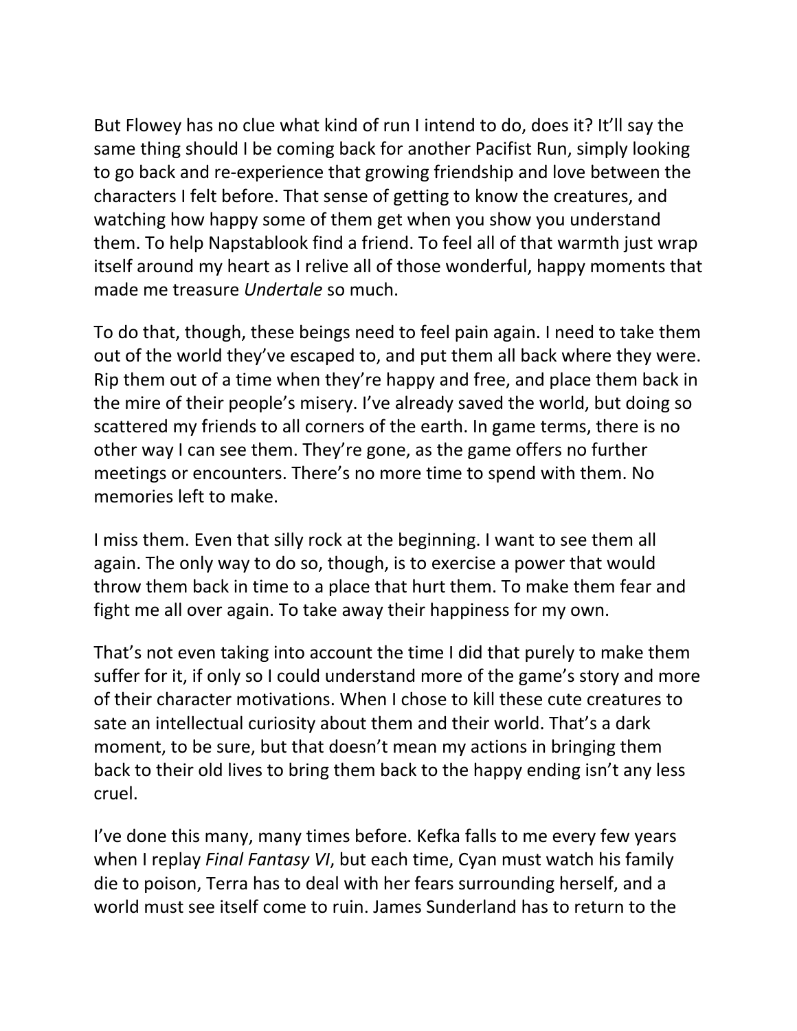But Flowey has no clue what kind of run I intend to do, does it? It'll say the same thing should I be coming back for another Pacifist Run, simply looking to go back and re-experience that growing friendship and love between the characters I felt before. That sense of getting to know the creatures, and watching how happy some of them get when you show you understand them. To help Napstablook find a friend. To feel all of that warmth just wrap itself around my heart as I relive all of those wonderful, happy moments that made me treasure *Undertale* so much.

To do that, though, these beings need to feel pain again. I need to take them out of the world they've escaped to, and put them all back where they were. Rip them out of a time when they're happy and free, and place them back in the mire of their people's misery. I've already saved the world, but doing so scattered my friends to all corners of the earth. In game terms, there is no other way I can see them. They're gone, as the game offers no further meetings or encounters. There's no more time to spend with them. No memories left to make.

I miss them. Even that silly rock at the beginning. I want to see them all again. The only way to do so, though, is to exercise a power that would throw them back in time to a place that hurt them. To make them fear and fight me all over again. To take away their happiness for my own.

That's not even taking into account the time I did that purely to make them suffer for it, if only so I could understand more of the game's story and more of their character motivations. When I chose to kill these cute creatures to sate an intellectual curiosity about them and their world. That's a dark moment, to be sure, but that doesn't mean my actions in bringing them back to their old lives to bring them back to the happy ending isn't any less cruel.

I've done this many, many times before. Kefka falls to me every few years when I replay *Final Fantasy VI*, but each time, Cyan must watch his family die to poison, Terra has to deal with her fears surrounding herself, and a world must see itself come to ruin. James Sunderland has to return to the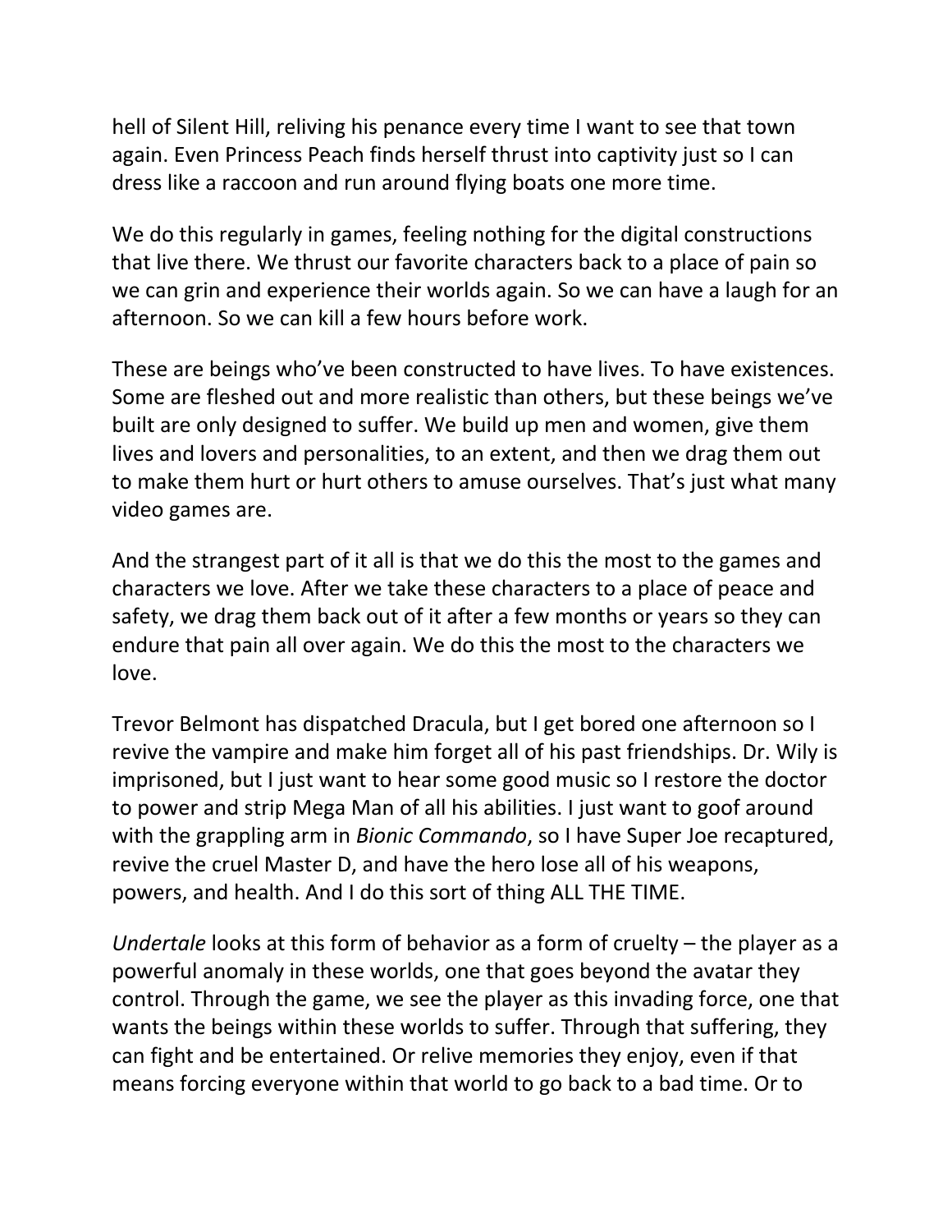hell of Silent Hill, reliving his penance every time I want to see that town again. Even Princess Peach finds herself thrust into captivity just so I can dress like a raccoon and run around flying boats one more time.

We do this regularly in games, feeling nothing for the digital constructions that live there. We thrust our favorite characters back to a place of pain so we can grin and experience their worlds again. So we can have a laugh for an afternoon. So we can kill a few hours before work.

These are beings who've been constructed to have lives. To have existences. Some are fleshed out and more realistic than others, but these beings we've built are only designed to suffer. We build up men and women, give them lives and lovers and personalities, to an extent, and then we drag them out to make them hurt or hurt others to amuse ourselves. That's just what many video games are.

And the strangest part of it all is that we do this the most to the games and characters we love. After we take these characters to a place of peace and safety, we drag them back out of it after a few months or years so they can endure that pain all over again. We do this the most to the characters we love.

Trevor Belmont has dispatched Dracula, but I get bored one afternoon so I revive the vampire and make him forget all of his past friendships. Dr. Wily is imprisoned, but I just want to hear some good music so I restore the doctor to power and strip Mega Man of all his abilities. I just want to goof around with the grappling arm in *Bionic Commando*, so I have Super Joe recaptured, revive the cruel Master D, and have the hero lose all of his weapons, powers, and health. And I do this sort of thing ALL THE TIME.

*Undertale* looks at this form of behavior as a form of cruelty – the player as a powerful anomaly in these worlds, one that goes beyond the avatar they control. Through the game, we see the player as this invading force, one that wants the beings within these worlds to suffer. Through that suffering, they can fight and be entertained. Or relive memories they enjoy, even if that means forcing everyone within that world to go back to a bad time. Or to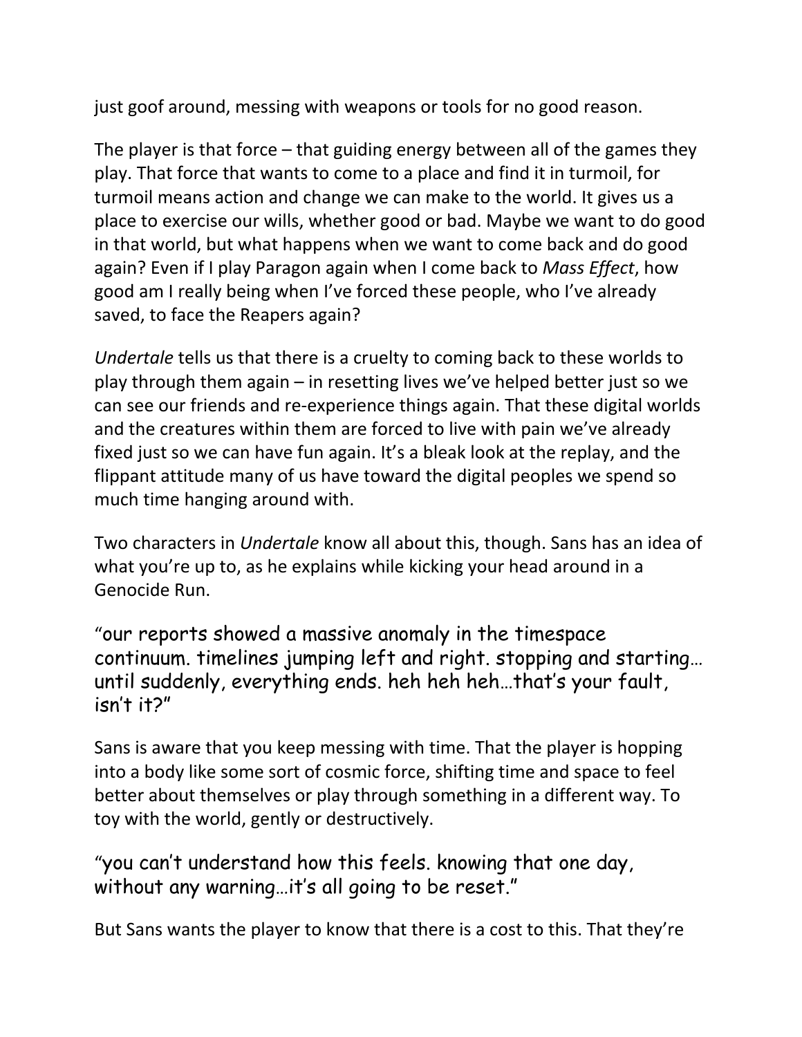just goof around, messing with weapons or tools for no good reason.

The player is that force – that guiding energy between all of the games they play. That force that wants to come to a place and find it in turmoil, for turmoil means action and change we can make to the world. It gives us a place to exercise our wills, whether good or bad. Maybe we want to do good in that world, but what happens when we want to come back and do good again? Even if I play Paragon again when I come back to *Mass Effect*, how good am I really being when I've forced these people, who I've already saved, to face the Reapers again?

*Undertale* tells us that there is a cruelty to coming back to these worlds to play through them again – in resetting lives we've helped better just so we can see our friends and re-experience things again. That these digital worlds and the creatures within them are forced to live with pain we've already fixed just so we can have fun again. It's a bleak look at the replay, and the flippant attitude many of us have toward the digital peoples we spend so much time hanging around with.

Two characters in *Undertale* know all about this, though. Sans has an idea of what you're up to, as he explains while kicking your head around in a Genocide Run.

"our reports showed a massive anomaly in the timespace continuum. timelines jumping left and right. stopping and starting… until suddenly, everything ends. heh heh heh…that's your fault, isn't it?"

Sans is aware that you keep messing with time. That the player is hopping into a body like some sort of cosmic force, shifting time and space to feel better about themselves or play through something in a different way. To toy with the world, gently or destructively.

"you can't understand how this feels. knowing that one day, without any warning…it's all going to be reset."

But Sans wants the player to know that there is a cost to this. That they're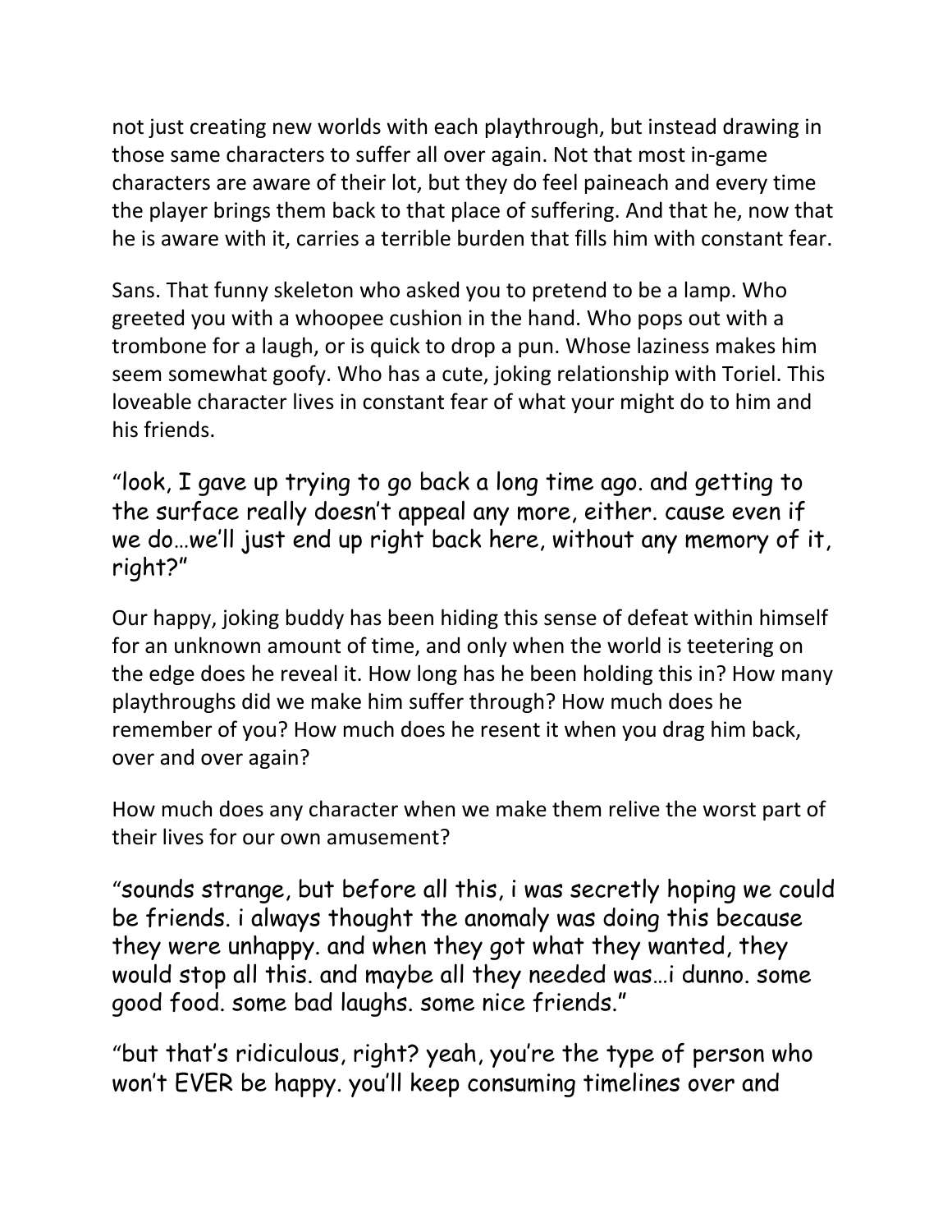not just creating new worlds with each playthrough, but instead drawing in those same characters to suffer all over again. Not that most in-game characters are aware of their lot, but they do feel paineach and every time the player brings them back to that place of suffering. And that he, now that he is aware with it, carries a terrible burden that fills him with constant fear.

Sans. That funny skeleton who asked you to pretend to be a lamp. Who greeted you with a whoopee cushion in the hand. Who pops out with a trombone for a laugh, or is quick to drop a pun. Whose laziness makes him seem somewhat goofy. Who has a cute, joking relationship with Toriel. This loveable character lives in constant fear of what your might do to him and his friends.

"look, I gave up trying to go back a long time ago. and getting to the surface really doesn't appeal any more, either. cause even if we do…we'll just end up right back here, without any memory of it, right?"

Our happy, joking buddy has been hiding this sense of defeat within himself for an unknown amount of time, and only when the world is teetering on the edge does he reveal it. How long has he been holding this in? How many playthroughs did we make him suffer through? How much does he remember of you? How much does he resent it when you drag him back, over and over again?

How much does any character when we make them relive the worst part of their lives for our own amusement?

"sounds strange, but before all this, i was secretly hoping we could be friends. i always thought the anomaly was doing this because they were unhappy. and when they got what they wanted, they would stop all this. and maybe all they needed was…i dunno. some good food. some bad laughs. some nice friends."

"but that's ridiculous, right? yeah, you're the type of person who won't EVER be happy. you'll keep consuming timelines over and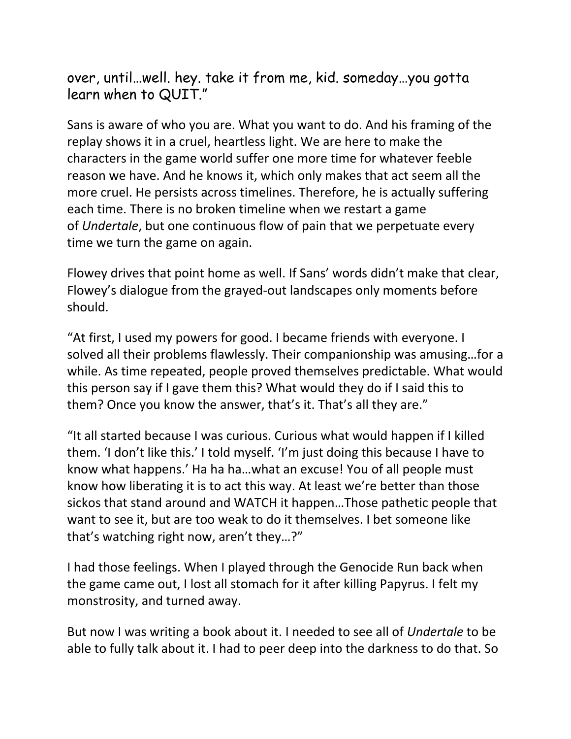over, until…well. hey. take it from me, kid. someday…you gotta learn when to QUIT."

Sans is aware of who you are. What you want to do. And his framing of the replay shows it in a cruel, heartless light. We are here to make the characters in the game world suffer one more time for whatever feeble reason we have. And he knows it, which only makes that act seem all the more cruel. He persists across timelines. Therefore, he is actually suffering each time. There is no broken timeline when we restart a game of *Undertale*, but one continuous flow of pain that we perpetuate every time we turn the game on again.

Flowey drives that point home as well. If Sans' words didn't make that clear, Flowey's dialogue from the grayed-out landscapes only moments before should.

"At first, I used my powers for good. I became friends with everyone. I solved all their problems flawlessly. Their companionship was amusing…for a while. As time repeated, people proved themselves predictable. What would this person say if I gave them this? What would they do if I said this to them? Once you know the answer, that's it. That's all they are."

"It all started because I was curious. Curious what would happen if I killed them. 'I don't like this.' I told myself. 'I'm just doing this because I have to know what happens.' Ha ha ha…what an excuse! You of all people must know how liberating it is to act this way. At least we're better than those sickos that stand around and WATCH it happen…Those pathetic people that want to see it, but are too weak to do it themselves. I bet someone like that's watching right now, aren't they…?"

I had those feelings. When I played through the Genocide Run back when the game came out, I lost all stomach for it after killing Papyrus. I felt my monstrosity, and turned away.

But now I was writing a book about it. I needed to see all of *Undertale* to be able to fully talk about it. I had to peer deep into the darkness to do that. So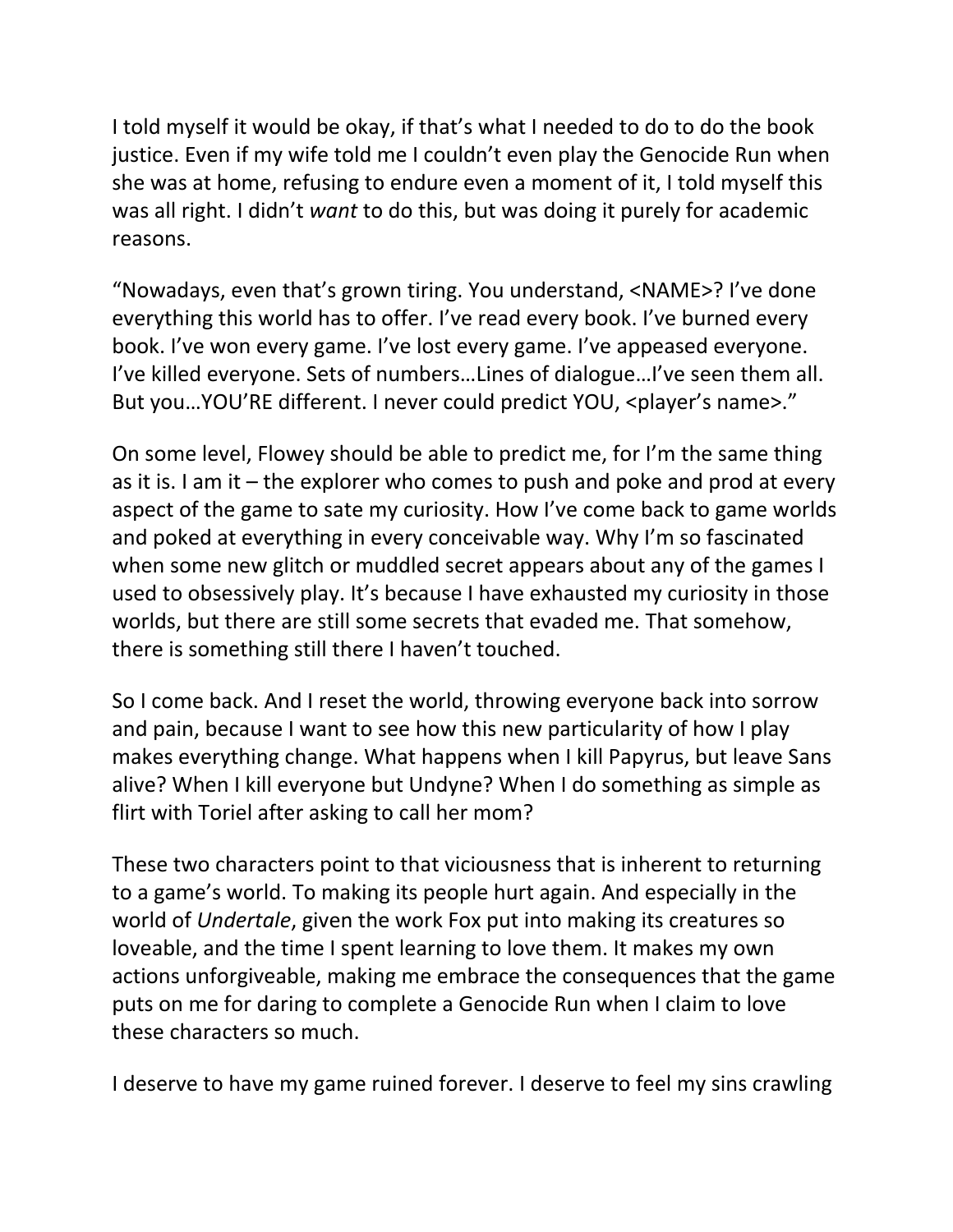I told myself it would be okay, if that's what I needed to do to do the book justice. Even if my wife told me I couldn't even play the Genocide Run when she was at home, refusing to endure even a moment of it, I told myself this was all right. I didn't *want* to do this, but was doing it purely for academic reasons.

"Nowadays, even that's grown tiring. You understand, <NAME>? I've done everything this world has to offer. I've read every book. I've burned every book. I've won every game. I've lost every game. I've appeased everyone. I've killed everyone. Sets of numbers…Lines of dialogue…I've seen them all. But you…YOU'RE different. I never could predict YOU, <player's name>."

On some level, Flowey should be able to predict me, for I'm the same thing as it is. I am it – the explorer who comes to push and poke and prod at every aspect of the game to sate my curiosity. How I've come back to game worlds and poked at everything in every conceivable way. Why I'm so fascinated when some new glitch or muddled secret appears about any of the games I used to obsessively play. It's because I have exhausted my curiosity in those worlds, but there are still some secrets that evaded me. That somehow, there is something still there I haven't touched.

So I come back. And I reset the world, throwing everyone back into sorrow and pain, because I want to see how this new particularity of how I play makes everything change. What happens when I kill Papyrus, but leave Sans alive? When I kill everyone but Undyne? When I do something as simple as flirt with Toriel after asking to call her mom?

These two characters point to that viciousness that is inherent to returning to a game's world. To making its people hurt again. And especially in the world of *Undertale*, given the work Fox put into making its creatures so loveable, and the time I spent learning to love them. It makes my own actions unforgiveable, making me embrace the consequences that the game puts on me for daring to complete a Genocide Run when I claim to love these characters so much.

I deserve to have my game ruined forever. I deserve to feel my sins crawling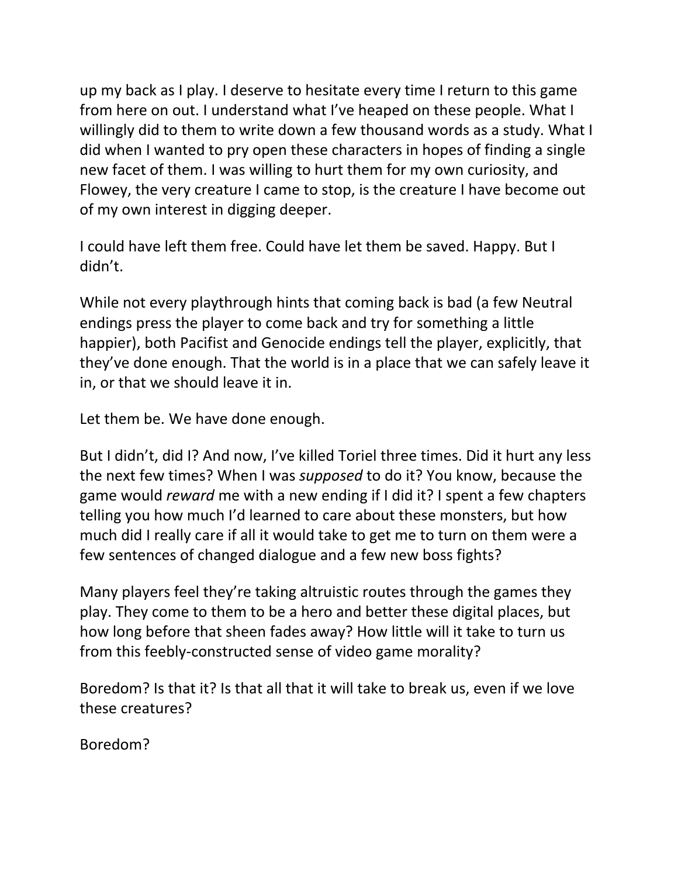up my back as I play. I deserve to hesitate every time I return to this game from here on out. I understand what I've heaped on these people. What I willingly did to them to write down a few thousand words as a study. What I did when I wanted to pry open these characters in hopes of finding a single new facet of them. I was willing to hurt them for my own curiosity, and Flowey, the very creature I came to stop, is the creature I have become out of my own interest in digging deeper.

I could have left them free. Could have let them be saved. Happy. But I didn't.

While not every playthrough hints that coming back is bad (a few Neutral endings press the player to come back and try for something a little happier), both Pacifist and Genocide endings tell the player, explicitly, that they've done enough. That the world is in a place that we can safely leave it in, or that we should leave it in.

Let them be. We have done enough.

But I didn't, did I? And now, I've killed Toriel three times. Did it hurt any less the next few times? When I was *supposed* to do it? You know, because the game would *reward* me with a new ending if I did it? I spent a few chapters telling you how much I'd learned to care about these monsters, but how much did I really care if all it would take to get me to turn on them were a few sentences of changed dialogue and a few new boss fights?

Many players feel they're taking altruistic routes through the games they play. They come to them to be a hero and better these digital places, but how long before that sheen fades away? How little will it take to turn us from this feebly-constructed sense of video game morality?

Boredom? Is that it? Is that all that it will take to break us, even if we love these creatures?

Boredom?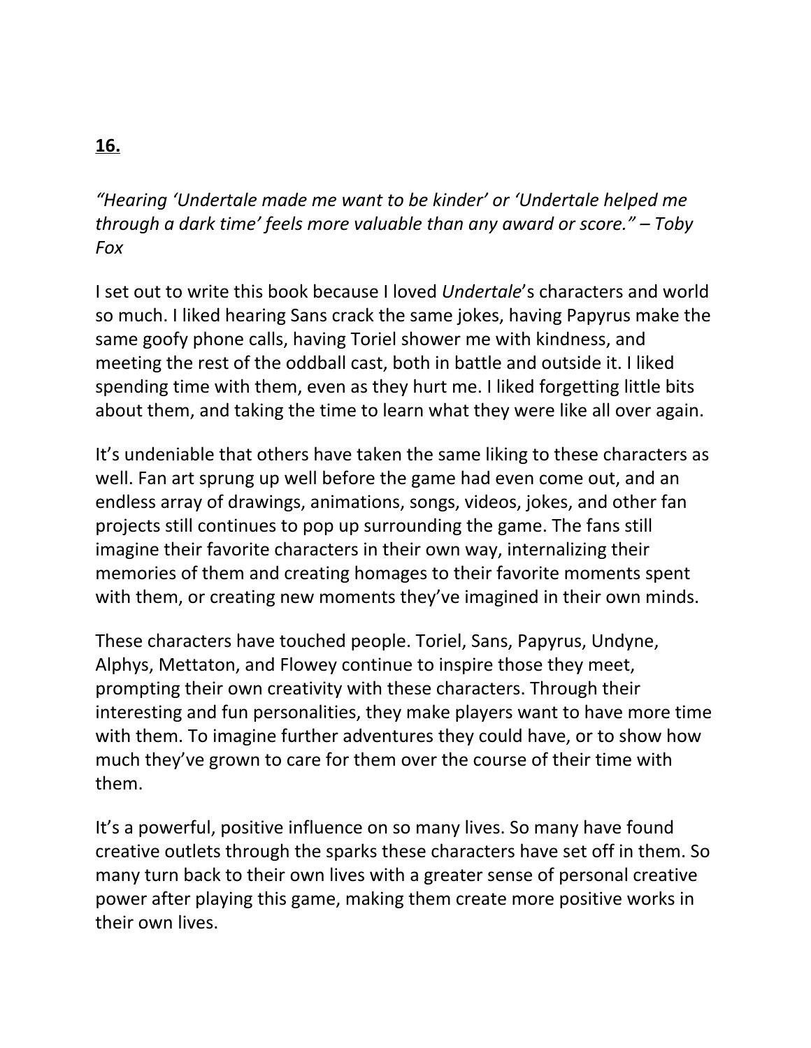## **16.**

*"Hearing 'Undertale made me want to be kinder' or 'Undertale helped me through a dark time' feels more valuable than any award or score." – Toby Fox*

I set out to write this book because I loved *Undertale*'s characters and world so much. I liked hearing Sans crack the same jokes, having Papyrus make the same goofy phone calls, having Toriel shower me with kindness, and meeting the rest of the oddball cast, both in battle and outside it. I liked spending time with them, even as they hurt me. I liked forgetting little bits about them, and taking the time to learn what they were like all over again.

It's undeniable that others have taken the same liking to these characters as well. Fan art sprung up well before the game had even come out, and an endless array of drawings, animations, songs, videos, jokes, and other fan projects still continues to pop up surrounding the game. The fans still imagine their favorite characters in their own way, internalizing their memories of them and creating homages to their favorite moments spent with them, or creating new moments they've imagined in their own minds.

These characters have touched people. Toriel, Sans, Papyrus, Undyne, Alphys, Mettaton, and Flowey continue to inspire those they meet, prompting their own creativity with these characters. Through their interesting and fun personalities, they make players want to have more time with them. To imagine further adventures they could have, or to show how much they've grown to care for them over the course of their time with them.

It's a powerful, positive influence on so many lives. So many have found creative outlets through the sparks these characters have set off in them. So many turn back to their own lives with a greater sense of personal creative power after playing this game, making them create more positive works in their own lives.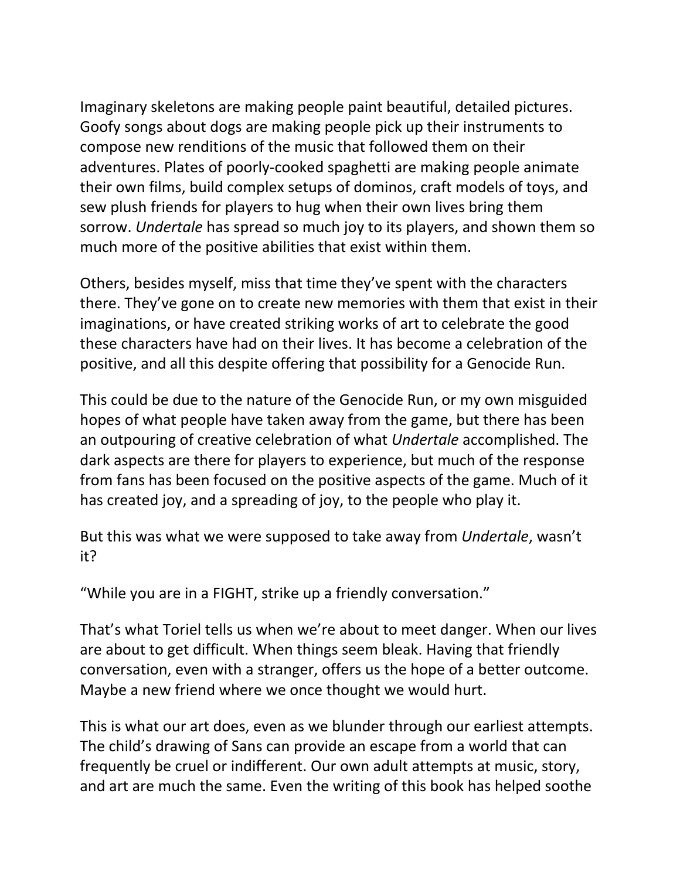Imaginary skeletons are making people paint beautiful, detailed pictures. Goofy songs about dogs are making people pick up their instruments to compose new renditions of the music that followed them on their adventures. Plates of poorly-cooked spaghetti are making people animate their own films, build complex setups of dominos, craft models of toys, and sew plush friends for players to hug when their own lives bring them sorrow. *Undertale* has spread so much joy to its players, and shown them so much more of the positive abilities that exist within them.

Others, besides myself, miss that time they've spent with the characters there. They've gone on to create new memories with them that exist in their imaginations, or have created striking works of art to celebrate the good these characters have had on their lives. It has become a celebration of the positive, and all this despite offering that possibility for a Genocide Run.

This could be due to the nature of the Genocide Run, or my own misguided hopes of what people have taken away from the game, but there has been an outpouring of creative celebration of what *Undertale* accomplished. The dark aspects are there for players to experience, but much of the response from fans has been focused on the positive aspects of the game. Much of it has created joy, and a spreading of joy, to the people who play it.

But this was what we were supposed to take away from *Undertale*, wasn't it?

"While you are in a FIGHT, strike up a friendly conversation."

That's what Toriel tells us when we're about to meet danger. When our lives are about to get difficult. When things seem bleak. Having that friendly conversation, even with a stranger, offers us the hope of a better outcome. Maybe a new friend where we once thought we would hurt.

This is what our art does, even as we blunder through our earliest attempts. The child's drawing of Sans can provide an escape from a world that can frequently be cruel or indifferent. Our own adult attempts at music, story, and art are much the same. Even the writing of this book has helped soothe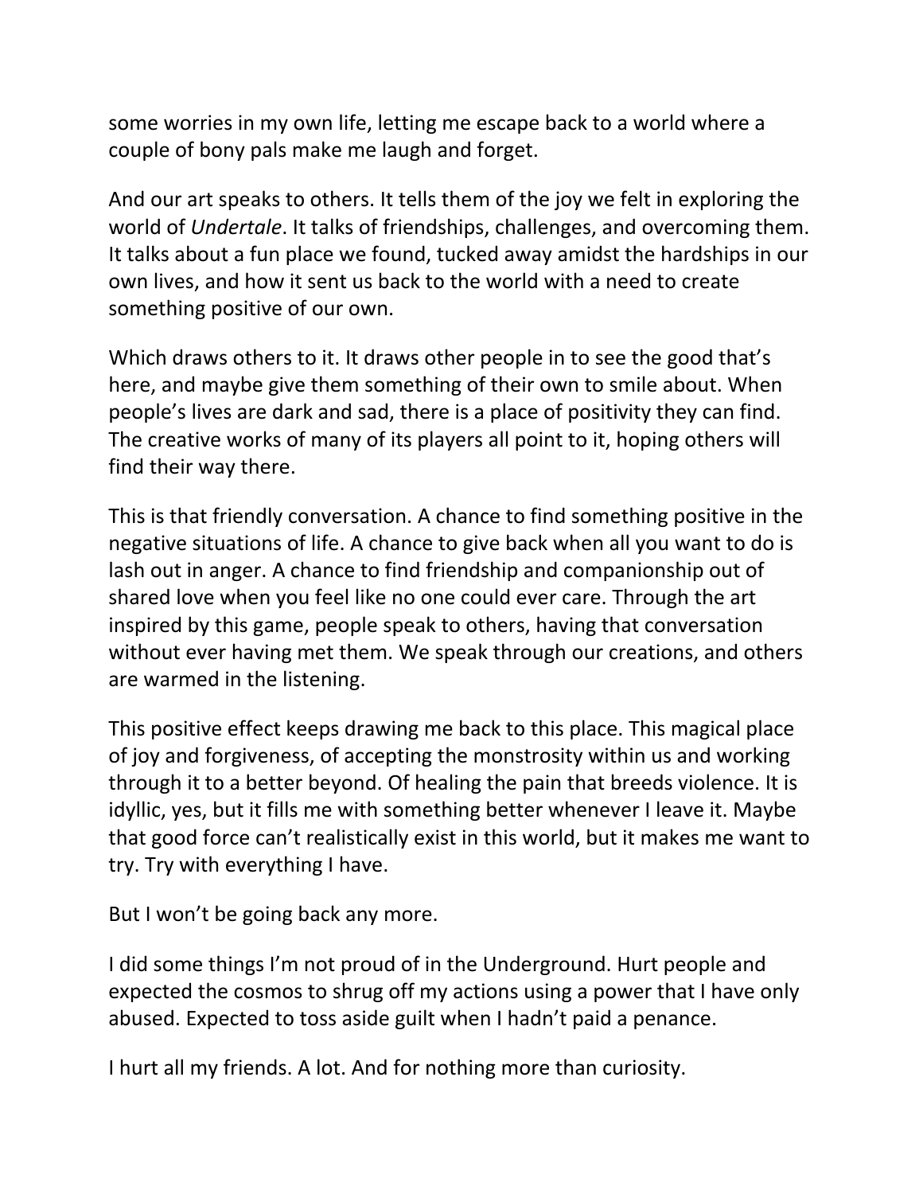some worries in my own life, letting me escape back to a world where a couple of bony pals make me laugh and forget.

And our art speaks to others. It tells them of the joy we felt in exploring the world of *Undertale*. It talks of friendships, challenges, and overcoming them. It talks about a fun place we found, tucked away amidst the hardships in our own lives, and how it sent us back to the world with a need to create something positive of our own.

Which draws others to it. It draws other people in to see the good that's here, and maybe give them something of their own to smile about. When people's lives are dark and sad, there is a place of positivity they can find. The creative works of many of its players all point to it, hoping others will find their way there.

This is that friendly conversation. A chance to find something positive in the negative situations of life. A chance to give back when all you want to do is lash out in anger. A chance to find friendship and companionship out of shared love when you feel like no one could ever care. Through the art inspired by this game, people speak to others, having that conversation without ever having met them. We speak through our creations, and others are warmed in the listening.

This positive effect keeps drawing me back to this place. This magical place of joy and forgiveness, of accepting the monstrosity within us and working through it to a better beyond. Of healing the pain that breeds violence. It is idyllic, yes, but it fills me with something better whenever I leave it. Maybe that good force can't realistically exist in this world, but it makes me want to try. Try with everything I have.

But I won't be going back any more.

I did some things I'm not proud of in the Underground. Hurt people and expected the cosmos to shrug off my actions using a power that I have only abused. Expected to toss aside guilt when I hadn't paid a penance.

I hurt all my friends. A lot. And for nothing more than curiosity.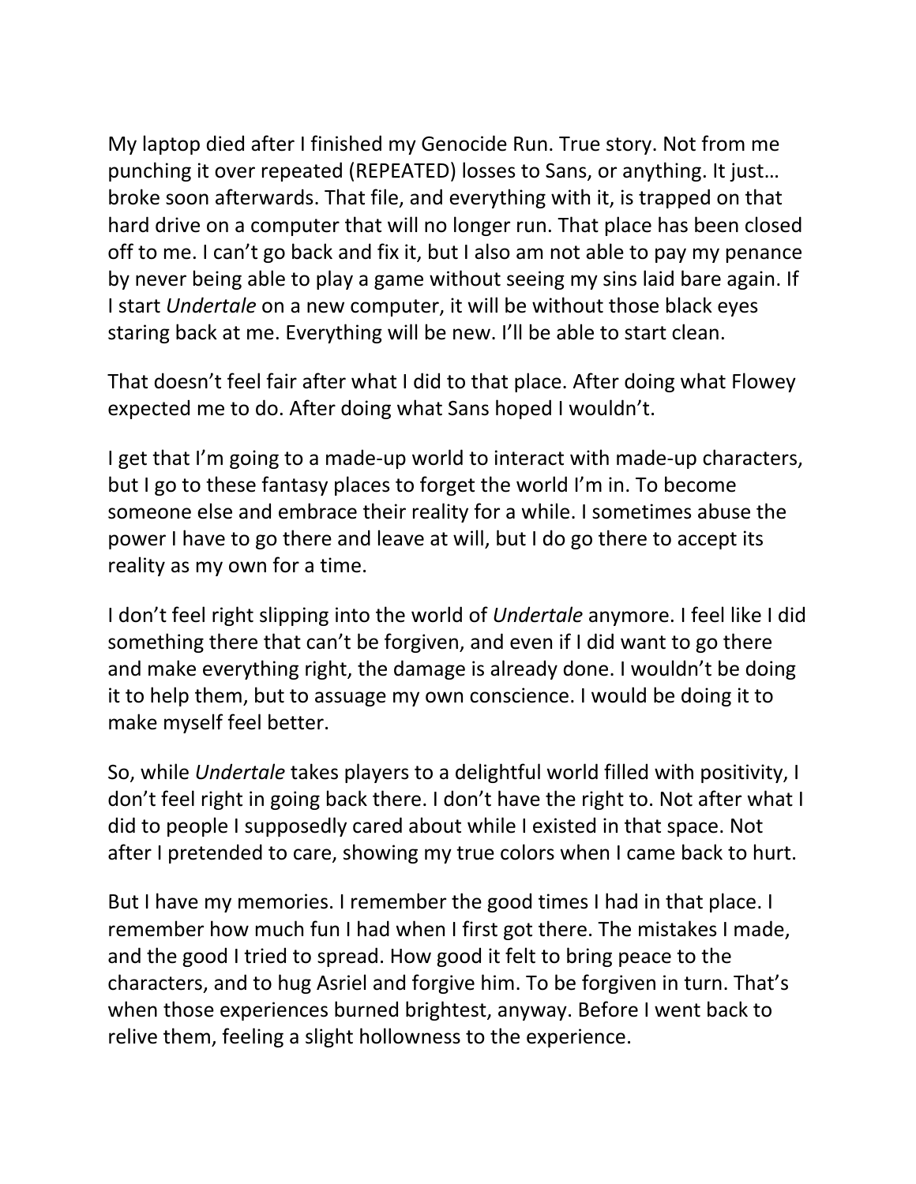My laptop died after I finished my Genocide Run. True story. Not from me punching it over repeated (REPEATED) losses to Sans, or anything. It just… broke soon afterwards. That file, and everything with it, is trapped on that hard drive on a computer that will no longer run. That place has been closed off to me. I can't go back and fix it, but I also am not able to pay my penance by never being able to play a game without seeing my sins laid bare again. If I start *Undertale* on a new computer, it will be without those black eyes staring back at me. Everything will be new. I'll be able to start clean.

That doesn't feel fair after what I did to that place. After doing what Flowey expected me to do. After doing what Sans hoped I wouldn't.

I get that I'm going to a made-up world to interact with made-up characters, but I go to these fantasy places to forget the world I'm in. To become someone else and embrace their reality for a while. I sometimes abuse the power I have to go there and leave at will, but I do go there to accept its reality as my own for a time.

I don't feel right slipping into the world of *Undertale* anymore. I feel like I did something there that can't be forgiven, and even if I did want to go there and make everything right, the damage is already done. I wouldn't be doing it to help them, but to assuage my own conscience. I would be doing it to make myself feel better.

So, while *Undertale* takes players to a delightful world filled with positivity, I don't feel right in going back there. I don't have the right to. Not after what I did to people I supposedly cared about while I existed in that space. Not after I pretended to care, showing my true colors when I came back to hurt.

But I have my memories. I remember the good times I had in that place. I remember how much fun I had when I first got there. The mistakes I made, and the good I tried to spread. How good it felt to bring peace to the characters, and to hug Asriel and forgive him. To be forgiven in turn. That's when those experiences burned brightest, anyway. Before I went back to relive them, feeling a slight hollowness to the experience.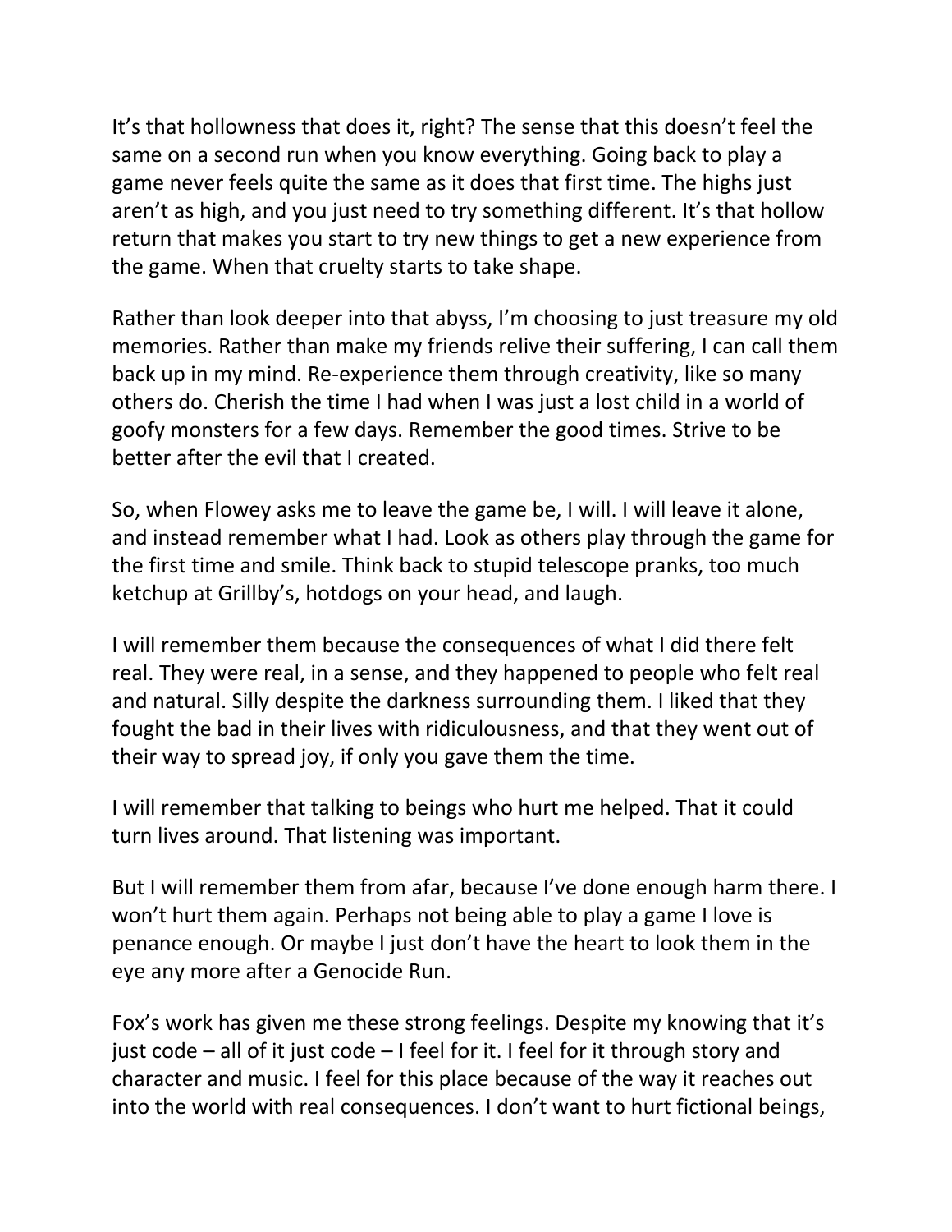It's that hollowness that does it, right? The sense that this doesn't feel the same on a second run when you know everything. Going back to play a game never feels quite the same as it does that first time. The highs just aren't as high, and you just need to try something different. It's that hollow return that makes you start to try new things to get a new experience from the game. When that cruelty starts to take shape.

Rather than look deeper into that abyss, I'm choosing to just treasure my old memories. Rather than make my friends relive their suffering, I can call them back up in my mind. Re-experience them through creativity, like so many others do. Cherish the time I had when I was just a lost child in a world of goofy monsters for a few days. Remember the good times. Strive to be better after the evil that I created.

So, when Flowey asks me to leave the game be, I will. I will leave it alone, and instead remember what I had. Look as others play through the game for the first time and smile. Think back to stupid telescope pranks, too much ketchup at Grillby's, hotdogs on your head, and laugh.

I will remember them because the consequences of what I did there felt real. They were real, in a sense, and they happened to people who felt real and natural. Silly despite the darkness surrounding them. I liked that they fought the bad in their lives with ridiculousness, and that they went out of their way to spread joy, if only you gave them the time.

I will remember that talking to beings who hurt me helped. That it could turn lives around. That listening was important.

But I will remember them from afar, because I've done enough harm there. I won't hurt them again. Perhaps not being able to play a game I love is penance enough. Or maybe I just don't have the heart to look them in the eye any more after a Genocide Run.

Fox's work has given me these strong feelings. Despite my knowing that it's just code – all of it just code – I feel for it. I feel for it through story and character and music. I feel for this place because of the way it reaches out into the world with real consequences. I don't want to hurt fictional beings,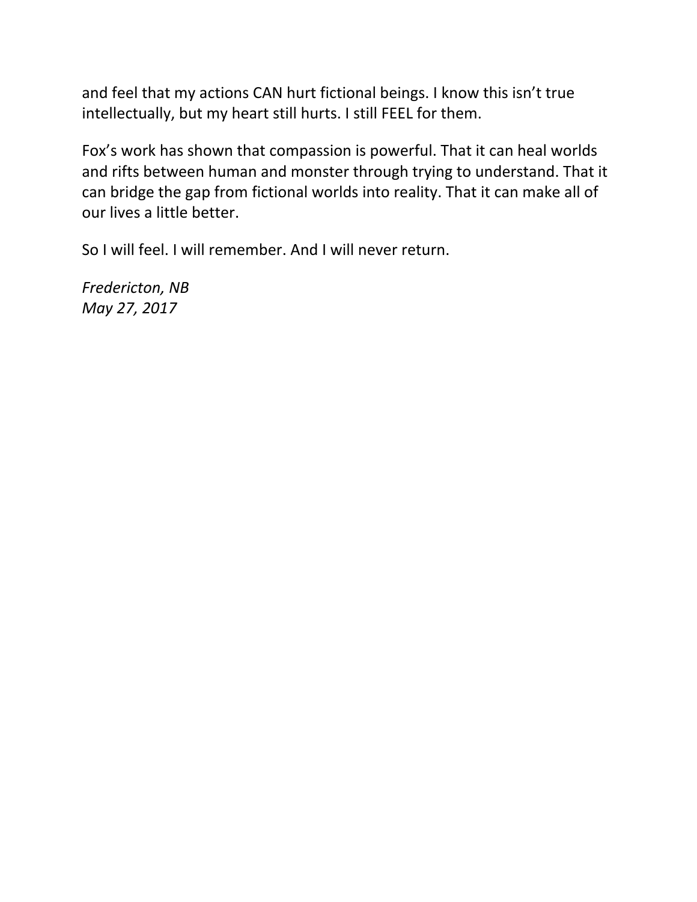and feel that my actions CAN hurt fictional beings. I know this isn't true intellectually, but my heart still hurts. I still FEEL for them.

Fox's work has shown that compassion is powerful. That it can heal worlds and rifts between human and monster through trying to understand. That it can bridge the gap from fictional worlds into reality. That it can make all of our lives a little better.

So I will feel. I will remember. And I will never return.

*Fredericton, NB*
*May 27, 2017*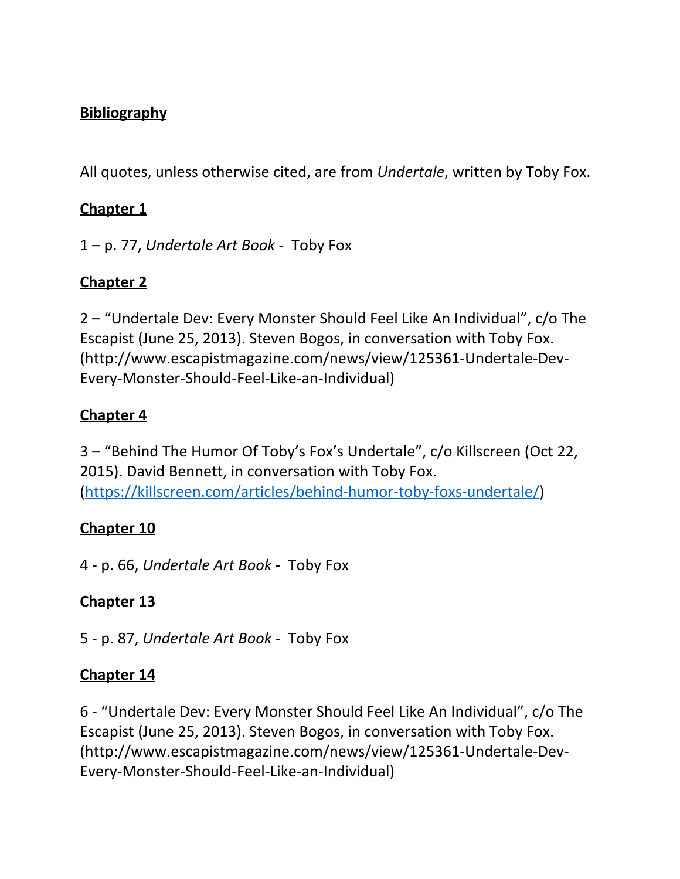## Bibliography

All quotes, unless otherwise cited, are from *Undertale*, written by Toby Fox.

### Chapter 1

1 – p. 77, *Undertale Art Book* - Toby Fox

### Chapter 2

2 – “Undertale Dev: Every Monster Should Feel Like An Individual”, c/o The Escapist (June 25, 2013). Steven Bogos, in conversation with Toby Fox. (http://www.escapistmagazine.com/news/view/125361-Undertale-Dev-Every-Monster-Should-Feel-Like-an-Individual)

### Chapter 4

3 – “Behind The Humor Of Toby’s Fox’s Undertale”, c/o Killscreen (Oct 22, 2015). David Bennett, in conversation with Toby Fox. (https://killscreen.com/articles/behind-humor-toby-foxs-undertale/)

### Chapter 10

4 - p. 66, *Undertale Art Book* - Toby Fox

### Chapter 13

5 - p. 87, *Undertale Art Book* - Toby Fox

### Chapter 14

6 - “Undertale Dev: Every Monster Should Feel Like An Individual”, c/o The Escapist (June 25, 2013). Steven Bogos, in conversation with Toby Fox. (http://www.escapistmagazine.com/news/view/125361-Undertale-Dev-Every-Monster-Should-Feel-Like-an-Individual)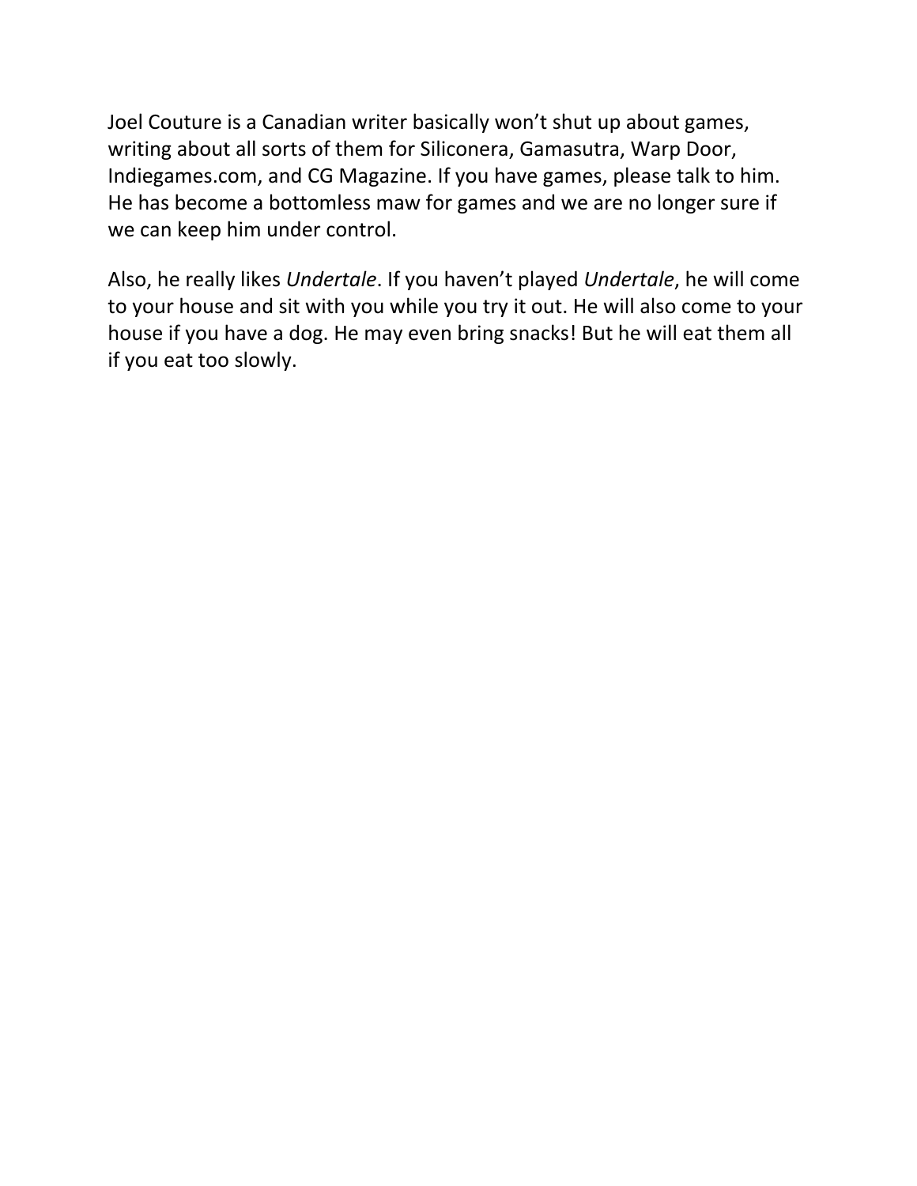Joel Couture is a Canadian writer basically won't shut up about games, writing about all sorts of them for Siliconera, Gamasutra, Warp Door, Indiegames.com, and CG Magazine. If you have games, please talk to him. He has become a bottomless maw for games and we are no longer sure if we can keep him under control.

Also, he really likes *Undertale*. If you haven't played *Undertale*, he will come to your house and sit with you while you try it out. He will also come to your house if you have a dog. He may even bring snacks! But he will eat them all if you eat too slowly.